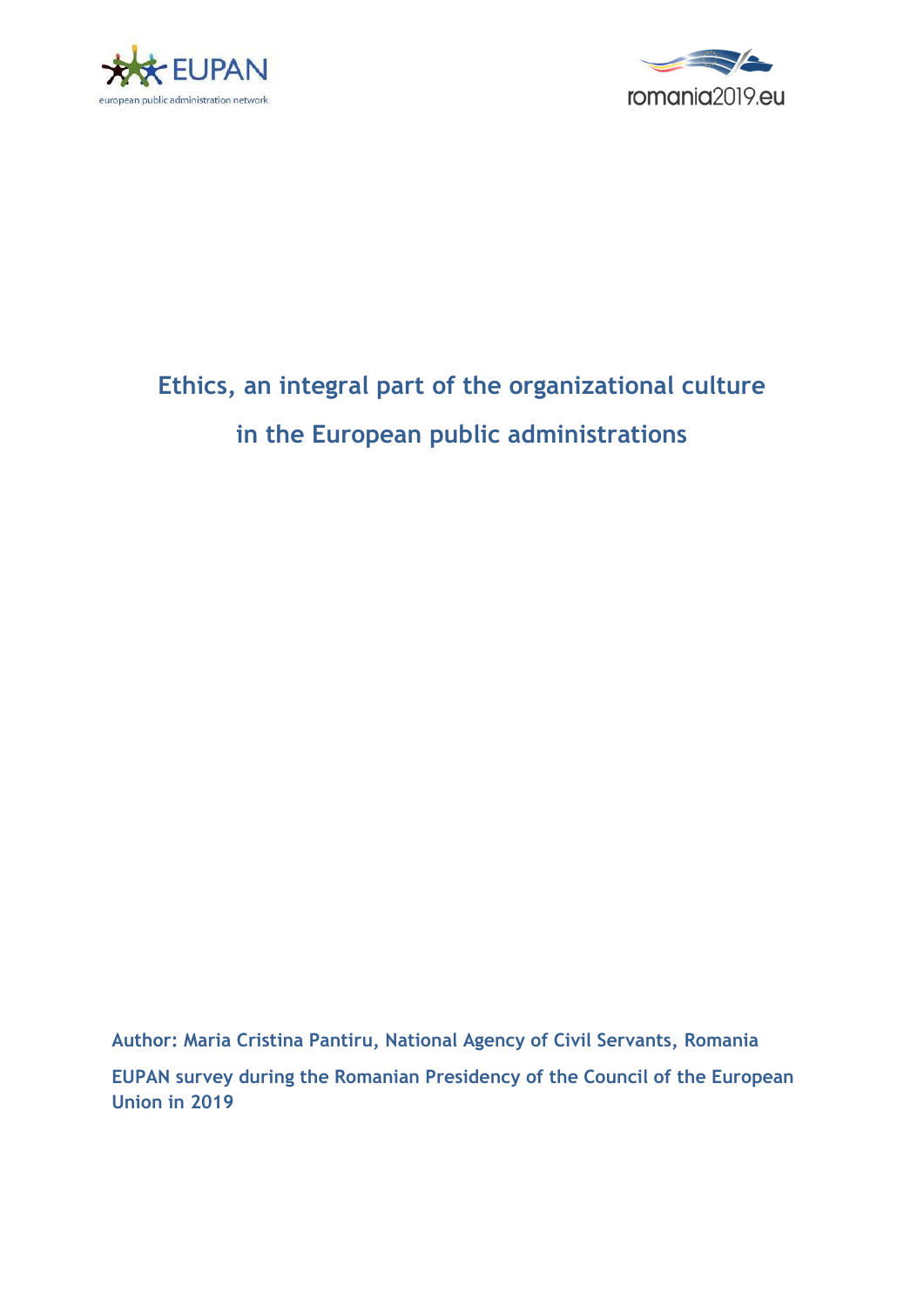# Ethics, an integral part of the organizational culture in the European public administrations

**Author: Maria Cristina Pantiru, National Agency of Civil Servants, Romania**

**EUPAN survey during the Romanian Presidency of the Council of the European Union in 2019**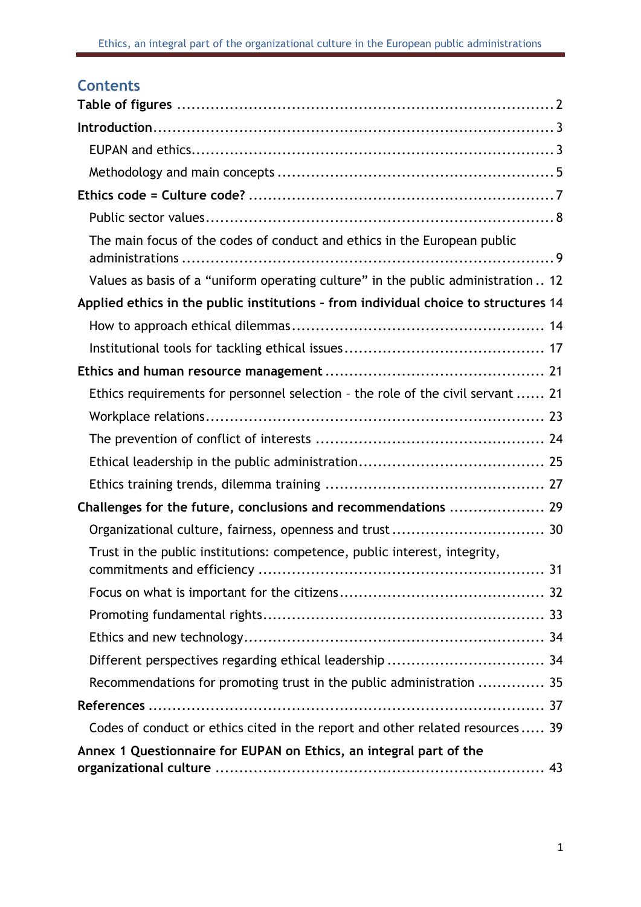## Contents

**Table of figures** ........................................................................ 2

**Introduction** ................................................................................ 3

EUPAN and ethics ............................................................................ 3

Methodology and main concepts ....................................................... 5

**Ethics code = Culture code?** ........................................................ 7

Public sector values ......................................................................... 8

The main focus of the codes of conduct and ethics in the European public administrations ........................................................................................ 9

Values as basis of a "uniform operating culture" in the public administration .. 12

**Applied ethics in the public institutions - from individual choice to structures** 14

How to approach ethical dilemmas .................................................... 14

Institutional tools for tackling ethical issues ....................................... 17

**Ethics and human resource management** ....................................... 21

Ethics requirements for personnel selection – the role of the civil servant ...... 21

Workplace relations ........................................................................ 23

The prevention of conflict of interests ............................................... 24

Ethical leadership in the public administration .................................... 25

Ethics training trends, dilemma training ............................................. 27

**Challenges for the future, conclusions and recommendations** ............ 29

Organizational culture, fairness, openness and trust ............................ 30

Trust in the public institutions: competence, public interest, integrity, commitments and efficiency .................................................................. 31

Focus on what is important for the citizens ......................................... 32

Promoting fundamental rights ........................................................... 33

Ethics and new technology ............................................................... 34

Different perspectives regarding ethical leadership ............................... 34

Recommendations for promoting trust in the public administration .............. 35

**References** ................................................................................... 37

Codes of conduct or ethics cited in the report and other related resources ..... 39

**Annex 1 Questionnaire for EUPAN on Ethics, an integral part of the organizational culture** ................................................................... 43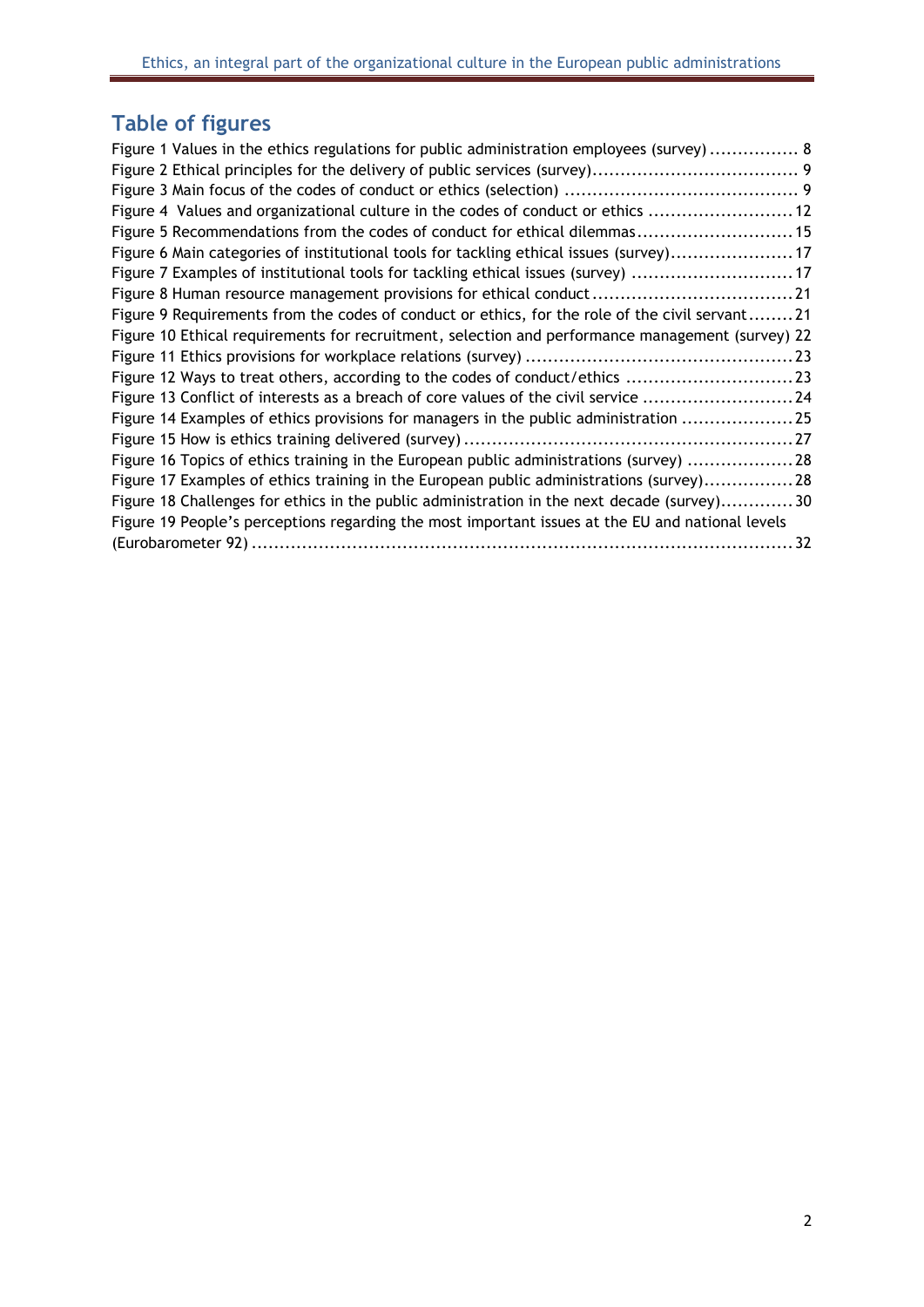## Table of figures

Figure 1 Values in the ethics regulations for public administration employees (survey) ................ 8
Figure 2 Ethical principles for the delivery of public services (survey)..................................... 9
Figure 3 Main focus of the codes of conduct or ethics (selection) .......................................... 9
Figure 4 Values and organizational culture in the codes of conduct or ethics .......................... 12
Figure 5 Recommendations from the codes of conduct for ethical dilemmas............................ 15
Figure 6 Main categories of institutional tools for tackling ethical issues (survey)...................... 17
Figure 7 Examples of institutional tools for tackling ethical issues (survey) ............................. 17
Figure 8 Human resource management provisions for ethical conduct .................................... 21
Figure 9 Requirements from the codes of conduct or ethics, for the role of the civil servant........ 21
Figure 10 Ethical requirements for recruitment, selection and performance management (survey) 22
Figure 11 Ethics provisions for workplace relations (survey) ................................................ 23
Figure 12 Ways to treat others, according to the codes of conduct/ethics .............................. 23
Figure 13 Conflict of interests as a breach of core values of the civil service ........................... 24
Figure 14 Examples of ethics provisions for managers in the public administration .................... 25
Figure 15 How is ethics training delivered (survey) ........................................................... 27
Figure 16 Topics of ethics training in the European public administrations (survey) ................... 28
Figure 17 Examples of ethics training in the European public administrations (survey)................ 28
Figure 18 Challenges for ethics in the public administration in the next decade (survey)............. 30
Figure 19 People's perceptions regarding the most important issues at the EU and national levels (Eurobarometer 92) ................................................................................................ 32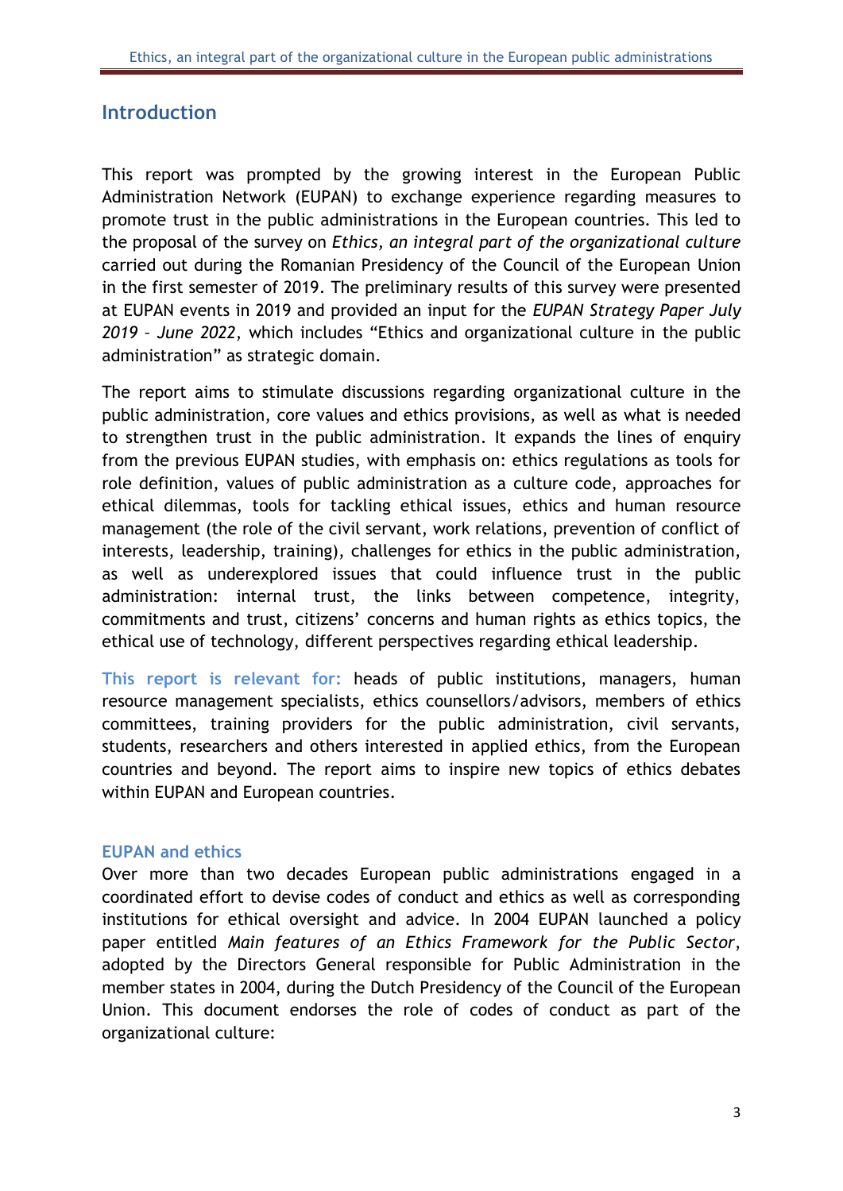## Introduction

This report was prompted by the growing interest in the European Public Administration Network (EUPAN) to exchange experience regarding measures to promote trust in the public administrations in the European countries. This led to the proposal of the survey on *Ethics, an integral part of the organizational culture* carried out during the Romanian Presidency of the Council of the European Union in the first semester of 2019. The preliminary results of this survey were presented at EUPAN events in 2019 and provided an input for the *EUPAN Strategy Paper July 2019 – June 2022*, which includes "Ethics and organizational culture in the public administration" as strategic domain.

The report aims to stimulate discussions regarding organizational culture in the public administration, core values and ethics provisions, as well as what is needed to strengthen trust in the public administration. It expands the lines of enquiry from the previous EUPAN studies, with emphasis on: ethics regulations as tools for role definition, values of public administration as a culture code, approaches for ethical dilemmas, tools for tackling ethical issues, ethics and human resource management (the role of the civil servant, work relations, prevention of conflict of interests, leadership, training), challenges for ethics in the public administration, as well as underexplored issues that could influence trust in the public administration: internal trust, the links between competence, integrity, commitments and trust, citizens' concerns and human rights as ethics topics, the ethical use of technology, different perspectives regarding ethical leadership.

**This report is relevant for:** heads of public institutions, managers, human resource management specialists, ethics counsellors/advisors, members of ethics committees, training providers for the public administration, civil servants, students, researchers and others interested in applied ethics, from the European countries and beyond. The report aims to inspire new topics of ethics debates within EUPAN and European countries.

### EUPAN and ethics

Over more than two decades European public administrations engaged in a coordinated effort to devise codes of conduct and ethics as well as corresponding institutions for ethical oversight and advice. In 2004 EUPAN launched a policy paper entitled *Main features of an Ethics Framework for the Public Sector*, adopted by the Directors General responsible for Public Administration in the member states in 2004, during the Dutch Presidency of the Council of the European Union. This document endorses the role of codes of conduct as part of the organizational culture: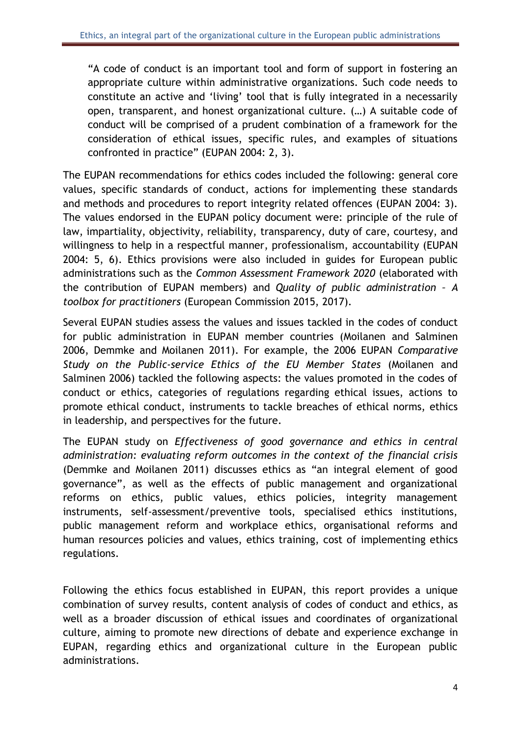> "A code of conduct is an important tool and form of support in fostering an appropriate culture within administrative organizations. Such code needs to constitute an active and 'living' tool that is fully integrated in a necessarily open, transparent, and honest organizational culture. (…) A suitable code of conduct will be comprised of a prudent combination of a framework for the consideration of ethical issues, specific rules, and examples of situations confronted in practice" (EUPAN 2004: 2, 3).

The EUPAN recommendations for ethics codes included the following: general core values, specific standards of conduct, actions for implementing these standards and methods and procedures to report integrity related offences (EUPAN 2004: 3). The values endorsed in the EUPAN policy document were: principle of the rule of law, impartiality, objectivity, reliability, transparency, duty of care, courtesy, and willingness to help in a respectful manner, professionalism, accountability (EUPAN 2004: 5, 6). Ethics provisions were also included in guides for European public administrations such as the *Common Assessment Framework 2020* (elaborated with the contribution of EUPAN members) and *Quality of public administration – A toolbox for practitioners* (European Commission 2015, 2017).

Several EUPAN studies assess the values and issues tackled in the codes of conduct for public administration in EUPAN member countries (Moilanen and Salminen 2006, Demmke and Moilanen 2011). For example, the 2006 EUPAN *Comparative Study on the Public-service Ethics of the EU Member States* (Moilanen and Salminen 2006) tackled the following aspects: the values promoted in the codes of conduct or ethics, categories of regulations regarding ethical issues, actions to promote ethical conduct, instruments to tackle breaches of ethical norms, ethics in leadership, and perspectives for the future.

The EUPAN study on *Effectiveness of good governance and ethics in central administration: evaluating reform outcomes in the context of the financial crisis* (Demmke and Moilanen 2011) discusses ethics as "an integral element of good governance", as well as the effects of public management and organizational reforms on ethics, public values, ethics policies, integrity management instruments, self-assessment/preventive tools, specialised ethics institutions, public management reform and workplace ethics, organisational reforms and human resources policies and values, ethics training, cost of implementing ethics regulations.

Following the ethics focus established in EUPAN, this report provides a unique combination of survey results, content analysis of codes of conduct and ethics, as well as a broader discussion of ethical issues and coordinates of organizational culture, aiming to promote new directions of debate and experience exchange in EUPAN, regarding ethics and organizational culture in the European public administrations.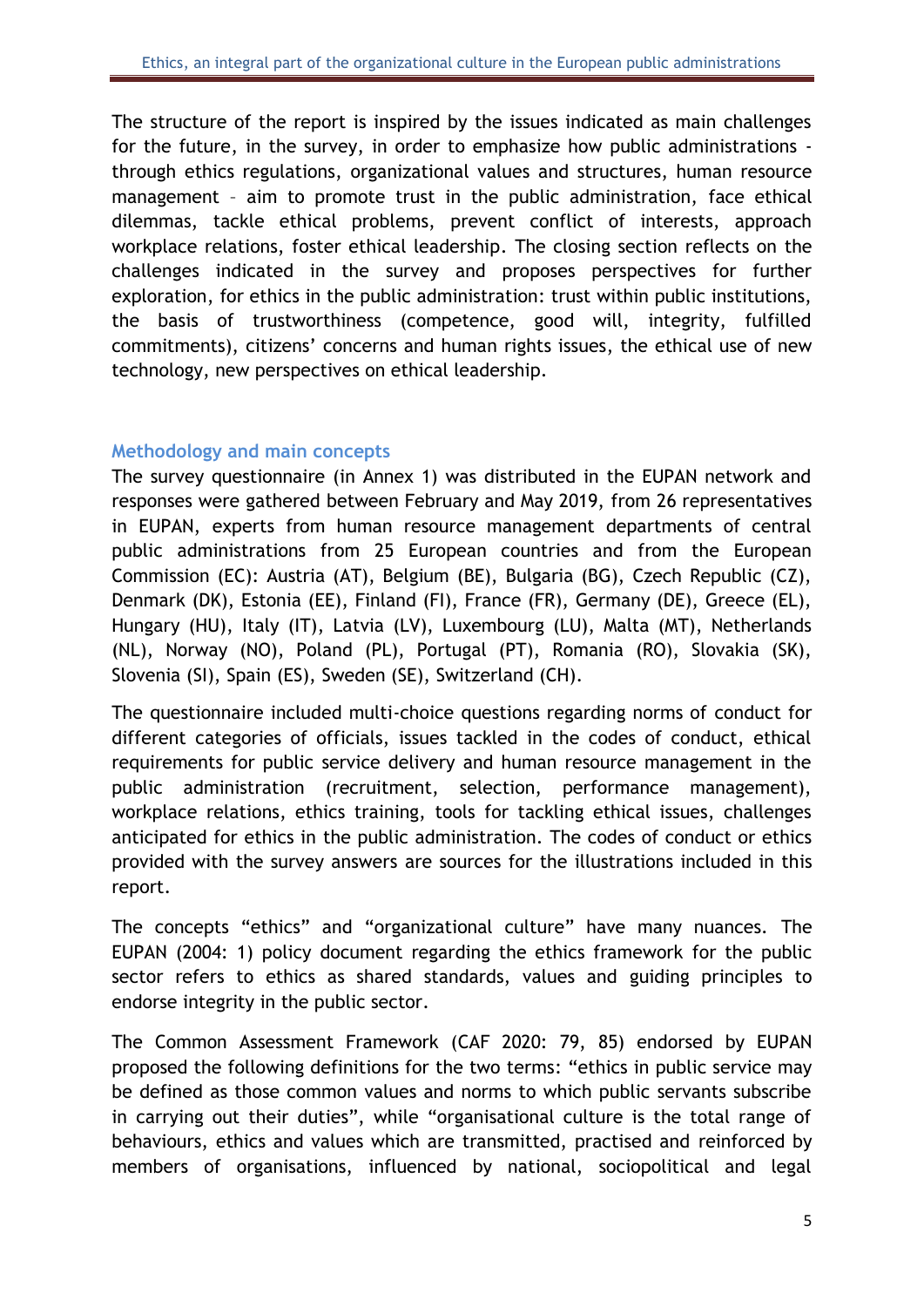The structure of the report is inspired by the issues indicated as main challenges for the future, in the survey, in order to emphasize how public administrations - through ethics regulations, organizational values and structures, human resource management – aim to promote trust in the public administration, face ethical dilemmas, tackle ethical problems, prevent conflict of interests, approach workplace relations, foster ethical leadership. The closing section reflects on the challenges indicated in the survey and proposes perspectives for further exploration, for ethics in the public administration: trust within public institutions, the basis of trustworthiness (competence, good will, integrity, fulfilled commitments), citizens' concerns and human rights issues, the ethical use of new technology, new perspectives on ethical leadership.

## Methodology and main concepts

The survey questionnaire (in Annex 1) was distributed in the EUPAN network and responses were gathered between February and May 2019, from 26 representatives in EUPAN, experts from human resource management departments of central public administrations from 25 European countries and from the European Commission (EC): Austria (AT), Belgium (BE), Bulgaria (BG), Czech Republic (CZ), Denmark (DK), Estonia (EE), Finland (FI), France (FR), Germany (DE), Greece (EL), Hungary (HU), Italy (IT), Latvia (LV), Luxembourg (LU), Malta (MT), Netherlands (NL), Norway (NO), Poland (PL), Portugal (PT), Romania (RO), Slovakia (SK), Slovenia (SI), Spain (ES), Sweden (SE), Switzerland (CH).

The questionnaire included multi-choice questions regarding norms of conduct for different categories of officials, issues tackled in the codes of conduct, ethical requirements for public service delivery and human resource management in the public administration (recruitment, selection, performance management), workplace relations, ethics training, tools for tackling ethical issues, challenges anticipated for ethics in the public administration. The codes of conduct or ethics provided with the survey answers are sources for the illustrations included in this report.

The concepts "ethics" and "organizational culture" have many nuances. The EUPAN (2004: 1) policy document regarding the ethics framework for the public sector refers to ethics as shared standards, values and guiding principles to endorse integrity in the public sector.

The Common Assessment Framework (CAF 2020: 79, 85) endorsed by EUPAN proposed the following definitions for the two terms: "ethics in public service may be defined as those common values and norms to which public servants subscribe in carrying out their duties", while "organisational culture is the total range of behaviours, ethics and values which are transmitted, practised and reinforced by members of organisations, influenced by national, sociopolitical and legal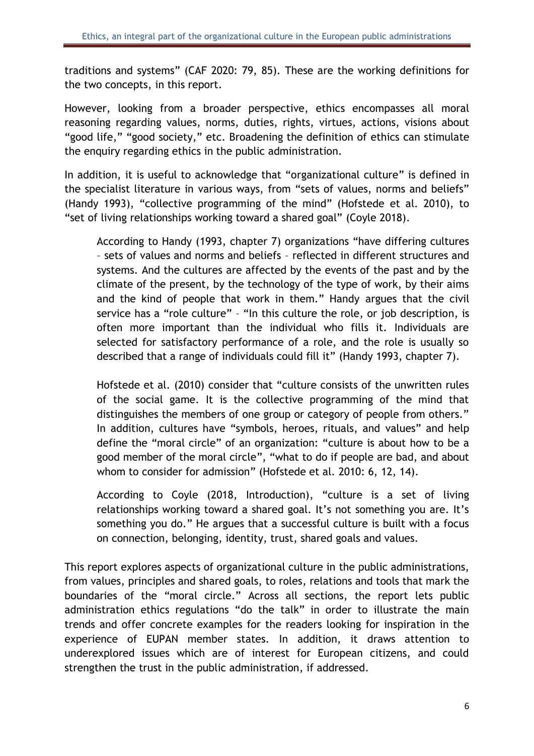traditions and systems" (CAF 2020: 79, 85). These are the working definitions for the two concepts, in this report.

However, looking from a broader perspective, ethics encompasses all moral reasoning regarding values, norms, duties, rights, virtues, actions, visions about "good life," "good society," etc. Broadening the definition of ethics can stimulate the enquiry regarding ethics in the public administration.

In addition, it is useful to acknowledge that "organizational culture" is defined in the specialist literature in various ways, from "sets of values, norms and beliefs" (Handy 1993), "collective programming of the mind" (Hofstede et al. 2010), to "set of living relationships working toward a shared goal" (Coyle 2018).

> According to Handy (1993, chapter 7) organizations "have differing cultures – sets of values and norms and beliefs – reflected in different structures and systems. And the cultures are affected by the events of the past and by the climate of the present, by the technology of the type of work, by their aims and the kind of people that work in them." Handy argues that the civil service has a "role culture" – "In this culture the role, or job description, is often more important than the individual who fills it. Individuals are selected for satisfactory performance of a role, and the role is usually so described that a range of individuals could fill it" (Handy 1993, chapter 7).
>
> Hofstede et al. (2010) consider that "culture consists of the unwritten rules of the social game. It is the collective programming of the mind that distinguishes the members of one group or category of people from others." In addition, cultures have "symbols, heroes, rituals, and values" and help define the "moral circle" of an organization: "culture is about how to be a good member of the moral circle", "what to do if people are bad, and about whom to consider for admission" (Hofstede et al. 2010: 6, 12, 14).
>
> According to Coyle (2018, Introduction), "culture is a set of living relationships working toward a shared goal. It's not something you are. It's something you do." He argues that a successful culture is built with a focus on connection, belonging, identity, trust, shared goals and values.

This report explores aspects of organizational culture in the public administrations, from values, principles and shared goals, to roles, relations and tools that mark the boundaries of the "moral circle." Across all sections, the report lets public administration ethics regulations "do the talk" in order to illustrate the main trends and offer concrete examples for the readers looking for inspiration in the experience of EUPAN member states. In addition, it draws attention to underexplored issues which are of interest for European citizens, and could strengthen the trust in the public administration, if addressed.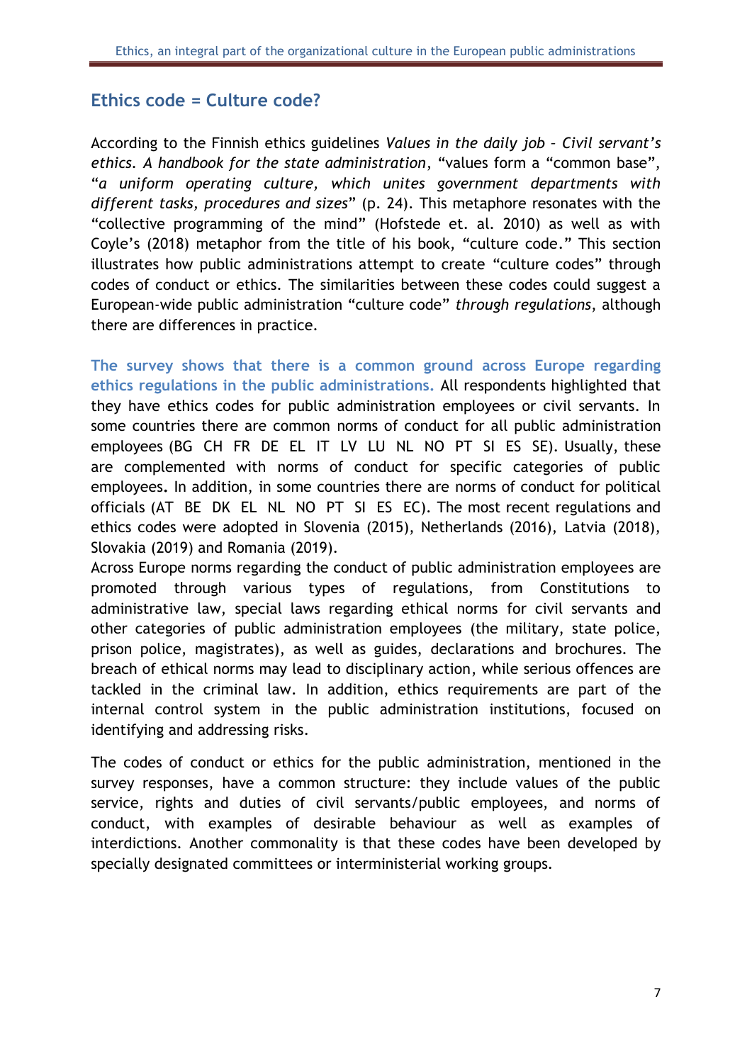## Ethics code = Culture code?

According to the Finnish ethics guidelines *Values in the daily job – Civil servant's ethics. A handbook for the state administration*, "values form a "common base", "*a uniform operating culture, which unites government departments with different tasks, procedures and sizes*" (p. 24). This metaphore resonates with the "collective programming of the mind" (Hofstede et. al. 2010) as well as with Coyle's (2018) metaphor from the title of his book, "culture code." This section illustrates how public administrations attempt to create "culture codes" through codes of conduct or ethics. The similarities between these codes could suggest a European-wide public administration "culture code" *through regulations*, although there are differences in practice.

**The survey shows that there is a common ground across Europe regarding ethics regulations in the public administrations.** All respondents highlighted that they have ethics codes for public administration employees or civil servants. In some countries there are common norms of conduct for all public administration employees (BG CH FR DE EL IT LV LU NL NO PT SI ES SE). Usually, these are complemented with norms of conduct for specific categories of public employees. In addition, in some countries there are norms of conduct for political officials (AT BE DK EL NL NO PT SI ES EC). The most recent regulations and ethics codes were adopted in Slovenia (2015), Netherlands (2016), Latvia (2018), Slovakia (2019) and Romania (2019).

Across Europe norms regarding the conduct of public administration employees are promoted through various types of regulations, from Constitutions to administrative law, special laws regarding ethical norms for civil servants and other categories of public administration employees (the military, state police, prison police, magistrates), as well as guides, declarations and brochures. The breach of ethical norms may lead to disciplinary action, while serious offences are tackled in the criminal law. In addition, ethics requirements are part of the internal control system in the public administration institutions, focused on identifying and addressing risks.

The codes of conduct or ethics for the public administration, mentioned in the survey responses, have a common structure: they include values of the public service, rights and duties of civil servants/public employees, and norms of conduct, with examples of desirable behaviour as well as examples of interdictions. Another commonality is that these codes have been developed by specially designated committees or interministerial working groups.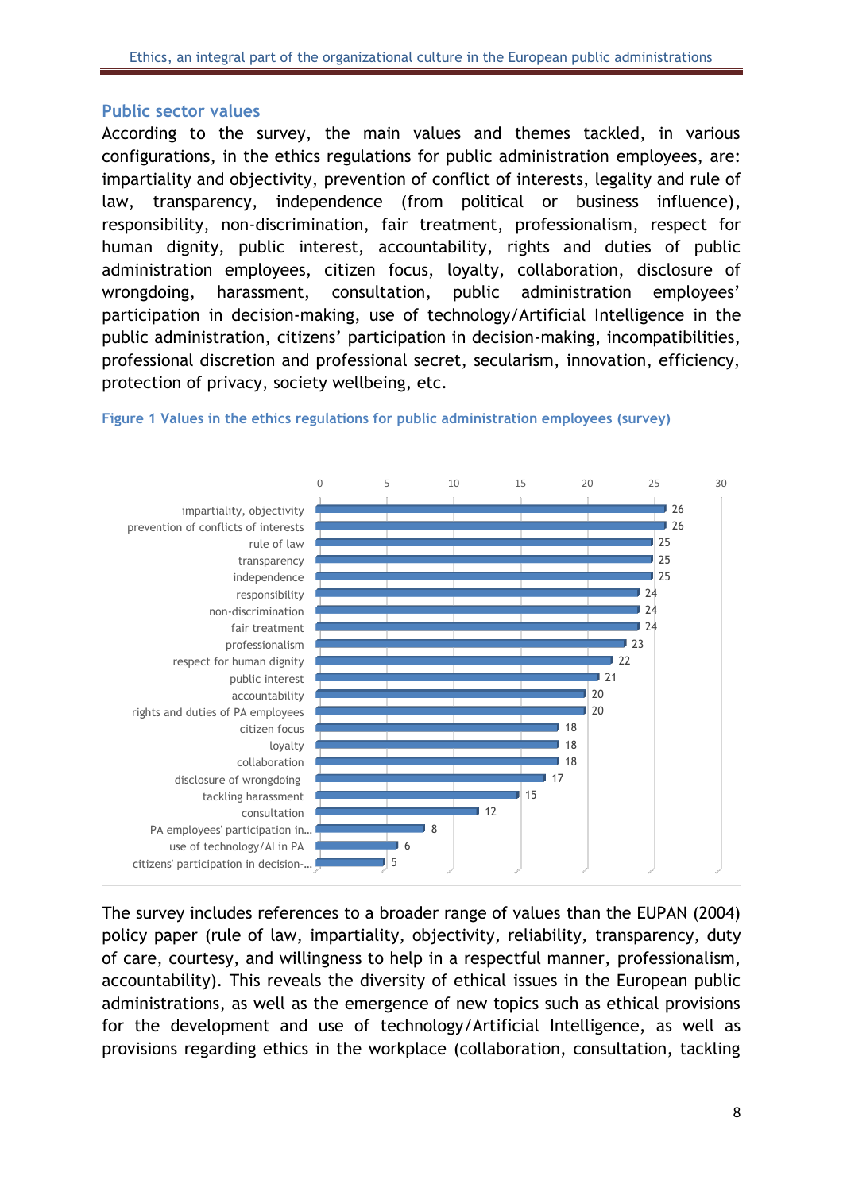## Public sector values

According to the survey, the main values and themes tackled, in various configurations, in the ethics regulations for public administration employees, are: impartiality and objectivity, prevention of conflict of interests, legality and rule of law, transparency, independence (from political or business influence), responsibility, non-discrimination, fair treatment, professionalism, respect for human dignity, public interest, accountability, rights and duties of public administration employees, citizen focus, loyalty, collaboration, disclosure of wrongdoing, harassment, consultation, public administration employees' participation in decision-making, use of technology/Artificial Intelligence in the public administration, citizens' participation in decision-making, incompatibilities, professional discretion and professional secret, secularism, innovation, efficiency, protection of privacy, society wellbeing, etc.

**Figure 1 Values in the ethics regulations for public administration employees (survey)**

| Value | Count |
|---|---|
| impartiality, objectivity | 26 |
| prevention of conflicts of interests | 26 |
| rule of law | 25 |
| transparency | 25 |
| independence | 25 |
| responsibility | 24 |
| non-discrimination | 24 |
| fair treatment | 24 |
| professionalism | 23 |
| respect for human dignity | 22 |
| public interest | 21 |
| accountability | 20 |
| rights and duties of PA employees | 20 |
| citizen focus | 18 |
| loyalty | 18 |
| collaboration | 18 |
| disclosure of wrongdoing | 17 |
| tackling harassment | 15 |
| consultation | 12 |
| PA employees' participation in... | 8 |
| use of technology/AI in PA | 6 |
| citizens' participation in decision-... | 5 |

The survey includes references to a broader range of values than the EUPAN (2004) policy paper (rule of law, impartiality, objectivity, reliability, transparency, duty of care, courtesy, and willingness to help in a respectful manner, professionalism, accountability). This reveals the diversity of ethical issues in the European public administrations, as well as the emergence of new topics such as ethical provisions for the development and use of technology/Artificial Intelligence, as well as provisions regarding ethics in the workplace (collaboration, consultation, tackling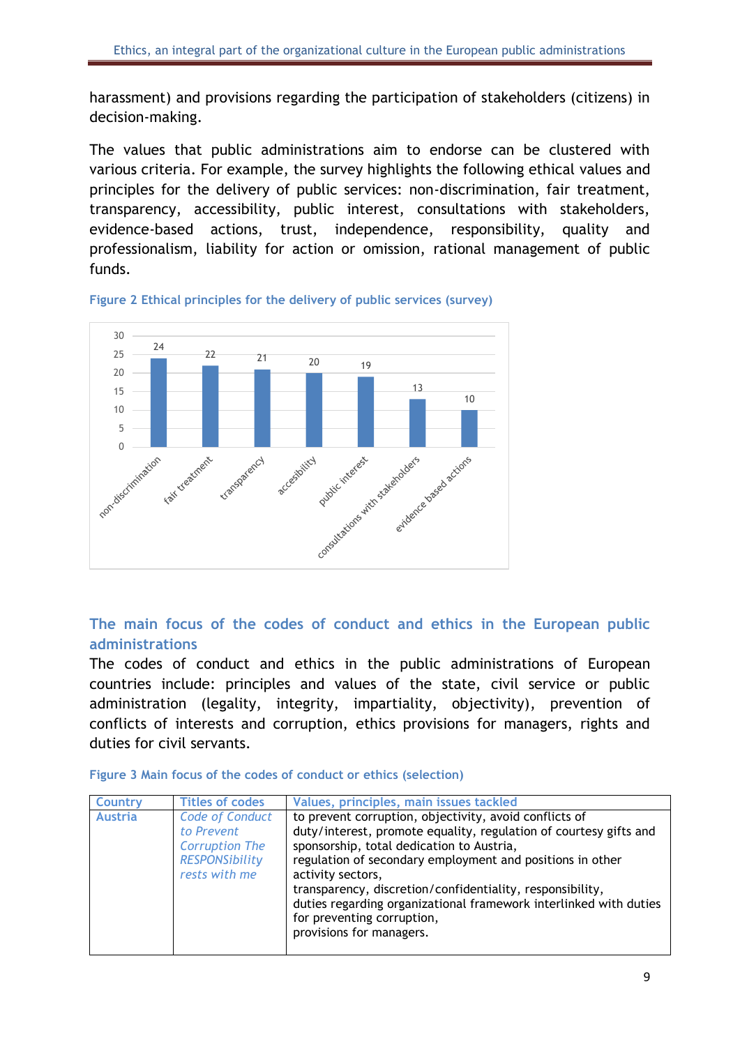harassment) and provisions regarding the participation of stakeholders (citizens) in decision-making.

The values that public administrations aim to endorse can be clustered with various criteria. For example, the survey highlights the following ethical values and principles for the delivery of public services: non-discrimination, fair treatment, transparency, accessibility, public interest, consultations with stakeholders, evidence-based actions, trust, independence, responsibility, quality and professionalism, liability for action or omission, rational management of public funds.

**Figure 2 Ethical principles for the delivery of public services (survey)**

| Principle | Value |
|---|---|
| non-discrimination | 24 |
| fair treatment | 22 |
| transparency | 21 |
| accesibility | 20 |
| public interest | 19 |
| consultations with stakeholders | 13 |
| evidence based actions | 10 |

## The main focus of the codes of conduct and ethics in the European public administrations

The codes of conduct and ethics in the public administrations of European countries include: principles and values of the state, civil service or public administration (legality, integrity, impartiality, objectivity), prevention of conflicts of interests and corruption, ethics provisions for managers, rights and duties for civil servants.

**Figure 3 Main focus of the codes of conduct or ethics (selection)**

| Country | Titles of codes | Values, principles, main issues tackled |
|---|---|---|
| Austria | *Code of Conduct to Prevent Corruption The RESPONSibility rests with me* | to prevent corruption, objectivity, avoid conflicts of duty/interest, promote equality, regulation of courtesy gifts and sponsorship, total dedication to Austria, regulation of secondary employment and positions in other activity sectors, transparency, discretion/confidentiality, responsibility, duties regarding organizational framework interlinked with duties for preventing corruption, provisions for managers. |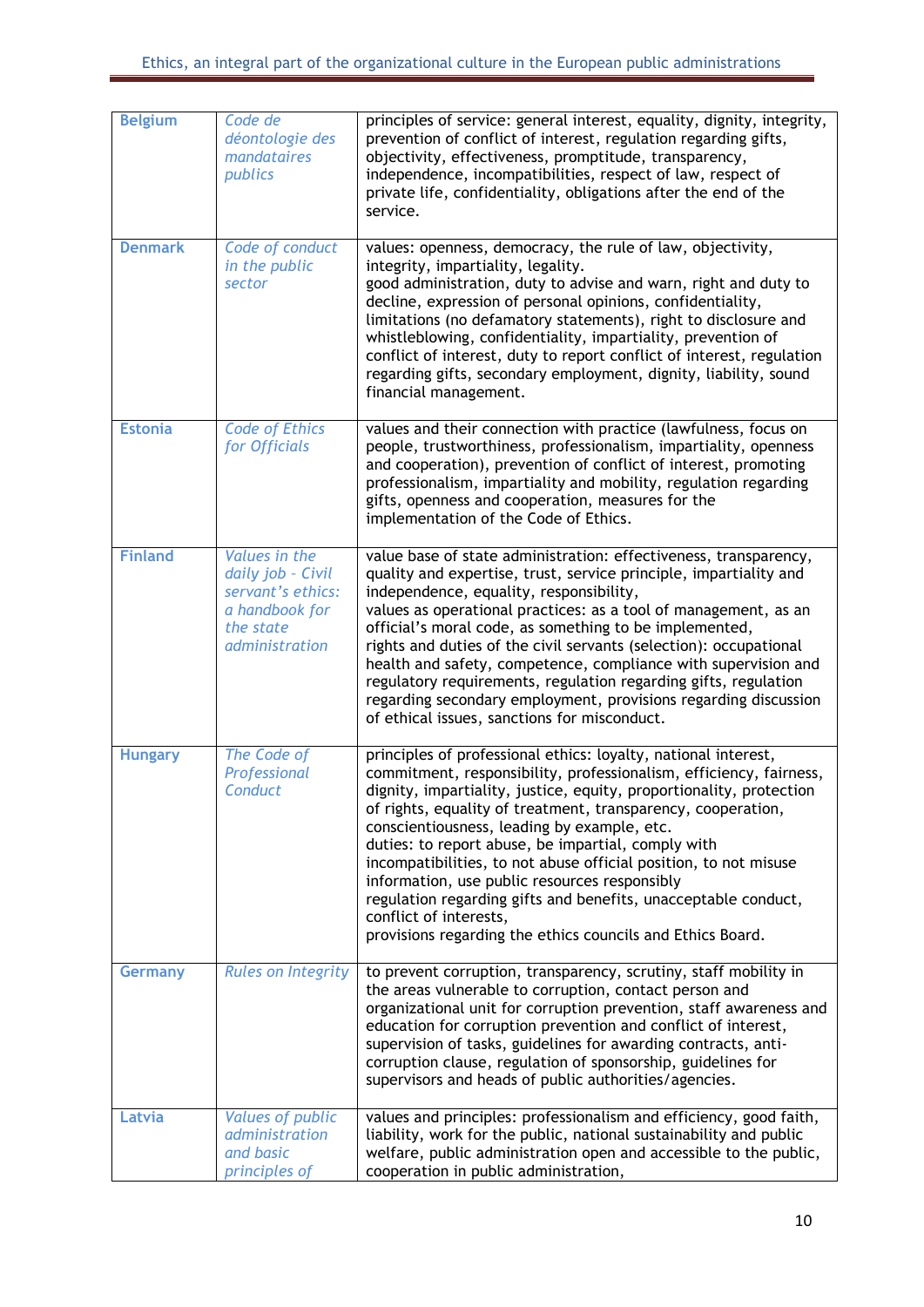| **Belgium** | *Code de déontologie des mandataires publics* | principles of service: general interest, equality, dignity, integrity, prevention of conflict of interest, regulation regarding gifts, objectivity, effectiveness, promptitude, transparency, independence, incompatibilities, respect of law, respect of private life, confidentiality, obligations after the end of the service. |
|---|---|---|
| **Denmark** | *Code of conduct in the public sector* | values: openness, democracy, the rule of law, objectivity, integrity, impartiality, legality.<br>good administration, duty to advise and warn, right and duty to decline, expression of personal opinions, confidentiality, limitations (no defamatory statements), right to disclosure and whistleblowing, confidentiality, impartiality, prevention of conflict of interest, duty to report conflict of interest, regulation regarding gifts, secondary employment, dignity, liability, sound financial management. |
| **Estonia** | *Code of Ethics for Officials* | values and their connection with practice (lawfulness, focus on people, trustworthiness, professionalism, impartiality, openness and cooperation), prevention of conflict of interest, promoting professionalism, impartiality and mobility, regulation regarding gifts, openness and cooperation, measures for the implementation of the Code of Ethics. |
| **Finland** | *Values in the daily job - Civil servant's ethics: a handbook for the state administration* | value base of state administration: effectiveness, transparency, quality and expertise, trust, service principle, impartiality and independence, equality, responsibility,<br>values as operational practices: as a tool of management, as an official's moral code, as something to be implemented,<br>rights and duties of the civil servants (selection): occupational health and safety, competence, compliance with supervision and regulatory requirements, regulation regarding gifts, regulation regarding secondary employment, provisions regarding discussion of ethical issues, sanctions for misconduct. |
| **Hungary** | *The Code of Professional Conduct* | principles of professional ethics: loyalty, national interest, commitment, responsibility, professionalism, efficiency, fairness, dignity, impartiality, justice, equity, proportionality, protection of rights, equality of treatment, transparency, cooperation, conscientiousness, leading by example, etc.<br>duties: to report abuse, be impartial, comply with incompatibilities, to not abuse official position, to not misuse information, use public resources responsibly<br>regulation regarding gifts and benefits, unacceptable conduct, conflict of interests,<br>provisions regarding the ethics councils and Ethics Board. |
| **Germany** | *Rules on Integrity* | to prevent corruption, transparency, scrutiny, staff mobility in the areas vulnerable to corruption, contact person and organizational unit for corruption prevention, staff awareness and education for corruption prevention and conflict of interest, supervision of tasks, guidelines for awarding contracts, anti-corruption clause, regulation of sponsorship, guidelines for supervisors and heads of public authorities/agencies. |
| **Latvia** | *Values of public administration and basic principles of* | values and principles: professionalism and efficiency, good faith, liability, work for the public, national sustainability and public welfare, public administration open and accessible to the public, cooperation in public administration, |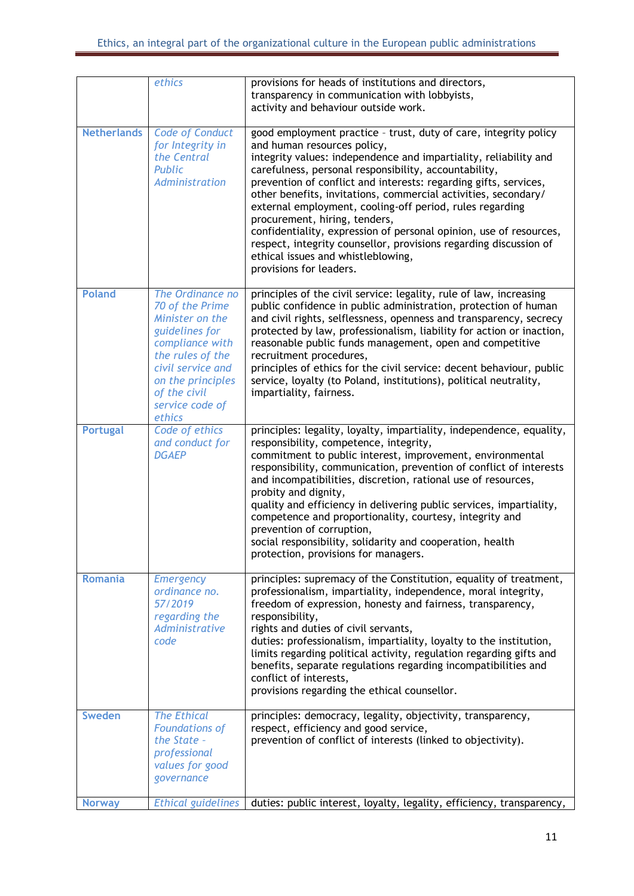| | | |
|---|---|---|
| | *ethics* | provisions for heads of institutions and directors, transparency in communication with lobbyists, activity and behaviour outside work. |
| **Netherlands** | *Code of Conduct for Integrity in the Central Public Administration* | good employment practice - trust, duty of care, integrity policy and human resources policy, integrity values: independence and impartiality, reliability and carefulness, personal responsibility, accountability, prevention of conflict and interests: regarding gifts, services, other benefits, invitations, commercial activities, secondary/ external employment, cooling-off period, rules regarding procurement, hiring, tenders, confidentiality, expression of personal opinion, use of resources, respect, integrity counsellor, provisions regarding discussion of ethical issues and whistleblowing, provisions for leaders. |
| **Poland** | *The Ordinance no 70 of the Prime Minister on the guidelines for compliance with the rules of the civil service and on the principles of the civil service code of ethics* | principles of the civil service: legality, rule of law, increasing public confidence in public administration, protection of human and civil rights, selflessness, openness and transparency, secrecy protected by law, professionalism, liability for action or inaction, reasonable public funds management, open and competitive recruitment procedures, principles of ethics for the civil service: decent behaviour, public service, loyalty (to Poland, institutions), political neutrality, impartiality, fairness. |
| **Portugal** | *Code of ethics and conduct for DGAEP* | principles: legality, loyalty, impartiality, independence, equality, responsibility, competence, integrity, commitment to public interest, improvement, environmental responsibility, communication, prevention of conflict of interests and incompatibilities, discretion, rational use of resources, probity and dignity, quality and efficiency in delivering public services, impartiality, competence and proportionality, courtesy, integrity and prevention of corruption, social responsibility, solidarity and cooperation, health protection, provisions for managers. |
| **Romania** | *Emergency ordinance no. 57/2019 regarding the Administrative code* | principles: supremacy of the Constitution, equality of treatment, professionalism, impartiality, independence, moral integrity, freedom of expression, honesty and fairness, transparency, responsibility, rights and duties of civil servants, duties: professionalism, impartiality, loyalty to the institution, limits regarding political activity, regulation regarding gifts and benefits, separate regulations regarding incompatibilities and conflict of interests, provisions regarding the ethical counsellor. |
| **Sweden** | *The Ethical Foundations of the State - professional values for good governance* | principles: democracy, legality, objectivity, transparency, respect, efficiency and good service, prevention of conflict of interests (linked to objectivity). |
| **Norway** | *Ethical guidelines* | duties: public interest, loyalty, legality, efficiency, transparency, |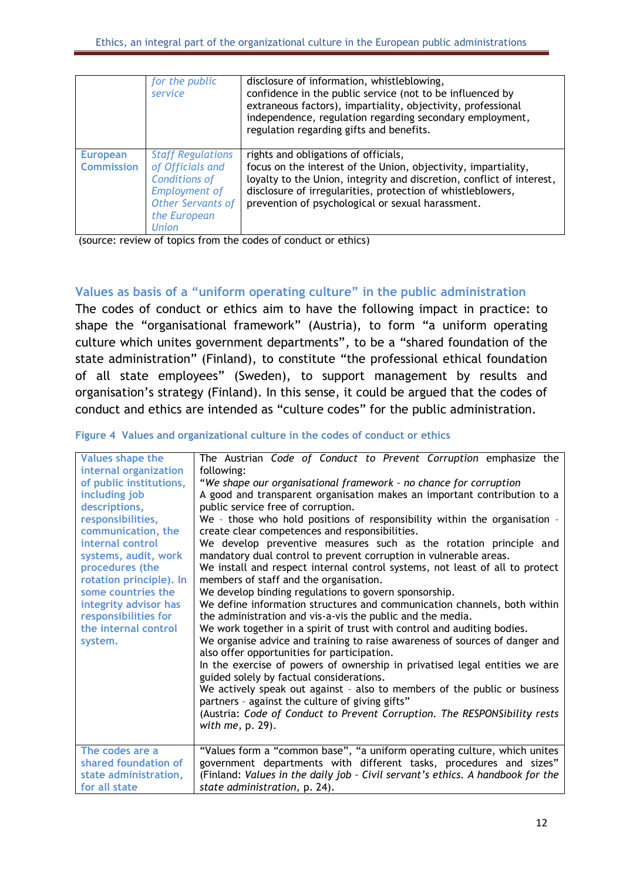| | | |
|---|---|---|
| | *for the public service* | disclosure of information, whistleblowing, confidence in the public service (not to be influenced by extraneous factors), impartiality, objectivity, professional independence, regulation regarding secondary employment, regulation regarding gifts and benefits. |
| **European Commission** | *Staff Regulations of Officials and Conditions of Employment of Other Servants of the European Union* | rights and obligations of officials, focus on the interest of the Union, objectivity, impartiality, loyalty to the Union, integrity and discretion, conflict of interest, disclosure of irregularities, protection of whistleblowers, prevention of psychological or sexual harassment. |

(source: review of topics from the codes of conduct or ethics)

## Values as basis of a "uniform operating culture" in the public administration

The codes of conduct or ethics aim to have the following impact in practice: to shape the "organisational framework" (Austria), to form "a uniform operating culture which unites government departments", to be a "shared foundation of the state administration" (Finland), to constitute "the professional ethical foundation of all state employees" (Sweden), to support management by results and organisation's strategy (Finland). In this sense, it could be argued that the codes of conduct and ethics are intended as "culture codes" for the public administration.

**Figure 4 Values and organizational culture in the codes of conduct or ethics**

| | |
|---|---|
| **Values shape the internal organization of public institutions, including job descriptions, responsibilities, communication, the internal control systems, audit, work procedures (the rotation principle). In some countries the integrity advisor has responsibilities for the internal control system.** | The Austrian *Code of Conduct to Prevent Corruption* emphasize the following:<br>"*We shape our organisational framework - no chance for corruption*<br>A good and transparent organisation makes an important contribution to a public service free of corruption.<br>We - those who hold positions of responsibility within the organisation - create clear competences and responsibilities.<br>We develop preventive measures such as the rotation principle and mandatory dual control to prevent corruption in vulnerable areas.<br>We install and respect internal control systems, not least of all to protect members of staff and the organisation.<br>We develop binding regulations to govern sponsorship.<br>We define information structures and communication channels, both within the administration and vis-a-vis the public and the media.<br>We work together in a spirit of trust with control and auditing bodies.<br>We organise advice and training to raise awareness of sources of danger and also offer opportunities for participation.<br>In the exercise of powers of ownership in privatised legal entities we are guided solely by factual considerations.<br>We actively speak out against - also to members of the public or business partners - against the culture of giving gifts"<br>(Austria: *Code of Conduct to Prevent Corruption. The RESPONSibility rests with me*, p. 29). |
| **The codes are a shared foundation of state administration, for all state** | "Values form a "common base", "a uniform operating culture, which unites government departments with different tasks, procedures and sizes" (Finland: *Values in the daily job - Civil servant's ethics. A handbook for the state administration*, p. 24). |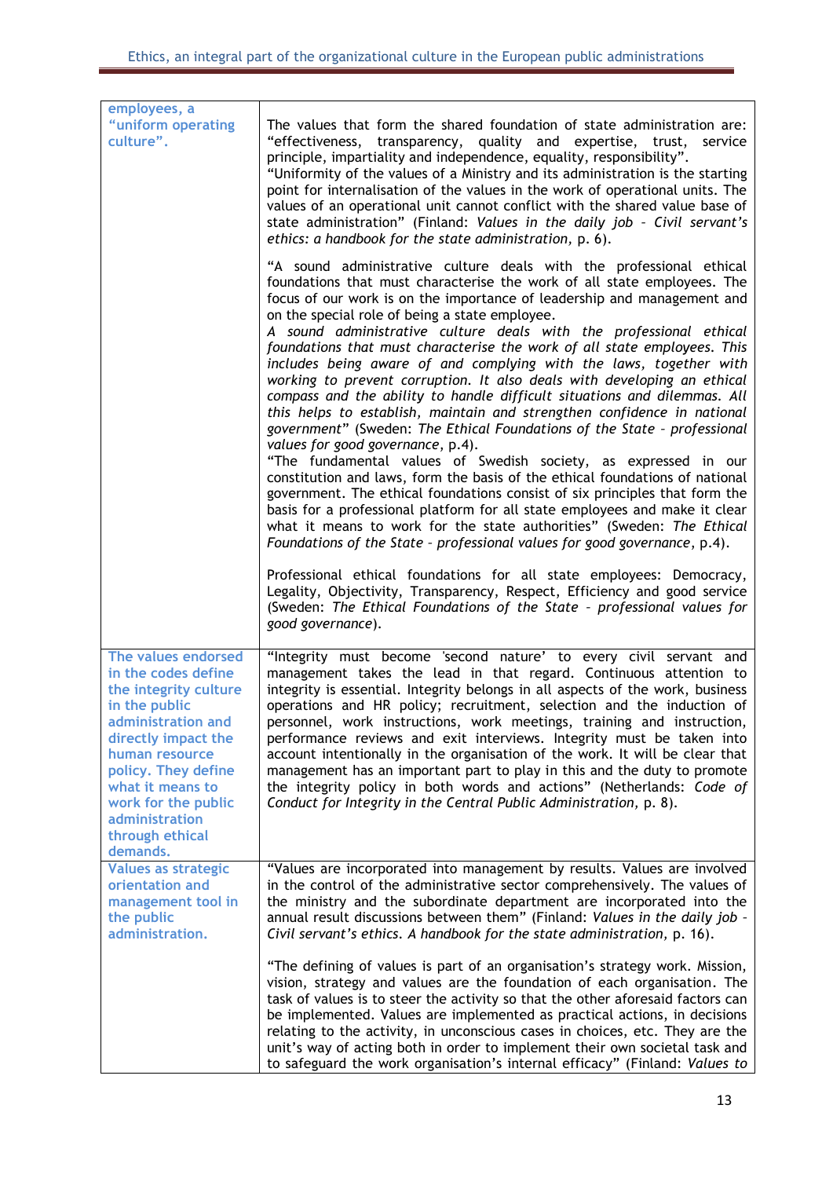| | |
|---|---|
| employees, a "uniform operating culture". | The values that form the shared foundation of state administration are: "effectiveness, transparency, quality and expertise, trust, service principle, impartiality and independence, equality, responsibility". "Uniformity of the values of a Ministry and its administration is the starting point for internalisation of the values in the work of operational units. The values of an operational unit cannot conflict with the shared value base of state administration" (Finland: *Values in the daily job – Civil servant's ethics: a handbook for the state administration*, p. 6).<br><br>"A sound administrative culture deals with the professional ethical foundations that must characterise the work of all state employees. The focus of our work is on the importance of leadership and management and on the special role of being a state employee.<br>*A sound administrative culture deals with the professional ethical foundations that must characterise the work of all state employees. This includes being aware of and complying with the laws, together with working to prevent corruption. It also deals with developing an ethical compass and the ability to handle difficult situations and dilemmas. All this helps to establish, maintain and strengthen confidence in national government*" (Sweden: *The Ethical Foundations of the State – professional values for good governance*, p.4).<br>"The fundamental values of Swedish society, as expressed in our constitution and laws, form the basis of the ethical foundations of national government. The ethical foundations consist of six principles that form the basis for a professional platform for all state employees and make it clear what it means to work for the state authorities" (Sweden: *The Ethical Foundations of the State – professional values for good governance*, p.4).<br><br>Professional ethical foundations for all state employees: Democracy, Legality, Objectivity, Transparency, Respect, Efficiency and good service (Sweden: *The Ethical Foundations of the State – professional values for good governance*). |
| The values endorsed in the codes define the integrity culture in the public administration and directly impact the human resource policy. They define what it means to work for the public administration through ethical demands. | "Integrity must become 'second nature' to every civil servant and management takes the lead in that regard. Continuous attention to integrity is essential. Integrity belongs in all aspects of the work, business operations and HR policy; recruitment, selection and the induction of personnel, work instructions, work meetings, training and instruction, performance reviews and exit interviews. Integrity must be taken into account intentionally in the organisation of the work. It will be clear that management has an important part to play in this and the duty to promote the integrity policy in both words and actions" (Netherlands: *Code of Conduct for Integrity in the Central Public Administration*, p. 8). |
| Values as strategic orientation and management tool in the public administration. | "Values are incorporated into management by results. Values are involved in the control of the administrative sector comprehensively. The values of the ministry and the subordinate department are incorporated into the annual result discussions between them" (Finland: *Values in the daily job – Civil servant's ethics. A handbook for the state administration*, p. 16).<br><br>"The defining of values is part of an organisation's strategy work. Mission, vision, strategy and values are the foundation of each organisation. The task of values is to steer the activity so that the other aforesaid factors can be implemented. Values are implemented as practical actions, in decisions relating to the activity, in unconscious cases in choices, etc. They are the unit's way of acting both in order to implement their own societal task and to safeguard the work organisation's internal efficacy" (Finland: *Values to* |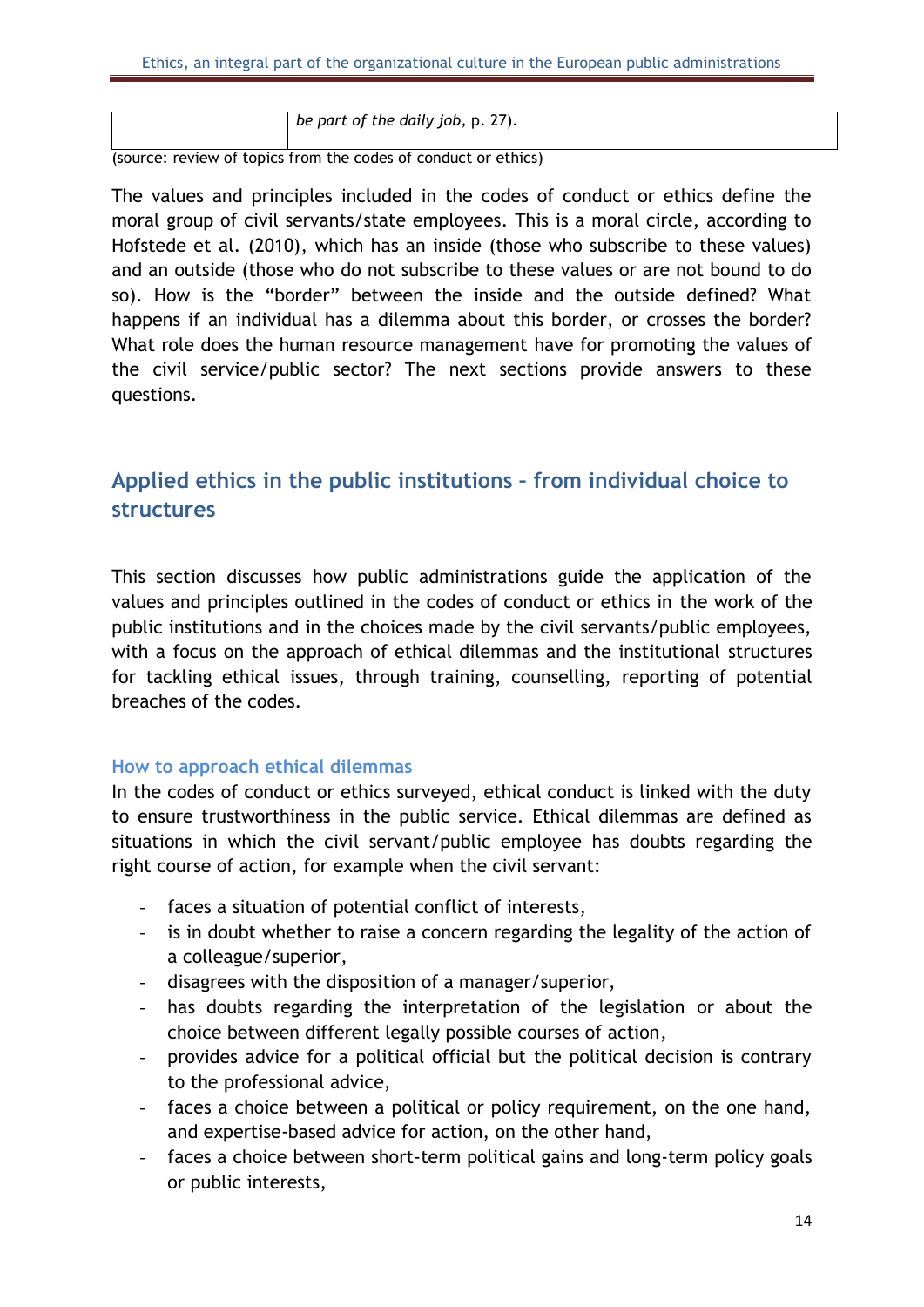| | *be part of the daily job*, p. 27). |
|---|---|

(source: review of topics from the codes of conduct or ethics)

The values and principles included in the codes of conduct or ethics define the moral group of civil servants/state employees. This is a moral circle, according to Hofstede et al. (2010), which has an inside (those who subscribe to these values) and an outside (those who do not subscribe to these values or are not bound to do so). How is the "border" between the inside and the outside defined? What happens if an individual has a dilemma about this border, or crosses the border? What role does the human resource management have for promoting the values of the civil service/public sector? The next sections provide answers to these questions.

## Applied ethics in the public institutions – from individual choice to structures

This section discusses how public administrations guide the application of the values and principles outlined in the codes of conduct or ethics in the work of the public institutions and in the choices made by the civil servants/public employees, with a focus on the approach of ethical dilemmas and the institutional structures for tackling ethical issues, through training, counselling, reporting of potential breaches of the codes.

### How to approach ethical dilemmas

In the codes of conduct or ethics surveyed, ethical conduct is linked with the duty to ensure trustworthiness in the public service. Ethical dilemmas are defined as situations in which the civil servant/public employee has doubts regarding the right course of action, for example when the civil servant:

- faces a situation of potential conflict of interests,
- is in doubt whether to raise a concern regarding the legality of the action of a colleague/superior,
- disagrees with the disposition of a manager/superior,
- has doubts regarding the interpretation of the legislation or about the choice between different legally possible courses of action,
- provides advice for a political official but the political decision is contrary to the professional advice,
- faces a choice between a political or policy requirement, on the one hand, and expertise-based advice for action, on the other hand,
- faces a choice between short-term political gains and long-term policy goals or public interests,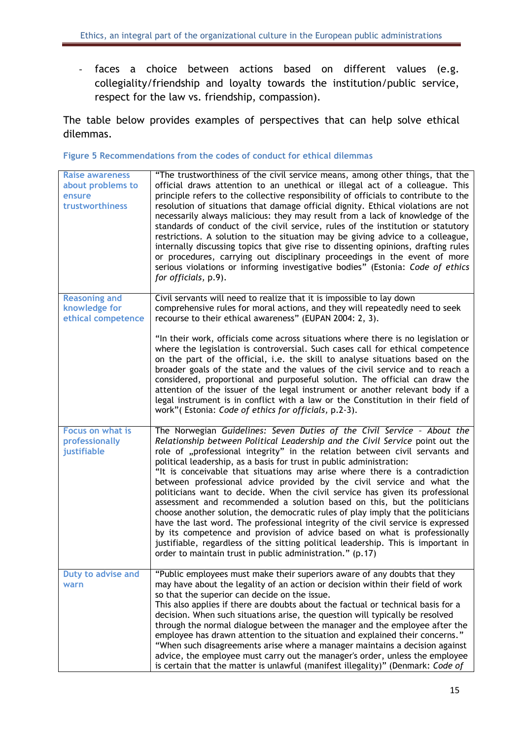- faces a choice between actions based on different values (e.g. collegiality/friendship and loyalty towards the institution/public service, respect for the law vs. friendship, compassion).

The table below provides examples of perspectives that can help solve ethical dilemmas.

**Figure 5 Recommendations from the codes of conduct for ethical dilemmas**

| | |
|---|---|
| Raise awareness about problems to ensure trustworthiness | "The trustworthiness of the civil service means, among other things, that the official draws attention to an unethical or illegal act of a colleague. This principle refers to the collective responsibility of officials to contribute to the resolution of situations that damage official dignity. Ethical violations are not necessarily always malicious: they may result from a lack of knowledge of the standards of conduct of the civil service, rules of the institution or statutory restrictions. A solution to the situation may be giving advice to a colleague, internally discussing topics that give rise to dissenting opinions, drafting rules or procedures, carrying out disciplinary proceedings in the event of more serious violations or informing investigative bodies" (Estonia: *Code of ethics for officials*, p.9). |
| Reasoning and knowledge for ethical competence | Civil servants will need to realize that it is impossible to lay down comprehensive rules for moral actions, and they will repeatedly need to seek recourse to their ethical awareness" (EUPAN 2004: 2, 3).<br><br>"In their work, officials come across situations where there is no legislation or where the legislation is controversial. Such cases call for ethical competence on the part of the official, i.e. the skill to analyse situations based on the broader goals of the state and the values of the civil service and to reach a considered, proportional and purposeful solution. The official can draw the attention of the issuer of the legal instrument or another relevant body if a legal instrument is in conflict with a law or the Constitution in their field of work"( Estonia: *Code of ethics for officials*, p.2-3). |
| Focus on what is professionally justifiable | The Norwegian *Guidelines: Seven Duties of the Civil Service - About the Relationship between Political Leadership and the Civil Service* point out the role of „professional integrity" in the relation between civil servants and political leadership, as a basis for trust in public administration:<br>"It is conceivable that situations may arise where there is a contradiction between professional advice provided by the civil service and what the politicians want to decide. When the civil service has given its professional assessment and recommended a solution based on this, but the politicians choose another solution, the democratic rules of play imply that the politicians have the last word. The professional integrity of the civil service is expressed by its competence and provision of advice based on what is professionally justifiable, regardless of the sitting political leadership. This is important in order to maintain trust in public administration." (p.17) |
| Duty to advise and warn | "Public employees must make their superiors aware of any doubts that they may have about the legality of an action or decision within their field of work so that the superior can decide on the issue.<br>This also applies if there are doubts about the factual or technical basis for a decision. When such situations arise, the question will typically be resolved through the normal dialogue between the manager and the employee after the employee has drawn attention to the situation and explained their concerns."<br>"When such disagreements arise where a manager maintains a decision against advice, the employee must carry out the manager's order, unless the employee is certain that the matter is unlawful (manifest illegality)" (Denmark: *Code of* |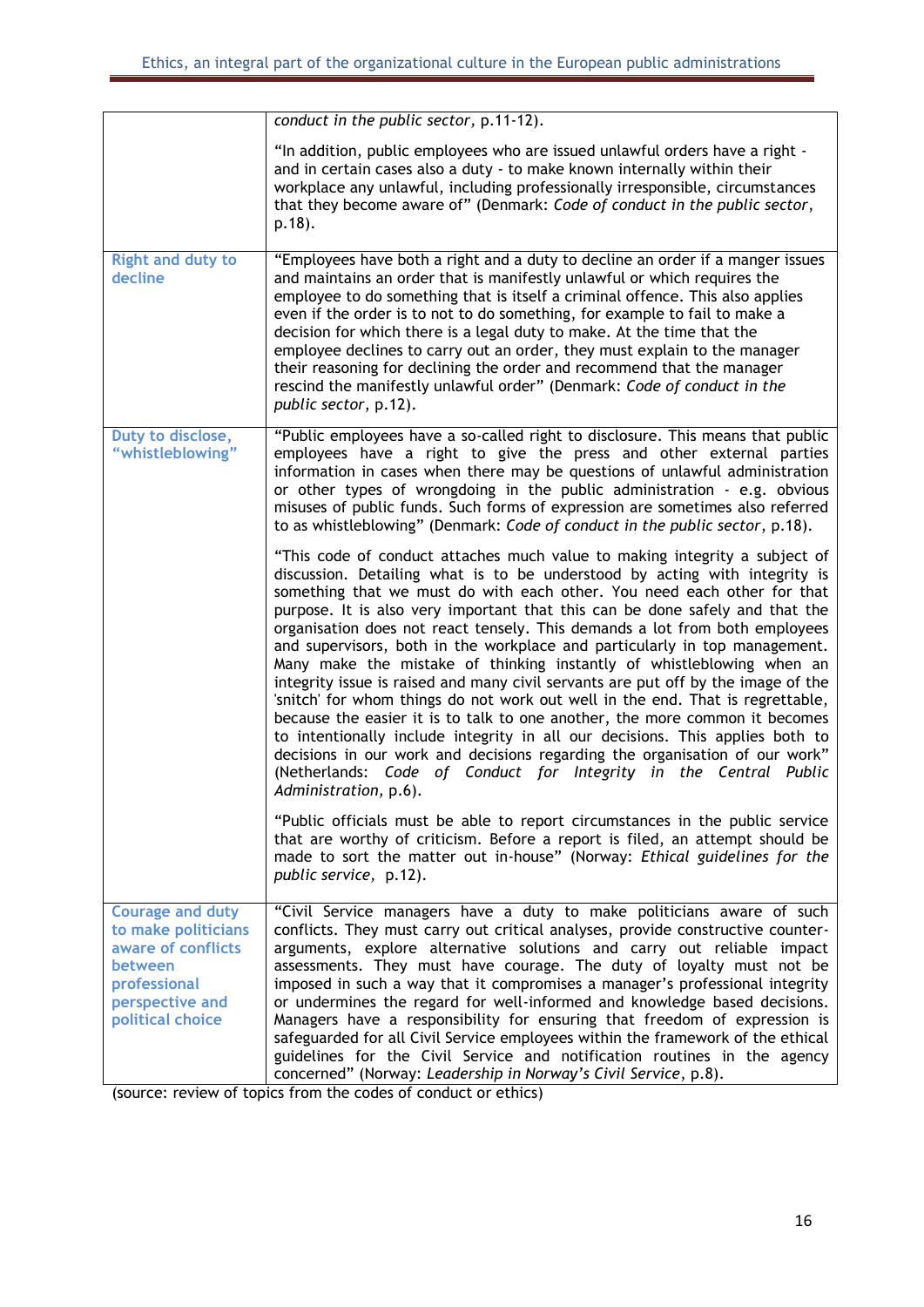| | |
|---|---|
| | *conduct in the public sector*, p.11-12).<br><br>"In addition, public employees who are issued unlawful orders have a right - and in certain cases also a duty - to make known internally within their workplace any unlawful, including professionally irresponsible, circumstances that they become aware of" (Denmark: *Code of conduct in the public sector*, p.18). |
| Right and duty to decline | "Employees have both a right and a duty to decline an order if a manger issues and maintains an order that is manifestly unlawful or which requires the employee to do something that is itself a criminal offence. This also applies even if the order is to not to do something, for example to fail to make a decision for which there is a legal duty to make. At the time that the employee declines to carry out an order, they must explain to the manager their reasoning for declining the order and recommend that the manager rescind the manifestly unlawful order" (Denmark: *Code of conduct in the public sector*, p.12). |
| Duty to disclose, "whistleblowing" | "Public employees have a so-called right to disclosure. This means that public employees have a right to give the press and other external parties information in cases when there may be questions of unlawful administration or other types of wrongdoing in the public administration - e.g. obvious misuses of public funds. Such forms of expression are sometimes also referred to as whistleblowing" (Denmark: *Code of conduct in the public sector*, p.18).<br><br>"This code of conduct attaches much value to making integrity a subject of discussion. Detailing what is to be understood by acting with integrity is something that we must do with each other. You need each other for that purpose. It is also very important that this can be done safely and that the organisation does not react tensely. This demands a lot from both employees and supervisors, both in the workplace and particularly in top management. Many make the mistake of thinking instantly of whistleblowing when an integrity issue is raised and many civil servants are put off by the image of the 'snitch' for whom things do not work out well in the end. That is regrettable, because the easier it is to talk to one another, the more common it becomes to intentionally include integrity in all our decisions. This applies both to decisions in our work and decisions regarding the organisation of our work" (Netherlands: *Code of Conduct for Integrity in the Central Public Administration*, p.6).<br><br>"Public officials must be able to report circumstances in the public service that are worthy of criticism. Before a report is filed, an attempt should be made to sort the matter out in-house" (Norway: *Ethical guidelines for the public service*, p.12). |
| Courage and duty to make politicians aware of conflicts between professional perspective and political choice | "Civil Service managers have a duty to make politicians aware of such conflicts. They must carry out critical analyses, provide constructive counter-arguments, explore alternative solutions and carry out reliable impact assessments. They must have courage. The duty of loyalty must not be imposed in such a way that it compromises a manager's professional integrity or undermines the regard for well-informed and knowledge based decisions. Managers have a responsibility for ensuring that freedom of expression is safeguarded for all Civil Service employees within the framework of the ethical guidelines for the Civil Service and notification routines in the agency concerned" (Norway: *Leadership in Norway's Civil Service*, p.8). |

(source: review of topics from the codes of conduct or ethics)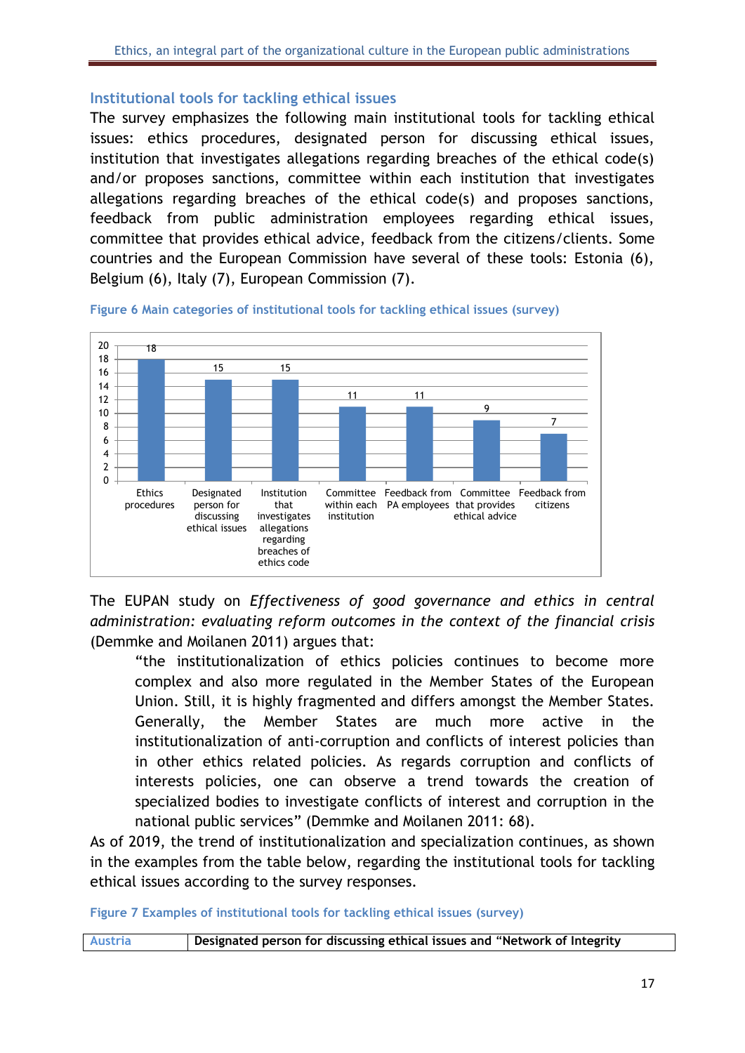### Institutional tools for tackling ethical issues

The survey emphasizes the following main institutional tools for tackling ethical issues: ethics procedures, designated person for discussing ethical issues, institution that investigates allegations regarding breaches of the ethical code(s) and/or proposes sanctions, committee within each institution that investigates allegations regarding breaches of the ethical code(s) and proposes sanctions, feedback from public administration employees regarding ethical issues, committee that provides ethical advice, feedback from the citizens/clients. Some countries and the European Commission have several of these tools: Estonia (6), Belgium (6), Italy (7), European Commission (7).

**Figure 6 Main categories of institutional tools for tackling ethical issues (survey)**

| Ethics procedures | Designated person for discussing ethical issues | Institution that investigates allegations regarding breaches of ethics code | Committee within each institution | Feedback from PA employees | Committee that provides ethical advice | Feedback from citizens |
|---|---|---|---|---|---|---|
| 18 | 15 | 15 | 11 | 11 | 9 | 7 |

The EUPAN study on *Effectiveness of good governance and ethics in central administration: evaluating reform outcomes in the context of the financial crisis* (Demmke and Moilanen 2011) argues that:

> "the institutionalization of ethics policies continues to become more complex and also more regulated in the Member States of the European Union. Still, it is highly fragmented and differs amongst the Member States. Generally, the Member States are much more active in the institutionalization of anti-corruption and conflicts of interest policies than in other ethics related policies. As regards corruption and conflicts of interests policies, one can observe a trend towards the creation of specialized bodies to investigate conflicts of interest and corruption in the national public services" (Demmke and Moilanen 2011: 68).

As of 2019, the trend of institutionalization and specialization continues, as shown in the examples from the table below, regarding the institutional tools for tackling ethical issues according to the survey responses.

**Figure 7 Examples of institutional tools for tackling ethical issues (survey)**

| Austria | **Designated person for discussing ethical issues and "Network of Integrity** |
|---|---|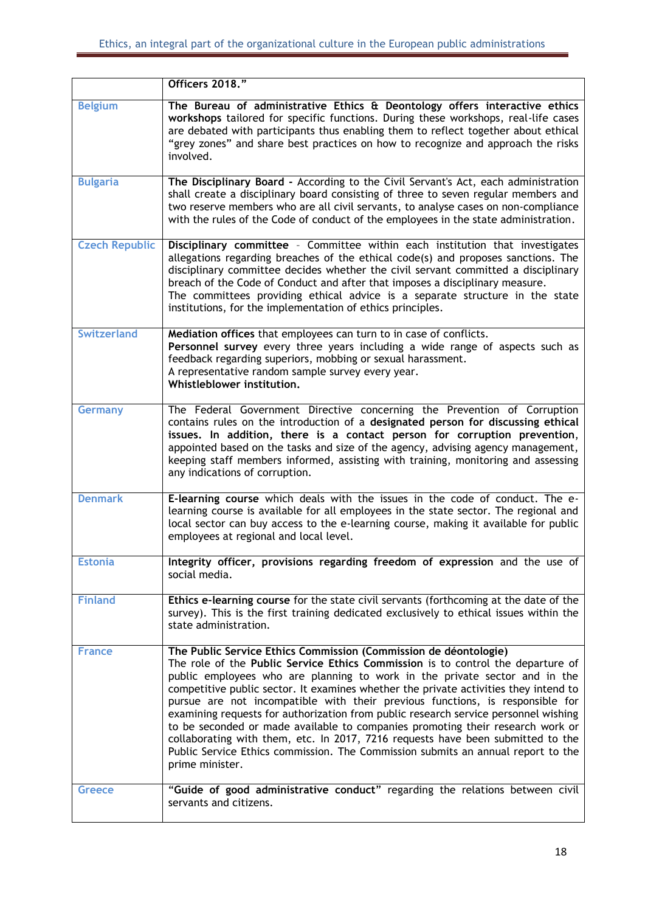| | |
|---|---|
| | **Officers 2018."** |
| Belgium | **The Bureau of administrative Ethics & Deontology offers interactive ethics workshops** tailored for specific functions. During these workshops, real-life cases are debated with participants thus enabling them to reflect together about ethical "grey zones" and share best practices on how to recognize and approach the risks involved. |
| Bulgaria | **The Disciplinary Board -** According to the Civil Servant's Act, each administration shall create a disciplinary board consisting of three to seven regular members and two reserve members who are all civil servants, to analyse cases on non-compliance with the rules of the Code of conduct of the employees in the state administration. |
| Czech Republic | **Disciplinary committee** - Committee within each institution that investigates allegations regarding breaches of the ethical code(s) and proposes sanctions. The disciplinary committee decides whether the civil servant committed a disciplinary breach of the Code of Conduct and after that imposes a disciplinary measure. The committees providing ethical advice is a separate structure in the state institutions, for the implementation of ethics principles. |
| Switzerland | **Mediation offices** that employees can turn to in case of conflicts. **Personnel survey** every three years including a wide range of aspects such as feedback regarding superiors, mobbing or sexual harassment. A representative random sample survey every year. **Whistleblower institution.** |
| Germany | The Federal Government Directive concerning the Prevention of Corruption contains rules on the introduction of a **designated person for discussing ethical issues. In addition, there is a contact person for corruption prevention**, appointed based on the tasks and size of the agency, advising agency management, keeping staff members informed, assisting with training, monitoring and assessing any indications of corruption. |
| Denmark | **E-learning course** which deals with the issues in the code of conduct. The e-learning course is available for all employees in the state sector. The regional and local sector can buy access to the e-learning course, making it available for public employees at regional and local level. |
| Estonia | **Integrity officer, provisions regarding freedom of expression** and the use of social media. |
| Finland | **Ethics e-learning course** for the state civil servants (forthcoming at the date of the survey). This is the first training dedicated exclusively to ethical issues within the state administration. |
| France | **The Public Service Ethics Commission (Commission de déontologie)** The role of the **Public Service Ethics Commission** is to control the departure of public employees who are planning to work in the private sector and in the competitive public sector. It examines whether the private activities they intend to pursue are not incompatible with their previous functions, is responsible for examining requests for authorization from public research service personnel wishing to be seconded or made available to companies promoting their research work or collaborating with them, etc. In 2017, 7216 requests have been submitted to the Public Service Ethics commission. The Commission submits an annual report to the prime minister. |
| Greece | **"Guide of good administrative conduct"** regarding the relations between civil servants and citizens. |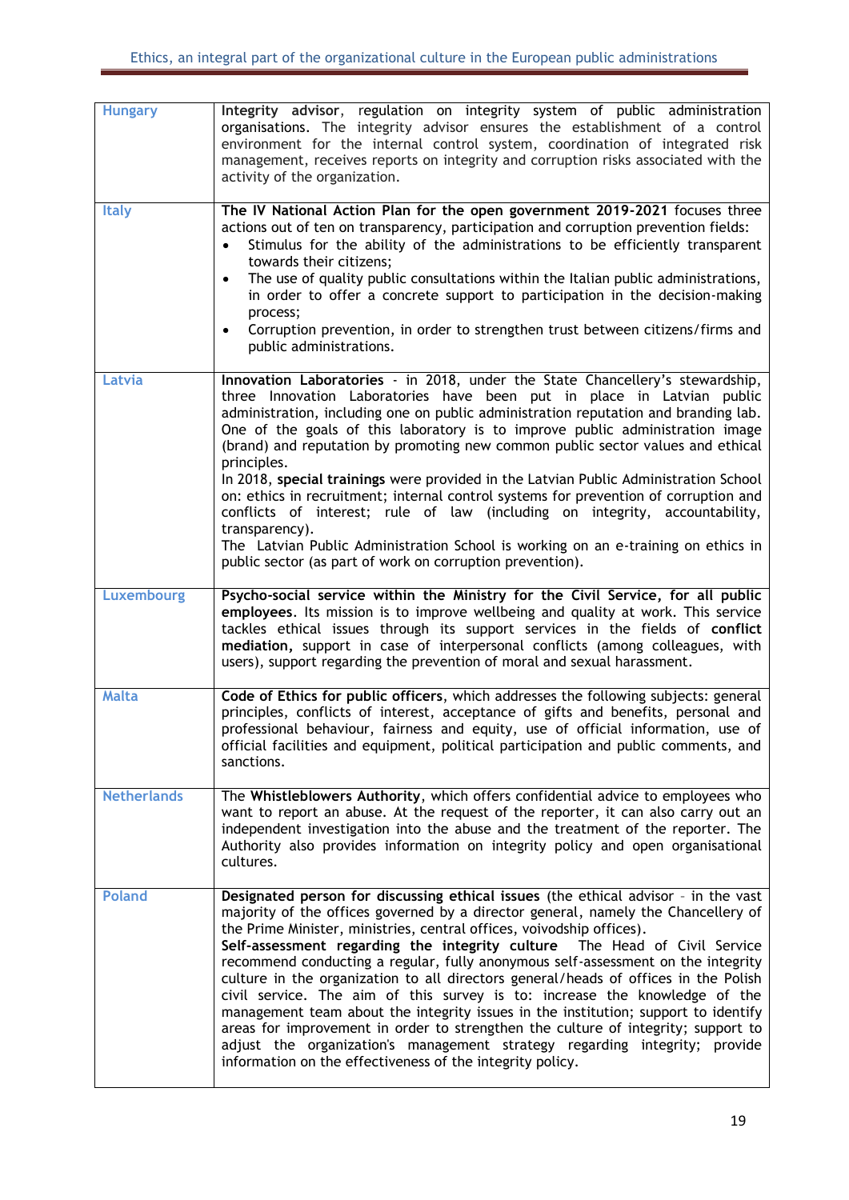| | |
|---|---|
| Hungary | **Integrity advisor**, regulation on integrity system of public administration organisations. The integrity advisor ensures the establishment of a control environment for the internal control system, coordination of integrated risk management, receives reports on integrity and corruption risks associated with the activity of the organization. |
| Italy | **The IV National Action Plan for the open government 2019-2021** focuses three actions out of ten on transparency, participation and corruption prevention fields:<br>• Stimulus for the ability of the administrations to be efficiently transparent towards their citizens;<br>• The use of quality public consultations within the Italian public administrations, in order to offer a concrete support to participation in the decision-making process;<br>• Corruption prevention, in order to strengthen trust between citizens/firms and public administrations. |
| Latvia | **Innovation Laboratories** - in 2018, under the State Chancellery's stewardship, three Innovation Laboratories have been put in place in Latvian public administration, including one on public administration reputation and branding lab. One of the goals of this laboratory is to improve public administration image (brand) and reputation by promoting new common public sector values and ethical principles.<br>In 2018, **special trainings** were provided in the Latvian Public Administration School on: ethics in recruitment; internal control systems for prevention of corruption and conflicts of interest; rule of law (including on integrity, accountability, transparency).<br>The Latvian Public Administration School is working on an e-training on ethics in public sector (as part of work on corruption prevention). |
| Luxembourg | **Psycho-social service within the Ministry for the Civil Service, for all public employees**. Its mission is to improve wellbeing and quality at work. This service tackles ethical issues through its support services in the fields of **conflict mediation,** support in case of interpersonal conflicts (among colleagues, with users), support regarding the prevention of moral and sexual harassment. |
| Malta | **Code of Ethics for public officers**, which addresses the following subjects: general principles, conflicts of interest, acceptance of gifts and benefits, personal and professional behaviour, fairness and equity, use of official information, use of official facilities and equipment, political participation and public comments, and sanctions. |
| Netherlands | The **Whistleblowers Authority**, which offers confidential advice to employees who want to report an abuse. At the request of the reporter, it can also carry out an independent investigation into the abuse and the treatment of the reporter. The Authority also provides information on integrity policy and open organisational cultures. |
| Poland | **Designated person for discussing ethical issues** (the ethical advisor - in the vast majority of the offices governed by a director general, namely the Chancellery of the Prime Minister, ministries, central offices, voivodship offices).<br>**Self-assessment regarding the integrity culture** The Head of Civil Service recommend conducting a regular, fully anonymous self-assessment on the integrity culture in the organization to all directors general/heads of offices in the Polish civil service. The aim of this survey is to: increase the knowledge of the management team about the integrity issues in the institution; support to identify areas for improvement in order to strengthen the culture of integrity; support to adjust the organization's management strategy regarding integrity; provide information on the effectiveness of the integrity policy. |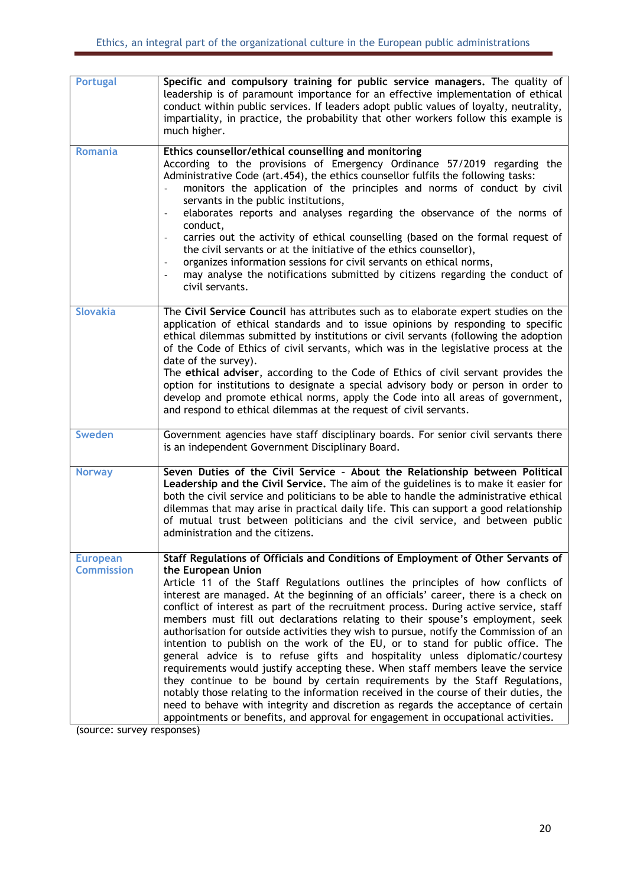| | |
|---|---|
| Portugal | **Specific and compulsory training for public service managers.** The quality of leadership is of paramount importance for an effective implementation of ethical conduct within public services. If leaders adopt public values of loyalty, neutrality, impartiality, in practice, the probability that other workers follow this example is much higher. |
| Romania | **Ethics counsellor/ethical counselling and monitoring**<br>According to the provisions of Emergency Ordinance 57/2019 regarding the Administrative Code (art.454), the ethics counsellor fulfils the following tasks:<br>- monitors the application of the principles and norms of conduct by civil servants in the public institutions,<br>- elaborates reports and analyses regarding the observance of the norms of conduct,<br>- carries out the activity of ethical counselling (based on the formal request of the civil servants or at the initiative of the ethics counsellor),<br>- organizes information sessions for civil servants on ethical norms,<br>- may analyse the notifications submitted by citizens regarding the conduct of civil servants. |
| Slovakia | The **Civil Service Council** has attributes such as to elaborate expert studies on the application of ethical standards and to issue opinions by responding to specific ethical dilemmas submitted by institutions or civil servants (following the adoption of the Code of Ethics of civil servants, which was in the legislative process at the date of the survey).<br>The **ethical adviser**, according to the Code of Ethics of civil servant provides the option for institutions to designate a special advisory body or person in order to develop and promote ethical norms, apply the Code into all areas of government, and respond to ethical dilemmas at the request of civil servants. |
| Sweden | Government agencies have staff disciplinary boards. For senior civil servants there is an independent Government Disciplinary Board. |
| Norway | **Seven Duties of the Civil Service - About the Relationship between Political Leadership and the Civil Service.** The aim of the guidelines is to make it easier for both the civil service and politicians to be able to handle the administrative ethical dilemmas that may arise in practical daily life. This can support a good relationship of mutual trust between politicians and the civil service, and between public administration and the citizens. |
| European Commission | **Staff Regulations of Officials and Conditions of Employment of Other Servants of the European Union**<br>Article 11 of the Staff Regulations outlines the principles of how conflicts of interest are managed. At the beginning of an officials' career, there is a check on conflict of interest as part of the recruitment process. During active service, staff members must fill out declarations relating to their spouse's employment, seek authorisation for outside activities they wish to pursue, notify the Commission of an intention to publish on the work of the EU, or to stand for public office. The general advice is to refuse gifts and hospitality unless diplomatic/courtesy requirements would justify accepting these. When staff members leave the service they continue to be bound by certain requirements by the Staff Regulations, notably those relating to the information received in the course of their duties, the need to behave with integrity and discretion as regards the acceptance of certain appointments or benefits, and approval for engagement in occupational activities. |

(source: survey responses)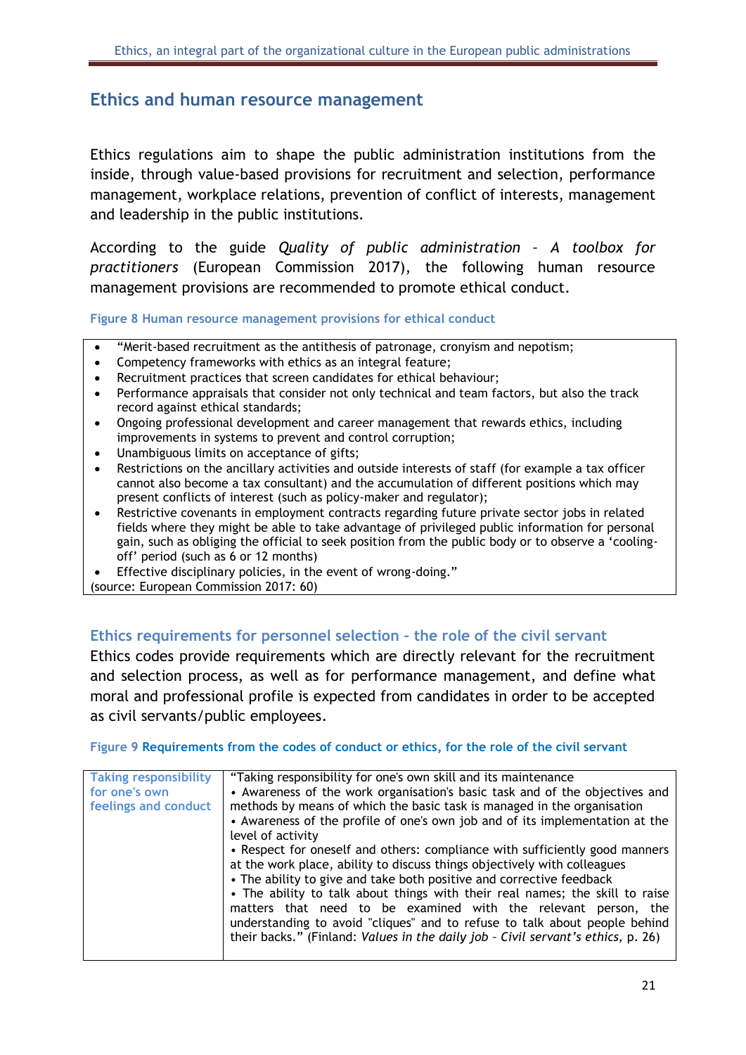## Ethics and human resource management

Ethics regulations aim to shape the public administration institutions from the inside, through value-based provisions for recruitment and selection, performance management, workplace relations, prevention of conflict of interests, management and leadership in the public institutions.

According to the guide *Quality of public administration – A toolbox for practitioners* (European Commission 2017), the following human resource management provisions are recommended to promote ethical conduct.

**Figure 8 Human resource management provisions for ethical conduct**

- "Merit-based recruitment as the antithesis of patronage, cronyism and nepotism;
- Competency frameworks with ethics as an integral feature;
- Recruitment practices that screen candidates for ethical behaviour;
- Performance appraisals that consider not only technical and team factors, but also the track record against ethical standards;
- Ongoing professional development and career management that rewards ethics, including improvements in systems to prevent and control corruption;
- Unambiguous limits on acceptance of gifts;
- Restrictions on the ancillary activities and outside interests of staff (for example a tax officer cannot also become a tax consultant) and the accumulation of different positions which may present conflicts of interest (such as policy-maker and regulator);
- Restrictive covenants in employment contracts regarding future private sector jobs in related fields where they might be able to take advantage of privileged public information for personal gain, such as obliging the official to seek position from the public body or to observe a 'cooling-off' period (such as 6 or 12 months)
- Effective disciplinary policies, in the event of wrong-doing."

(source: European Commission 2017: 60)

### Ethics requirements for personnel selection – the role of the civil servant

Ethics codes provide requirements which are directly relevant for the recruitment and selection process, as well as for performance management, and define what moral and professional profile is expected from candidates in order to be accepted as civil servants/public employees.

**Figure 9 Requirements from the codes of conduct or ethics, for the role of the civil servant**

| | |
|---|---|
| Taking responsibility for one's own feelings and conduct | "Taking responsibility for one's own skill and its maintenance<br>• Awareness of the work organisation's basic task and of the objectives and methods by means of which the basic task is managed in the organisation<br>• Awareness of the profile of one's own job and of its implementation at the level of activity<br>• Respect for oneself and others: compliance with sufficiently good manners at the work place, ability to discuss things objectively with colleagues<br>• The ability to give and take both positive and corrective feedback<br>• The ability to talk about things with their real names; the skill to raise matters that need to be examined with the relevant person, the understanding to avoid "cliques" and to refuse to talk about people behind their backs." (Finland: *Values in the daily job – Civil servant's ethics*, p. 26) |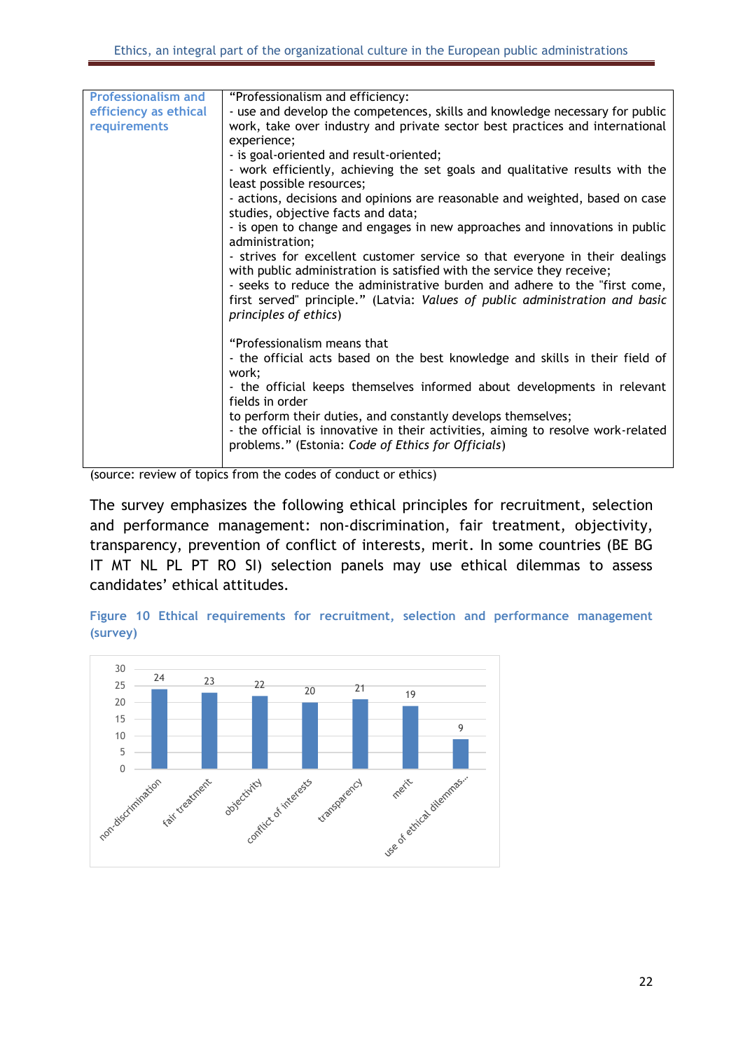| Professionalism and efficiency as ethical requirements | "Professionalism and efficiency:<br>- use and develop the competences, skills and knowledge necessary for public work, take over industry and private sector best practices and international experience;<br>- is goal-oriented and result-oriented;<br>- work efficiently, achieving the set goals and qualitative results with the least possible resources;<br>- actions, decisions and opinions are reasonable and weighted, based on case studies, objective facts and data;<br>- is open to change and engages in new approaches and innovations in public administration;<br>- strives for excellent customer service so that everyone in their dealings with public administration is satisfied with the service they receive;<br>- seeks to reduce the administrative burden and adhere to the "first come, first served" principle." (Latvia: *Values of public administration and basic principles of ethics*)<br><br>"Professionalism means that<br>- the official acts based on the best knowledge and skills in their field of work;<br>- the official keeps themselves informed about developments in relevant fields in order<br>to perform their duties, and constantly develops themselves;<br>- the official is innovative in their activities, aiming to resolve work-related problems." (Estonia: *Code of Ethics for Officials*) |
|---|---|

(source: review of topics from the codes of conduct or ethics)

The survey emphasizes the following ethical principles for recruitment, selection and performance management: non-discrimination, fair treatment, objectivity, transparency, prevention of conflict of interests, merit. In some countries (BE BG IT MT NL PL PT RO SI) selection panels may use ethical dilemmas to assess candidates' ethical attitudes.

**Figure 10 Ethical requirements for recruitment, selection and performance management (survey)**

| Principle | Value |
|---|---|
| non-discrimination | 24 |
| fair treatment | 23 |
| objectivity | 22 |
| conflict of interests | 20 |
| transparency | 21 |
| merit | 19 |
| use of ethical dilemmas... | 9 |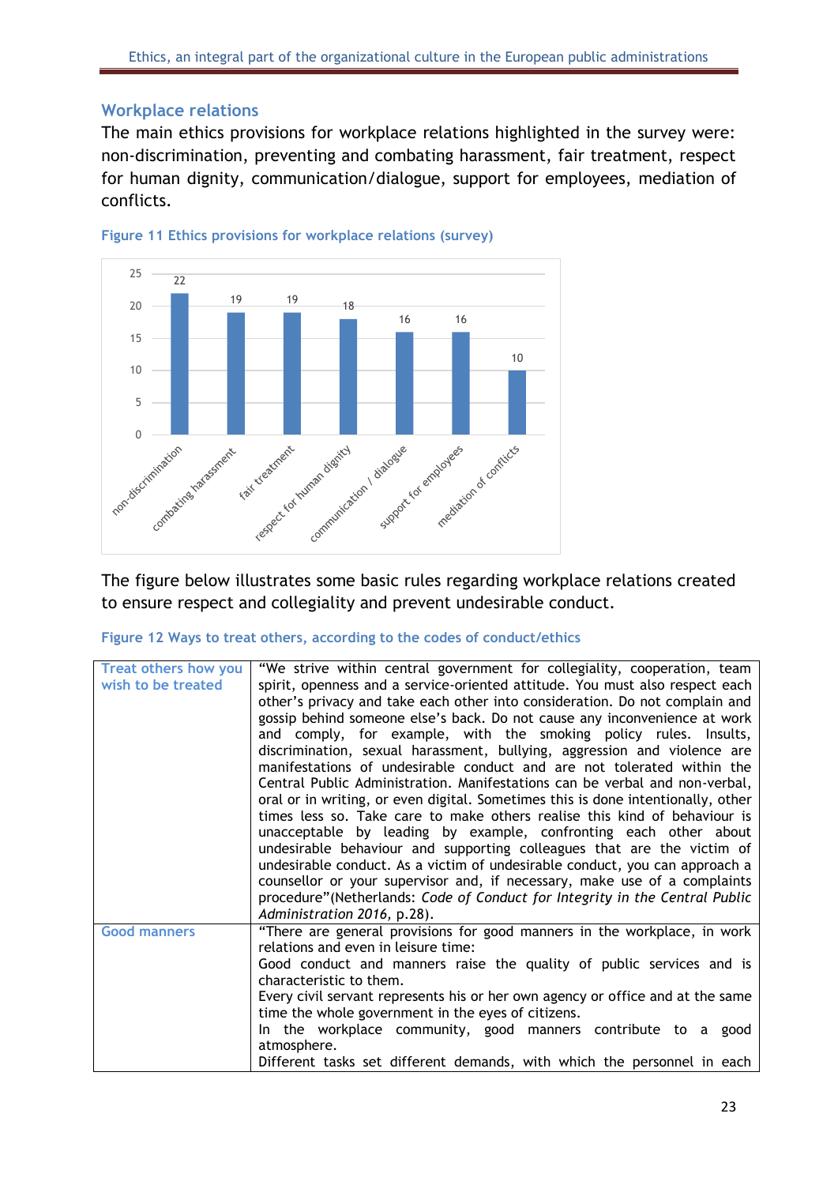## Workplace relations

The main ethics provisions for workplace relations highlighted in the survey were: non-discrimination, preventing and combating harassment, fair treatment, respect for human dignity, communication/dialogue, support for employees, mediation of conflicts.

**Figure 11 Ethics provisions for workplace relations (survey)**

| Provision | Value |
|---|---|
| non-discrimination | 22 |
| combating harassment | 19 |
| fair treatment | 19 |
| respect for human dignity | 18 |
| communication / dialogue | 16 |
| support for employees | 16 |
| mediation of conflicts | 10 |

The figure below illustrates some basic rules regarding workplace relations created to ensure respect and collegiality and prevent undesirable conduct.

**Figure 12 Ways to treat others, according to the codes of conduct/ethics**

| | |
|---|---|
| Treat others how you wish to be treated | "We strive within central government for collegiality, cooperation, team spirit, openness and a service-oriented attitude. You must also respect each other's privacy and take each other into consideration. Do not complain and gossip behind someone else's back. Do not cause any inconvenience at work and comply, for example, with the smoking policy rules. Insults, discrimination, sexual harassment, bullying, aggression and violence are manifestations of undesirable conduct and are not tolerated within the Central Public Administration. Manifestations can be verbal and non-verbal, oral or in writing, or even digital. Sometimes this is done intentionally, other times less so. Take care to make others realise this kind of behaviour is unacceptable by leading by example, confronting each other about undesirable behaviour and supporting colleagues that are the victim of undesirable conduct. As a victim of undesirable conduct, you can approach a counsellor or your supervisor and, if necessary, make use of a complaints procedure"(Netherlands: *Code of Conduct for Integrity in the Central Public Administration 2016*, p.28). |
| Good manners | "There are general provisions for good manners in the workplace, in work relations and even in leisure time:<br>Good conduct and manners raise the quality of public services and is characteristic to them.<br>Every civil servant represents his or her own agency or office and at the same time the whole government in the eyes of citizens.<br>In the workplace community, good manners contribute to a good atmosphere.<br>Different tasks set different demands, with which the personnel in each |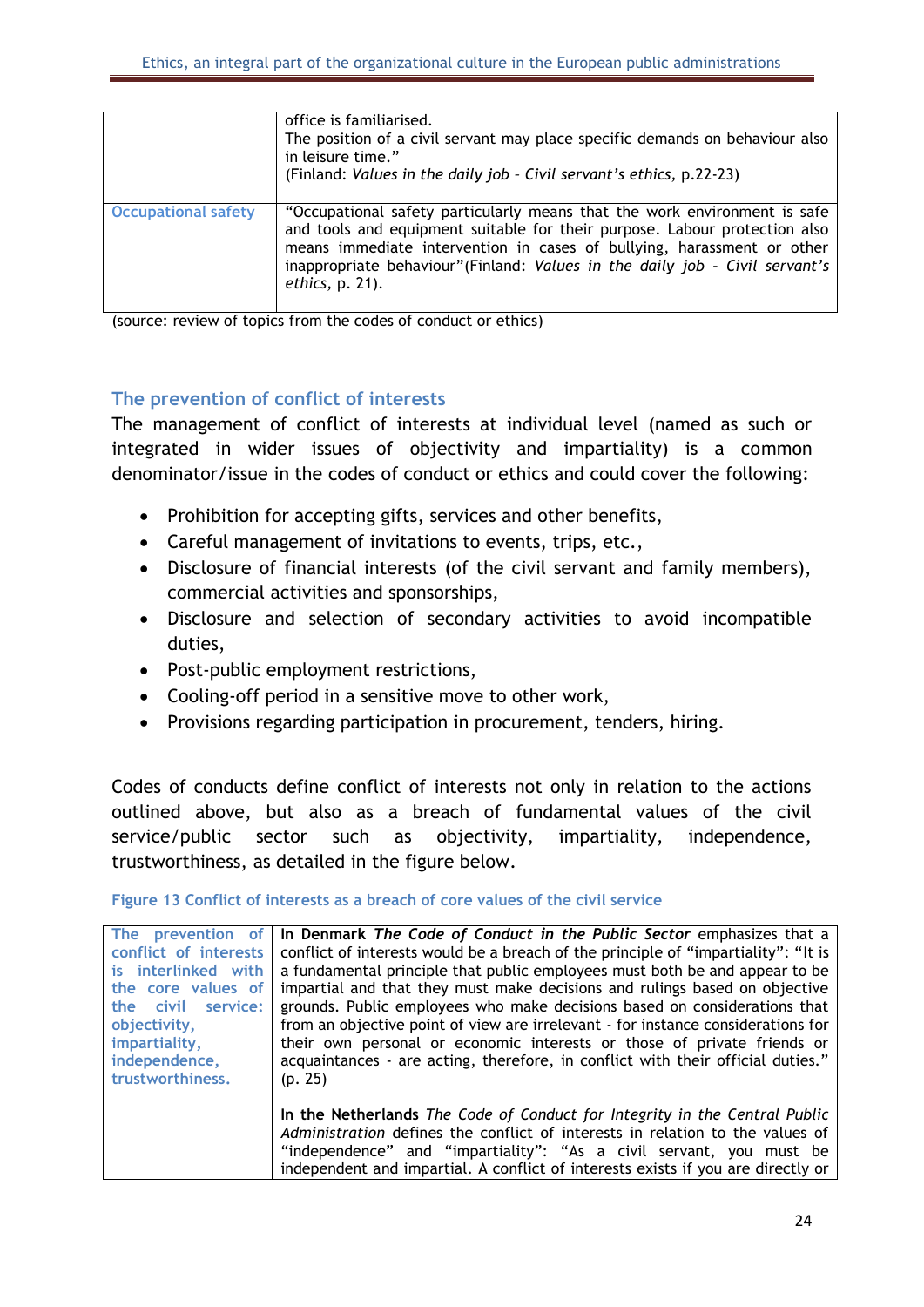| | |
|---|---|
| | office is familiarised.<br>The position of a civil servant may place specific demands on behaviour also in leisure time."<br>(Finland: *Values in the daily job – Civil servant's ethics,* p.22-23) |
| Occupational safety | "Occupational safety particularly means that the work environment is safe and tools and equipment suitable for their purpose. Labour protection also means immediate intervention in cases of bullying, harassment or other inappropriate behaviour"(Finland: *Values in the daily job – Civil servant's ethics,* p. 21). |

(source: review of topics from the codes of conduct or ethics)

## The prevention of conflict of interests

The management of conflict of interests at individual level (named as such or integrated in wider issues of objectivity and impartiality) is a common denominator/issue in the codes of conduct or ethics and could cover the following:

- Prohibition for accepting gifts, services and other benefits,
- Careful management of invitations to events, trips, etc.,
- Disclosure of financial interests (of the civil servant and family members), commercial activities and sponsorships,
- Disclosure and selection of secondary activities to avoid incompatible duties,
- Post-public employment restrictions,
- Cooling-off period in a sensitive move to other work,
- Provisions regarding participation in procurement, tenders, hiring.

Codes of conducts define conflict of interests not only in relation to the actions outlined above, but also as a breach of fundamental values of the civil service/public sector such as objectivity, impartiality, independence, trustworthiness, as detailed in the figure below.

Figure 13 Conflict of interests as a breach of core values of the civil service

| | |
|---|---|
| **The prevention of conflict of interests is interlinked with the core values of the civil service: objectivity, impartiality, independence, trustworthiness.** | **In Denmark** ***The Code of Conduct in the Public Sector*** emphasizes that a conflict of interests would be a breach of the principle of "impartiality": "It is a fundamental principle that public employees must both be and appear to be impartial and that they must make decisions and rulings based on objective grounds. Public employees who make decisions based on considerations that from an objective point of view are irrelevant - for instance considerations for their own personal or economic interests or those of private friends or acquaintances - are acting, therefore, in conflict with their official duties." (p. 25)<br><br>**In the Netherlands** *The Code of Conduct for Integrity in the Central Public Administration* defines the conflict of interests in relation to the values of "independence" and "impartiality": "As a civil servant, you must be independent and impartial. A conflict of interests exists if you are directly or |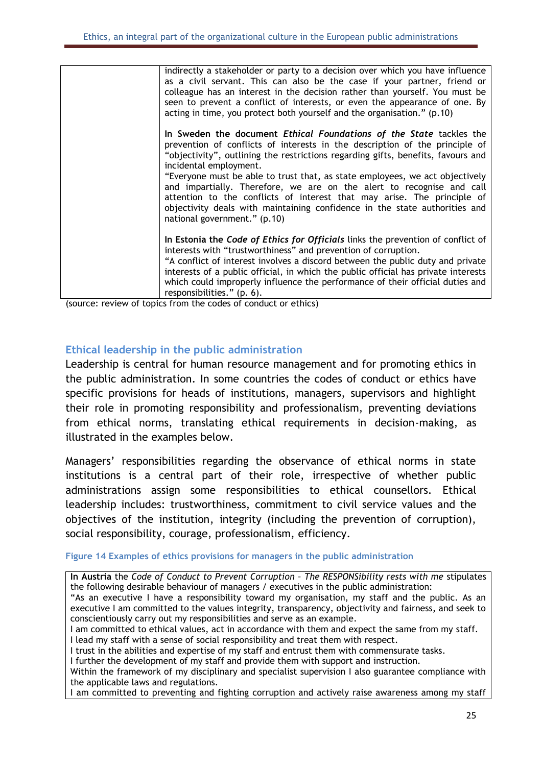| | |
|---|---|
| | indirectly a stakeholder or party to a decision over which you have influence as a civil servant. This can also be the case if your partner, friend or colleague has an interest in the decision rather than yourself. You must be seen to prevent a conflict of interests, or even the appearance of one. By acting in time, you protect both yourself and the organisation." (p.10)<br><br>**In Sweden the document *Ethical Foundations of the State*** tackles the prevention of conflicts of interests in the description of the principle of "objectivity", outlining the restrictions regarding gifts, benefits, favours and incidental employment.<br>"Everyone must be able to trust that, as state employees, we act objectively and impartially. Therefore, we are on the alert to recognise and call attention to the conflicts of interest that may arise. The principle of objectivity deals with maintaining confidence in the state authorities and national government." (p.10)<br><br>**In Estonia the *Code of Ethics for Officials*** links the prevention of conflict of interests with "trustworthiness" and prevention of corruption.<br>"A conflict of interest involves a discord between the public duty and private interests of a public official, in which the public official has private interests which could improperly influence the performance of their official duties and responsibilities." (p. 6). |

(source: review of topics from the codes of conduct or ethics)

## Ethical leadership in the public administration

Leadership is central for human resource management and for promoting ethics in the public administration. In some countries the codes of conduct or ethics have specific provisions for heads of institutions, managers, supervisors and highlight their role in promoting responsibility and professionalism, preventing deviations from ethical norms, translating ethical requirements in decision-making, as illustrated in the examples below.

Managers' responsibilities regarding the observance of ethical norms in state institutions is a central part of their role, irrespective of whether public administrations assign some responsibilities to ethical counsellors. Ethical leadership includes: trustworthiness, commitment to civil service values and the objectives of the institution, integrity (including the prevention of corruption), social responsibility, courage, professionalism, efficiency.

Figure 14 Examples of ethics provisions for managers in the public administration

| |
|---|
| **In Austria** the *Code of Conduct to Prevent Corruption – The RESPONSibility rests with me* stipulates the following desirable behaviour of managers / executives in the public administration:<br>"As an executive I have a responsibility toward my organisation, my staff and the public. As an executive I am committed to the values integrity, transparency, objectivity and fairness, and seek to conscientiously carry out my responsibilities and serve as an example.<br>I am committed to ethical values, act in accordance with them and expect the same from my staff.<br>I lead my staff with a sense of social responsibility and treat them with respect.<br>I trust in the abilities and expertise of my staff and entrust them with commensurate tasks.<br>I further the development of my staff and provide them with support and instruction.<br>Within the framework of my disciplinary and specialist supervision I also guarantee compliance with the applicable laws and regulations.<br>I am committed to preventing and fighting corruption and actively raise awareness among my staff |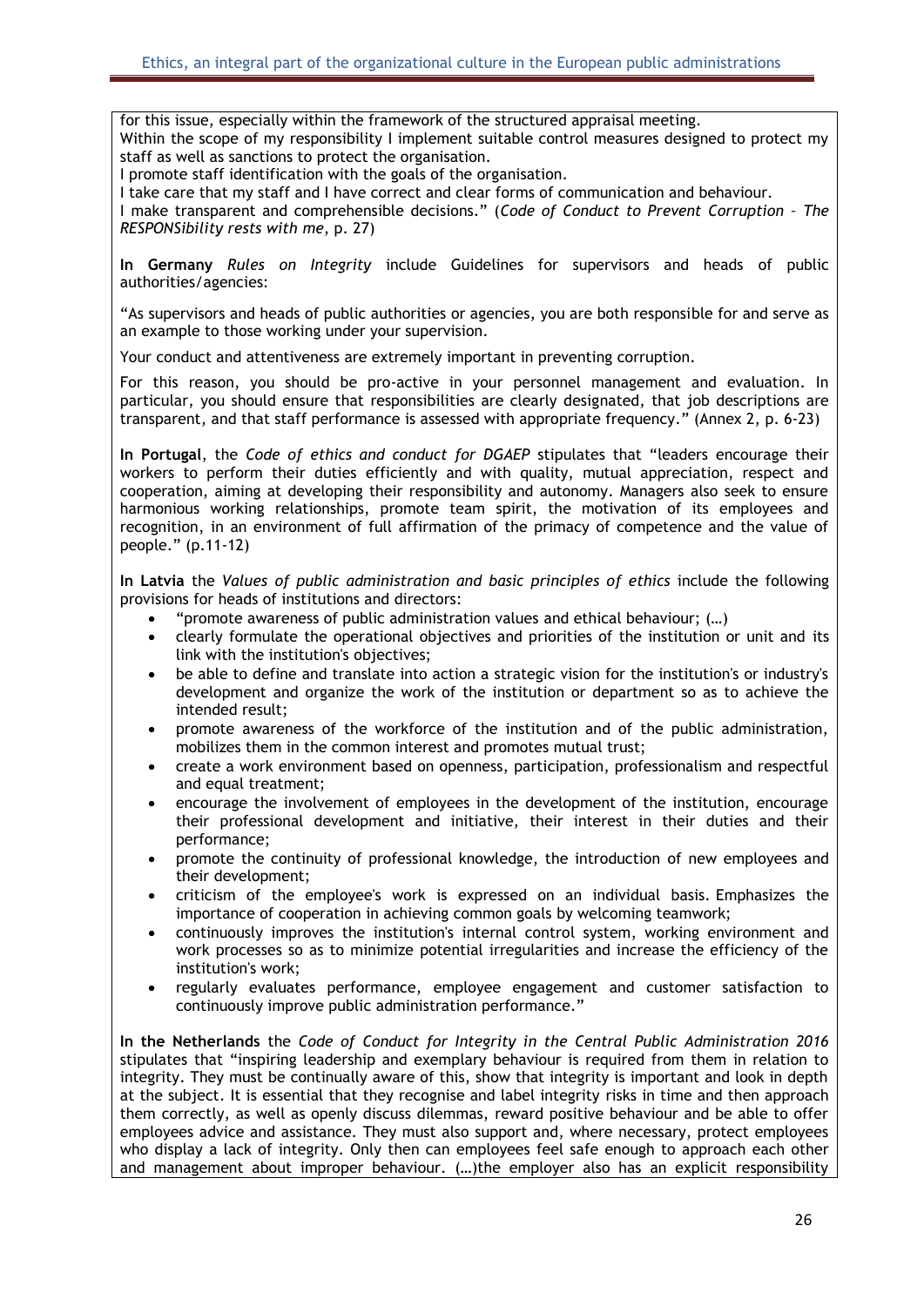for this issue, especially within the framework of the structured appraisal meeting.
Within the scope of my responsibility I implement suitable control measures designed to protect my staff as well as sanctions to protect the organisation.
I promote staff identification with the goals of the organisation.
I take care that my staff and I have correct and clear forms of communication and behaviour.
I make transparent and comprehensible decisions." (*Code of Conduct to Prevent Corruption – The RESPONSibility rests with me*, p. 27)

**In Germany** *Rules on Integrity* include Guidelines for supervisors and heads of public authorities/agencies:

"As supervisors and heads of public authorities or agencies, you are both responsible for and serve as an example to those working under your supervision.

Your conduct and attentiveness are extremely important in preventing corruption.

For this reason, you should be pro-active in your personnel management and evaluation. In particular, you should ensure that responsibilities are clearly designated, that job descriptions are transparent, and that staff performance is assessed with appropriate frequency." (Annex 2, p. 6-23)

**In Portugal**, the *Code of ethics and conduct for DGAEP* stipulates that "leaders encourage their workers to perform their duties efficiently and with quality, mutual appreciation, respect and cooperation, aiming at developing their responsibility and autonomy. Managers also seek to ensure harmonious working relationships, promote team spirit, the motivation of its employees and recognition, in an environment of full affirmation of the primacy of competence and the value of people." (p.11-12)

**In Latvia** the *Values of public administration and basic principles of ethics* include the following provisions for heads of institutions and directors:

- "promote awareness of public administration values and ethical behaviour; (…)
- clearly formulate the operational objectives and priorities of the institution or unit and its link with the institution's objectives;
- be able to define and translate into action a strategic vision for the institution's or industry's development and organize the work of the institution or department so as to achieve the intended result;
- promote awareness of the workforce of the institution and of the public administration, mobilizes them in the common interest and promotes mutual trust;
- create a work environment based on openness, participation, professionalism and respectful and equal treatment;
- encourage the involvement of employees in the development of the institution, encourage their professional development and initiative, their interest in their duties and their performance;
- promote the continuity of professional knowledge, the introduction of new employees and their development;
- criticism of the employee's work is expressed on an individual basis. Emphasizes the importance of cooperation in achieving common goals by welcoming teamwork;
- continuously improves the institution's internal control system, working environment and work processes so as to minimize potential irregularities and increase the efficiency of the institution's work;
- regularly evaluates performance, employee engagement and customer satisfaction to continuously improve public administration performance."

**In the Netherlands** the *Code of Conduct for Integrity in the Central Public Administration 2016* stipulates that "inspiring leadership and exemplary behaviour is required from them in relation to integrity. They must be continually aware of this, show that integrity is important and look in depth at the subject. It is essential that they recognise and label integrity risks in time and then approach them correctly, as well as openly discuss dilemmas, reward positive behaviour and be able to offer employees advice and assistance. They must also support and, where necessary, protect employees who display a lack of integrity. Only then can employees feel safe enough to approach each other and management about improper behaviour. (…)the employer also has an explicit responsibility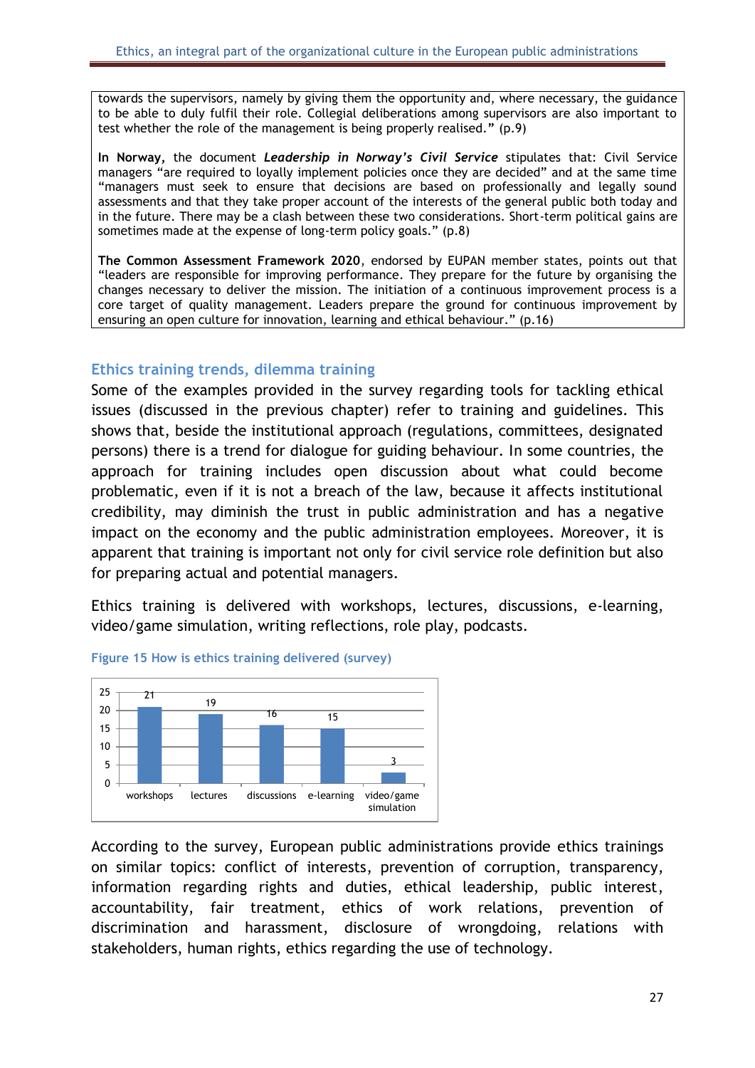towards the supervisors, namely by giving them the opportunity and, where necessary, the guidance to be able to duly fulfil their role. Collegial deliberations among supervisors are also important to test whether the role of the management is being properly realised." (p.9)

**In Norway,** the document ***Leadership in Norway's Civil Service*** stipulates that: Civil Service managers "are required to loyally implement policies once they are decided" and at the same time "managers must seek to ensure that decisions are based on professionally and legally sound assessments and that they take proper account of the interests of the general public both today and in the future. There may be a clash between these two considerations. Short-term political gains are sometimes made at the expense of long-term policy goals." (p.8)

**The Common Assessment Framework 2020**, endorsed by EUPAN member states, points out that "leaders are responsible for improving performance. They prepare for the future by organising the changes necessary to deliver the mission. The initiation of a continuous improvement process is a core target of quality management. Leaders prepare the ground for continuous improvement by ensuring an open culture for innovation, learning and ethical behaviour." (p.16)

### Ethics training trends, dilemma training

Some of the examples provided in the survey regarding tools for tackling ethical issues (discussed in the previous chapter) refer to training and guidelines. This shows that, beside the institutional approach (regulations, committees, designated persons) there is a trend for dialogue for guiding behaviour. In some countries, the approach for training includes open discussion about what could become problematic, even if it is not a breach of the law, because it affects institutional credibility, may diminish the trust in public administration and has a negative impact on the economy and the public administration employees. Moreover, it is apparent that training is important not only for civil service role definition but also for preparing actual and potential managers.

Ethics training is delivered with workshops, lectures, discussions, e-learning, video/game simulation, writing reflections, role play, podcasts.

**Figure 15 How is ethics training delivered (survey)**

| workshops | lectures | discussions | e-learning | video/game simulation |
|---|---|---|---|---|
| 21 | 19 | 16 | 15 | 3 |

According to the survey, European public administrations provide ethics trainings on similar topics: conflict of interests, prevention of corruption, transparency, information regarding rights and duties, ethical leadership, public interest, accountability, fair treatment, ethics of work relations, prevention of discrimination and harassment, disclosure of wrongdoing, relations with stakeholders, human rights, ethics regarding the use of technology.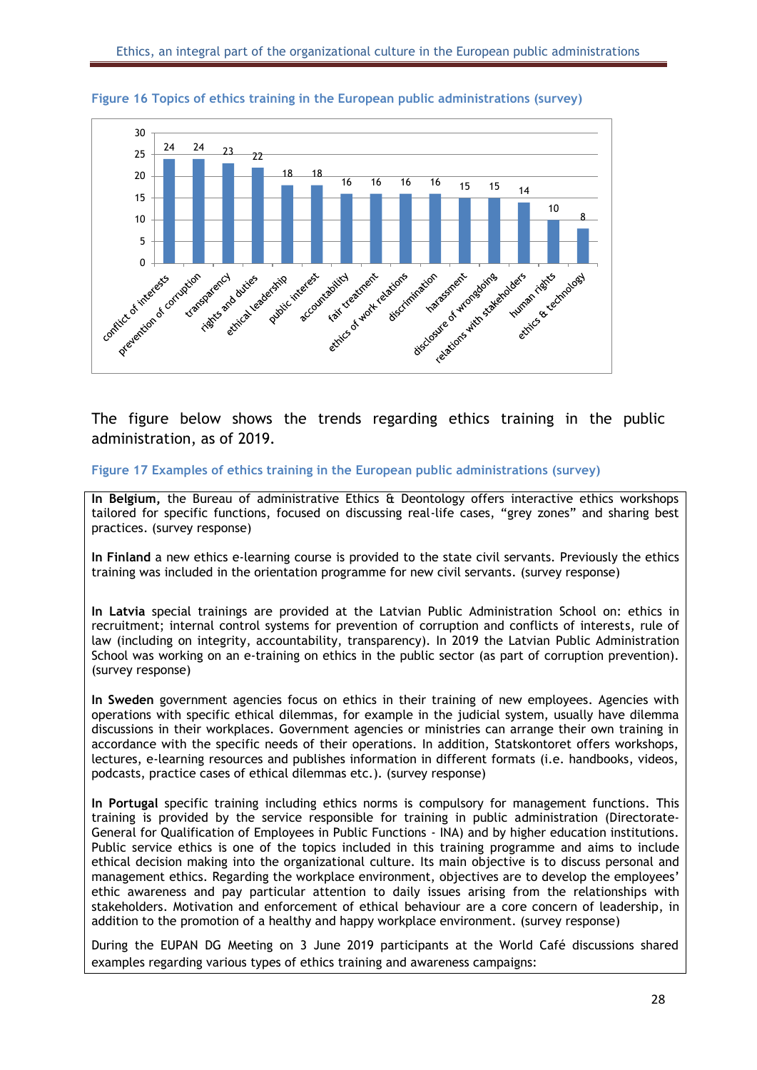**Figure 16 Topics of ethics training in the European public administrations (survey)**

| Topic | Value |
|---|---|
| conflict of interests | 24 |
| prevention of corruption | 24 |
| transparency | 23 |
| rights and duties | 22 |
| ethical leadership | 18 |
| public interest | 18 |
| accountability | 16 |
| fair treatment | 16 |
| ethics of work relations | 16 |
| discrimination | 16 |
| harassment | 15 |
| disclosure of wrongdoing | 15 |
| relations with stakeholders | 14 |
| human rights | 10 |
| ethics & technology | 8 |

The figure below shows the trends regarding ethics training in the public administration, as of 2019.

**Figure 17 Examples of ethics training in the European public administrations (survey)**

**In Belgium,** the Bureau of administrative Ethics & Deontology offers interactive ethics workshops tailored for specific functions, focused on discussing real-life cases, "grey zones" and sharing best practices. (survey response)

**In Finland** a new ethics e-learning course is provided to the state civil servants. Previously the ethics training was included in the orientation programme for new civil servants. (survey response)

**In Latvia** special trainings are provided at the Latvian Public Administration School on: ethics in recruitment; internal control systems for prevention of corruption and conflicts of interests, rule of law (including on integrity, accountability, transparency). In 2019 the Latvian Public Administration School was working on an e-training on ethics in the public sector (as part of corruption prevention). (survey response)

**In Sweden** government agencies focus on ethics in their training of new employees. Agencies with operations with specific ethical dilemmas, for example in the judicial system, usually have dilemma discussions in their workplaces. Government agencies or ministries can arrange their own training in accordance with the specific needs of their operations. In addition, Statskontoret offers workshops, lectures, e-learning resources and publishes information in different formats (i.e. handbooks, videos, podcasts, practice cases of ethical dilemmas etc.). (survey response)

**In Portugal** specific training including ethics norms is compulsory for management functions. This training is provided by the service responsible for training in public administration (Directorate-General for Qualification of Employees in Public Functions - INA) and by higher education institutions. Public service ethics is one of the topics included in this training programme and aims to include ethical decision making into the organizational culture. Its main objective is to discuss personal and management ethics. Regarding the workplace environment, objectives are to develop the employees' ethic awareness and pay particular attention to daily issues arising from the relationships with stakeholders. Motivation and enforcement of ethical behaviour are a core concern of leadership, in addition to the promotion of a healthy and happy workplace environment. (survey response)

During the EUPAN DG Meeting on 3 June 2019 participants at the World Café discussions shared examples regarding various types of ethics training and awareness campaigns: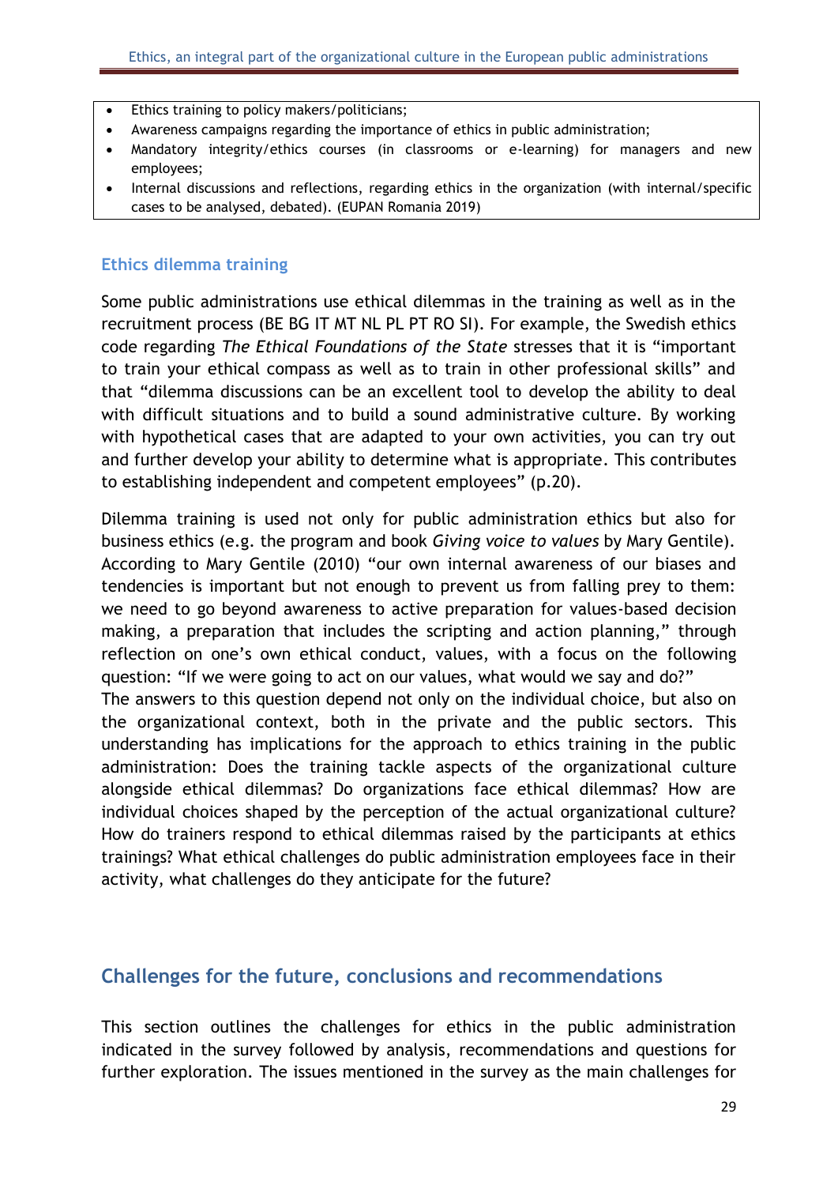- Ethics training to policy makers/politicians;
- Awareness campaigns regarding the importance of ethics in public administration;
- Mandatory integrity/ethics courses (in classrooms or e-learning) for managers and new employees;
- Internal discussions and reflections, regarding ethics in the organization (with internal/specific cases to be analysed, debated). (EUPAN Romania 2019)

### Ethics dilemma training

Some public administrations use ethical dilemmas in the training as well as in the recruitment process (BE BG IT MT NL PL PT RO SI). For example, the Swedish ethics code regarding *The Ethical Foundations of the State* stresses that it is "important to train your ethical compass as well as to train in other professional skills" and that "dilemma discussions can be an excellent tool to develop the ability to deal with difficult situations and to build a sound administrative culture. By working with hypothetical cases that are adapted to your own activities, you can try out and further develop your ability to determine what is appropriate. This contributes to establishing independent and competent employees" (p.20).

Dilemma training is used not only for public administration ethics but also for business ethics (e.g. the program and book *Giving voice to values* by Mary Gentile). According to Mary Gentile (2010) "our own internal awareness of our biases and tendencies is important but not enough to prevent us from falling prey to them: we need to go beyond awareness to active preparation for values-based decision making, a preparation that includes the scripting and action planning," through reflection on one's own ethical conduct, values, with a focus on the following question: "If we were going to act on our values, what would we say and do?"
The answers to this question depend not only on the individual choice, but also on the organizational context, both in the private and the public sectors. This understanding has implications for the approach to ethics training in the public administration: Does the training tackle aspects of the organizational culture alongside ethical dilemmas? Do organizations face ethical dilemmas? How are individual choices shaped by the perception of the actual organizational culture? How do trainers respond to ethical dilemmas raised by the participants at ethics trainings? What ethical challenges do public administration employees face in their activity, what challenges do they anticipate for the future?

## Challenges for the future, conclusions and recommendations

This section outlines the challenges for ethics in the public administration indicated in the survey followed by analysis, recommendations and questions for further exploration. The issues mentioned in the survey as the main challenges for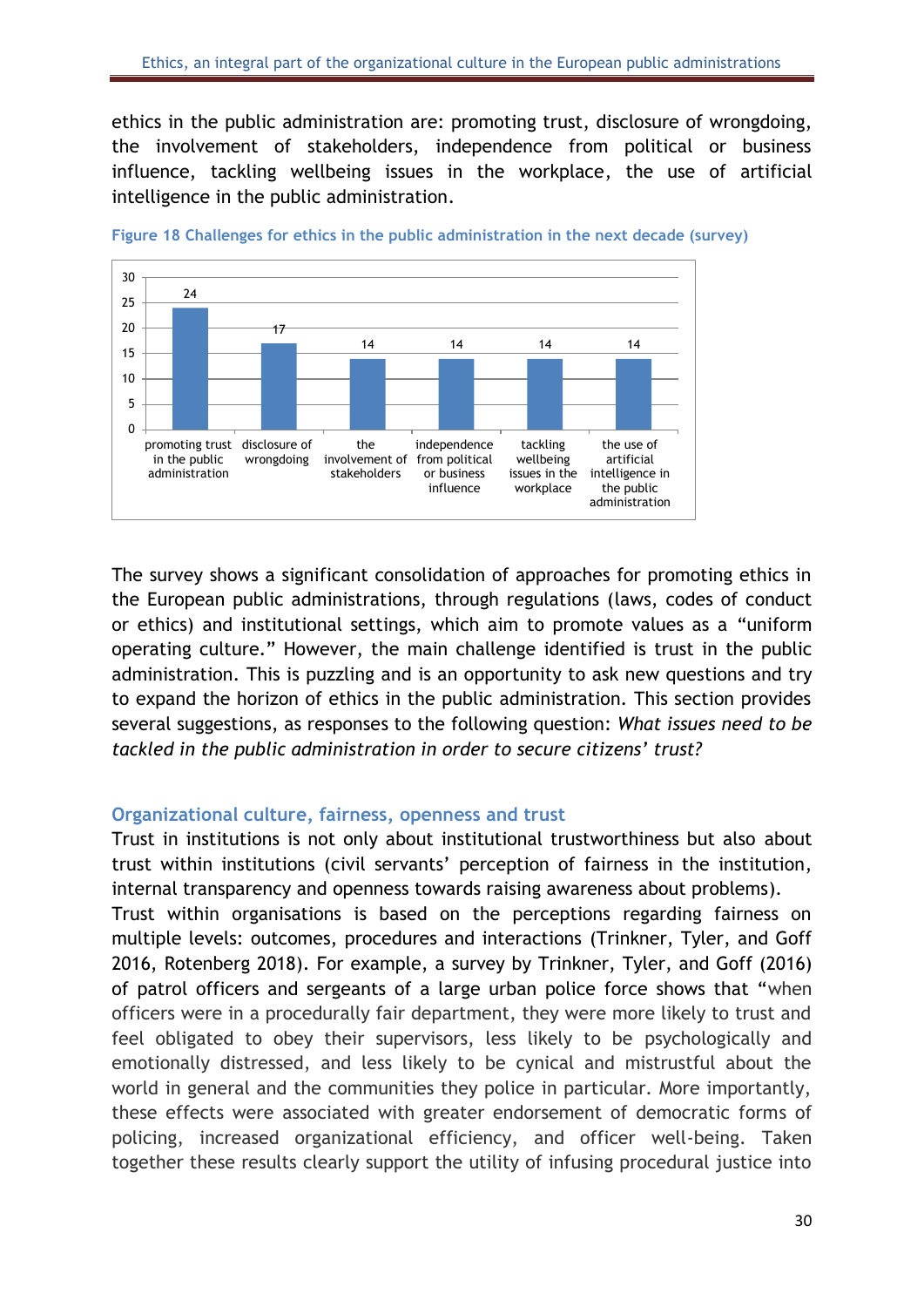ethics in the public administration are: promoting trust, disclosure of wrongdoing, the involvement of stakeholders, independence from political or business influence, tackling wellbeing issues in the workplace, the use of artificial intelligence in the public administration.

**Figure 18 Challenges for ethics in the public administration in the next decade (survey)**

| Challenge | Value |
|---|---|
| promoting trust in the public administration | 24 |
| disclosure of wrongdoing | 17 |
| the involvement of stakeholders | 14 |
| independence from political or business influence | 14 |
| tackling wellbeing issues in the workplace | 14 |
| the use of artificial intelligence in the public administration | 14 |

The survey shows a significant consolidation of approaches for promoting ethics in the European public administrations, through regulations (laws, codes of conduct or ethics) and institutional settings, which aim to promote values as a "uniform operating culture." However, the main challenge identified is trust in the public administration. This is puzzling and is an opportunity to ask new questions and try to expand the horizon of ethics in the public administration. This section provides several suggestions, as responses to the following question: *What issues need to be tackled in the public administration in order to secure citizens' trust?*

## Organizational culture, fairness, openness and trust

Trust in institutions is not only about institutional trustworthiness but also about trust within institutions (civil servants' perception of fairness in the institution, internal transparency and openness towards raising awareness about problems).

Trust within organisations is based on the perceptions regarding fairness on multiple levels: outcomes, procedures and interactions (Trinkner, Tyler, and Goff 2016, Rotenberg 2018). For example, a survey by Trinkner, Tyler, and Goff (2016) of patrol officers and sergeants of a large urban police force shows that "when officers were in a procedurally fair department, they were more likely to trust and feel obligated to obey their supervisors, less likely to be psychologically and emotionally distressed, and less likely to be cynical and mistrustful about the world in general and the communities they police in particular. More importantly, these effects were associated with greater endorsement of democratic forms of policing, increased organizational efficiency, and officer well-being. Taken together these results clearly support the utility of infusing procedural justice into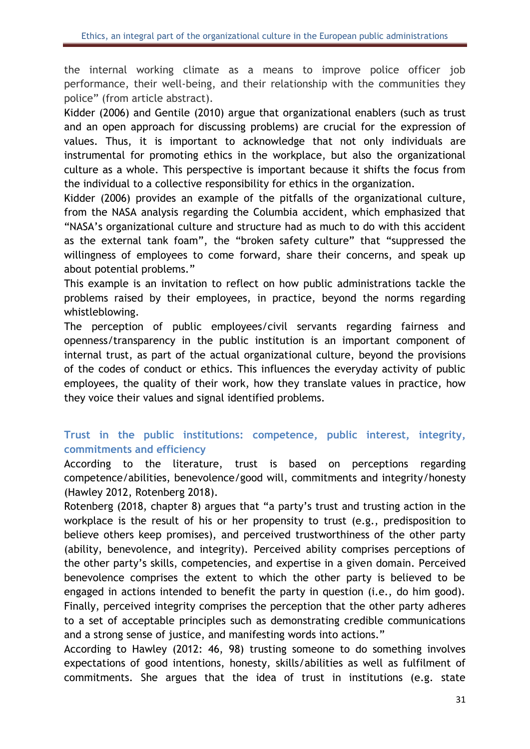the internal working climate as a means to improve police officer job performance, their well-being, and their relationship with the communities they police" (from article abstract).

Kidder (2006) and Gentile (2010) argue that organizational enablers (such as trust and an open approach for discussing problems) are crucial for the expression of values. Thus, it is important to acknowledge that not only individuals are instrumental for promoting ethics in the workplace, but also the organizational culture as a whole. This perspective is important because it shifts the focus from the individual to a collective responsibility for ethics in the organization.

Kidder (2006) provides an example of the pitfalls of the organizational culture, from the NASA analysis regarding the Columbia accident, which emphasized that "NASA's organizational culture and structure had as much to do with this accident as the external tank foam", the "broken safety culture" that "suppressed the willingness of employees to come forward, share their concerns, and speak up about potential problems."

This example is an invitation to reflect on how public administrations tackle the problems raised by their employees, in practice, beyond the norms regarding whistleblowing.

The perception of public employees/civil servants regarding fairness and openness/transparency in the public institution is an important component of internal trust, as part of the actual organizational culture, beyond the provisions of the codes of conduct or ethics. This influences the everyday activity of public employees, the quality of their work, how they translate values in practice, how they voice their values and signal identified problems.

## Trust in the public institutions: competence, public interest, integrity, commitments and efficiency

According to the literature, trust is based on perceptions regarding competence/abilities, benevolence/good will, commitments and integrity/honesty (Hawley 2012, Rotenberg 2018).

Rotenberg (2018, chapter 8) argues that "a party's trust and trusting action in the workplace is the result of his or her propensity to trust (e.g., predisposition to believe others keep promises), and perceived trustworthiness of the other party (ability, benevolence, and integrity). Perceived ability comprises perceptions of the other party's skills, competencies, and expertise in a given domain. Perceived benevolence comprises the extent to which the other party is believed to be engaged in actions intended to benefit the party in question (i.e., do him good). Finally, perceived integrity comprises the perception that the other party adheres to a set of acceptable principles such as demonstrating credible communications and a strong sense of justice, and manifesting words into actions."

According to Hawley (2012: 46, 98) trusting someone to do something involves expectations of good intentions, honesty, skills/abilities as well as fulfilment of commitments. She argues that the idea of trust in institutions (e.g. state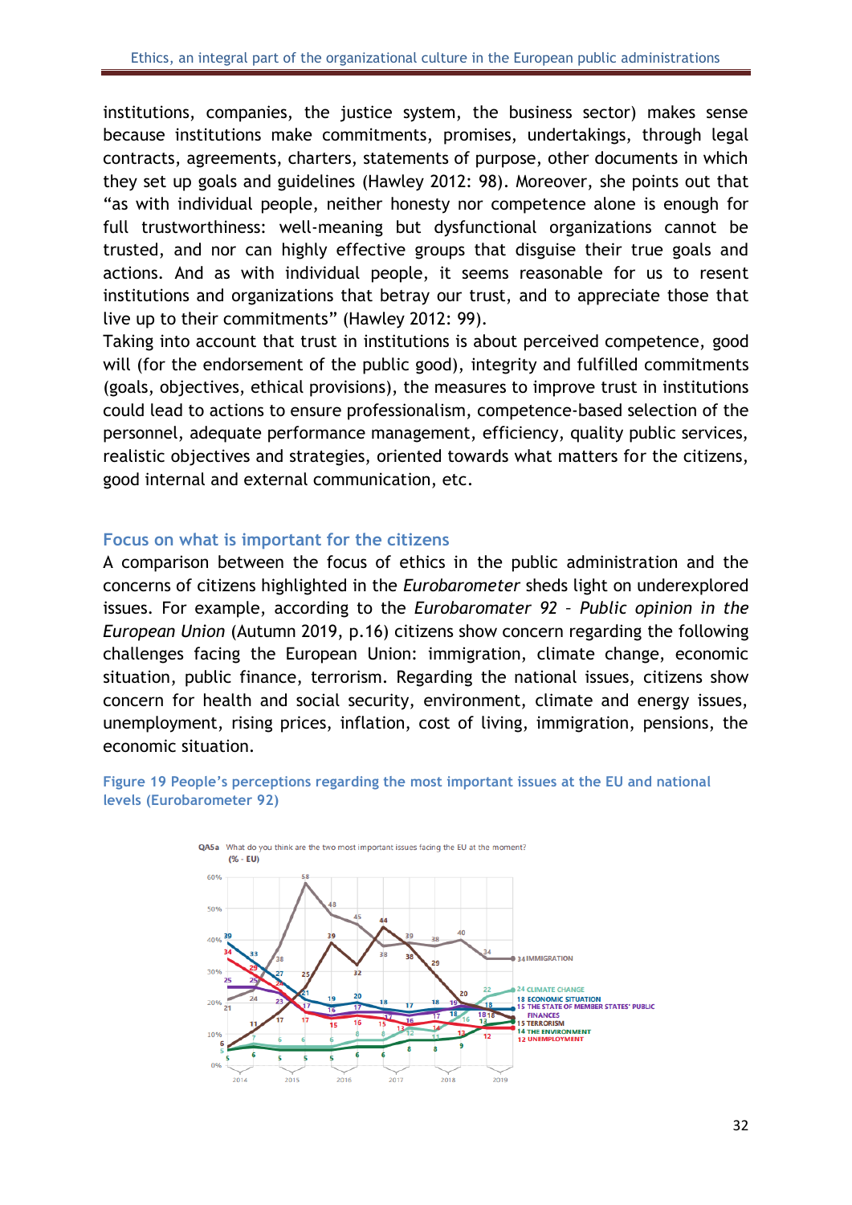institutions, companies, the justice system, the business sector) makes sense because institutions make commitments, promises, undertakings, through legal contracts, agreements, charters, statements of purpose, other documents in which they set up goals and guidelines (Hawley 2012: 98). Moreover, she points out that "as with individual people, neither honesty nor competence alone is enough for full trustworthiness: well-meaning but dysfunctional organizations cannot be trusted, and nor can highly effective groups that disguise their true goals and actions. And as with individual people, it seems reasonable for us to resent institutions and organizations that betray our trust, and to appreciate those that live up to their commitments" (Hawley 2012: 99).

Taking into account that trust in institutions is about perceived competence, good will (for the endorsement of the public good), integrity and fulfilled commitments (goals, objectives, ethical provisions), the measures to improve trust in institutions could lead to actions to ensure professionalism, competence-based selection of the personnel, adequate performance management, efficiency, quality public services, realistic objectives and strategies, oriented towards what matters for the citizens, good internal and external communication, etc.

## Focus on what is important for the citizens

A comparison between the focus of ethics in the public administration and the concerns of citizens highlighted in the *Eurobarometer* sheds light on underexplored issues. For example, according to the *Eurobaromater 92 – Public opinion in the European Union* (Autumn 2019, p.16) citizens show concern regarding the following challenges facing the European Union: immigration, climate change, economic situation, public finance, terrorism. Regarding the national issues, citizens show concern for health and social security, environment, climate and energy issues, unemployment, rising prices, inflation, cost of living, immigration, pensions, the economic situation.

**Figure 19 People's perceptions regarding the most important issues at the EU and national levels (Eurobarometer 92)**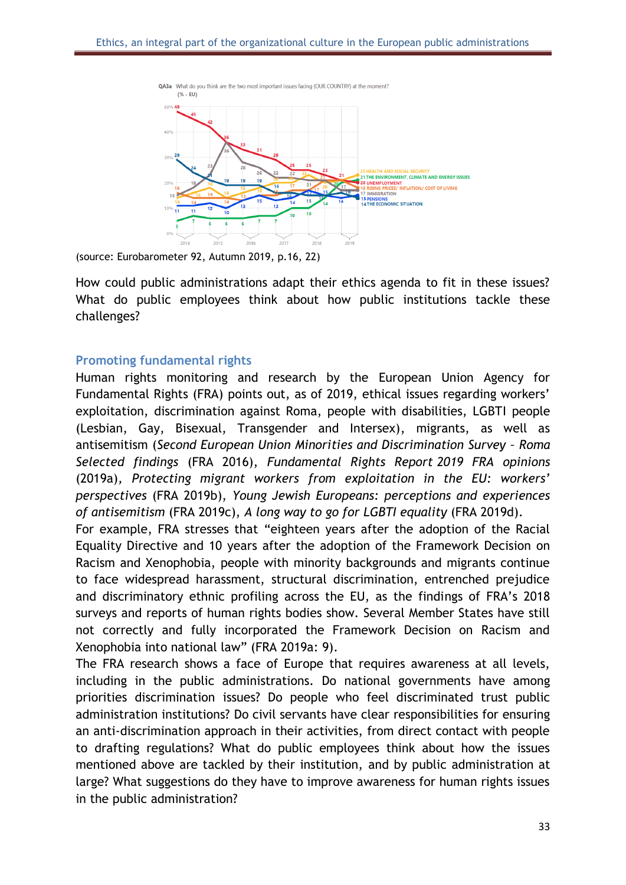(source: Eurobarometer 92, Autumn 2019, p.16, 22)

How could public administrations adapt their ethics agenda to fit in these issues? What do public employees think about how public institutions tackle these challenges?

## Promoting fundamental rights

Human rights monitoring and research by the European Union Agency for Fundamental Rights (FRA) points out, as of 2019, ethical issues regarding workers' exploitation, discrimination against Roma, people with disabilities, LGBTI people (Lesbian, Gay, Bisexual, Transgender and Intersex), migrants, as well as antisemitism (*Second European Union Minorities and Discrimination Survey – Roma Selected findings* (FRA 2016), *Fundamental Rights Report 2019 FRA opinions* (2019a), *Protecting migrant workers from exploitation in the EU: workers' perspectives* (FRA 2019b), *Young Jewish Europeans: perceptions and experiences of antisemitism* (FRA 2019c), *A long way to go for LGBTI equality* (FRA 2019d).

For example, FRA stresses that "eighteen years after the adoption of the Racial Equality Directive and 10 years after the adoption of the Framework Decision on Racism and Xenophobia, people with minority backgrounds and migrants continue to face widespread harassment, structural discrimination, entrenched prejudice and discriminatory ethnic profiling across the EU, as the findings of FRA's 2018 surveys and reports of human rights bodies show. Several Member States have still not correctly and fully incorporated the Framework Decision on Racism and Xenophobia into national law" (FRA 2019a: 9).

The FRA research shows a face of Europe that requires awareness at all levels, including in the public administrations. Do national governments have among priorities discrimination issues? Do people who feel discriminated trust public administration institutions? Do civil servants have clear responsibilities for ensuring an anti-discrimination approach in their activities, from direct contact with people to drafting regulations? What do public employees think about how the issues mentioned above are tackled by their institution, and by public administration at large? What suggestions do they have to improve awareness for human rights issues in the public administration?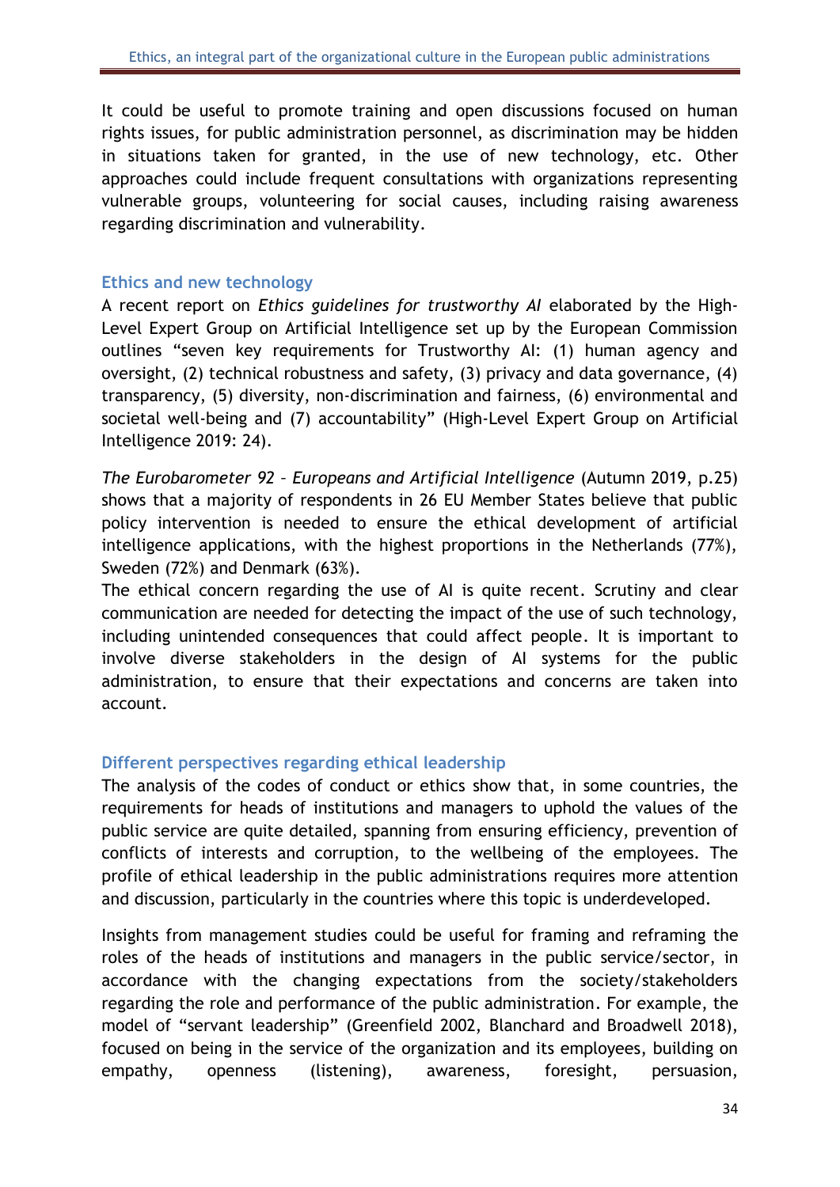It could be useful to promote training and open discussions focused on human rights issues, for public administration personnel, as discrimination may be hidden in situations taken for granted, in the use of new technology, etc. Other approaches could include frequent consultations with organizations representing vulnerable groups, volunteering for social causes, including raising awareness regarding discrimination and vulnerability.

### Ethics and new technology

A recent report on *Ethics guidelines for trustworthy AI* elaborated by the High-Level Expert Group on Artificial Intelligence set up by the European Commission outlines "seven key requirements for Trustworthy AI: (1) human agency and oversight, (2) technical robustness and safety, (3) privacy and data governance, (4) transparency, (5) diversity, non-discrimination and fairness, (6) environmental and societal well-being and (7) accountability" (High-Level Expert Group on Artificial Intelligence 2019: 24).

*The Eurobarometer 92 – Europeans and Artificial Intelligence* (Autumn 2019, p.25) shows that a majority of respondents in 26 EU Member States believe that public policy intervention is needed to ensure the ethical development of artificial intelligence applications, with the highest proportions in the Netherlands (77%), Sweden (72%) and Denmark (63%).

The ethical concern regarding the use of AI is quite recent. Scrutiny and clear communication are needed for detecting the impact of the use of such technology, including unintended consequences that could affect people. It is important to involve diverse stakeholders in the design of AI systems for the public administration, to ensure that their expectations and concerns are taken into account.

### Different perspectives regarding ethical leadership

The analysis of the codes of conduct or ethics show that, in some countries, the requirements for heads of institutions and managers to uphold the values of the public service are quite detailed, spanning from ensuring efficiency, prevention of conflicts of interests and corruption, to the wellbeing of the employees. The profile of ethical leadership in the public administrations requires more attention and discussion, particularly in the countries where this topic is underdeveloped.

Insights from management studies could be useful for framing and reframing the roles of the heads of institutions and managers in the public service/sector, in accordance with the changing expectations from the society/stakeholders regarding the role and performance of the public administration. For example, the model of "servant leadership" (Greenfield 2002, Blanchard and Broadwell 2018), focused on being in the service of the organization and its employees, building on empathy, openness (listening), awareness, foresight, persuasion,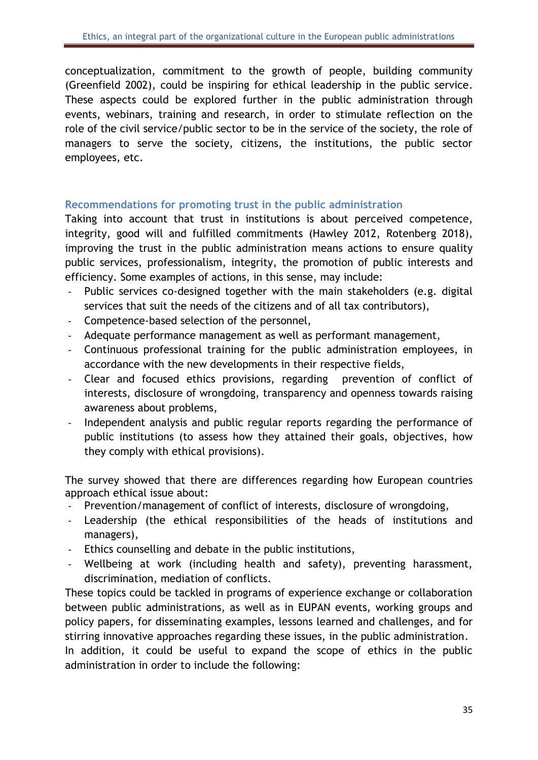conceptualization, commitment to the growth of people, building community (Greenfield 2002), could be inspiring for ethical leadership in the public service. These aspects could be explored further in the public administration through events, webinars, training and research, in order to stimulate reflection on the role of the civil service/public sector to be in the service of the society, the role of managers to serve the society, citizens, the institutions, the public sector employees, etc.

### Recommendations for promoting trust in the public administration

Taking into account that trust in institutions is about perceived competence, integrity, good will and fulfilled commitments (Hawley 2012, Rotenberg 2018), improving the trust in the public administration means actions to ensure quality public services, professionalism, integrity, the promotion of public interests and efficiency. Some examples of actions, in this sense, may include:

- Public services co-designed together with the main stakeholders (e.g. digital services that suit the needs of the citizens and of all tax contributors),
- Competence-based selection of the personnel,
- Adequate performance management as well as performant management,
- Continuous professional training for the public administration employees, in accordance with the new developments in their respective fields,
- Clear and focused ethics provisions, regarding prevention of conflict of interests, disclosure of wrongdoing, transparency and openness towards raising awareness about problems,
- Independent analysis and public regular reports regarding the performance of public institutions (to assess how they attained their goals, objectives, how they comply with ethical provisions).

The survey showed that there are differences regarding how European countries approach ethical issue about:

- Prevention/management of conflict of interests, disclosure of wrongdoing,
- Leadership (the ethical responsibilities of the heads of institutions and managers),
- Ethics counselling and debate in the public institutions,
- Wellbeing at work (including health and safety), preventing harassment, discrimination, mediation of conflicts.

These topics could be tackled in programs of experience exchange or collaboration between public administrations, as well as in EUPAN events, working groups and policy papers, for disseminating examples, lessons learned and challenges, and for stirring innovative approaches regarding these issues, in the public administration.

In addition, it could be useful to expand the scope of ethics in the public administration in order to include the following: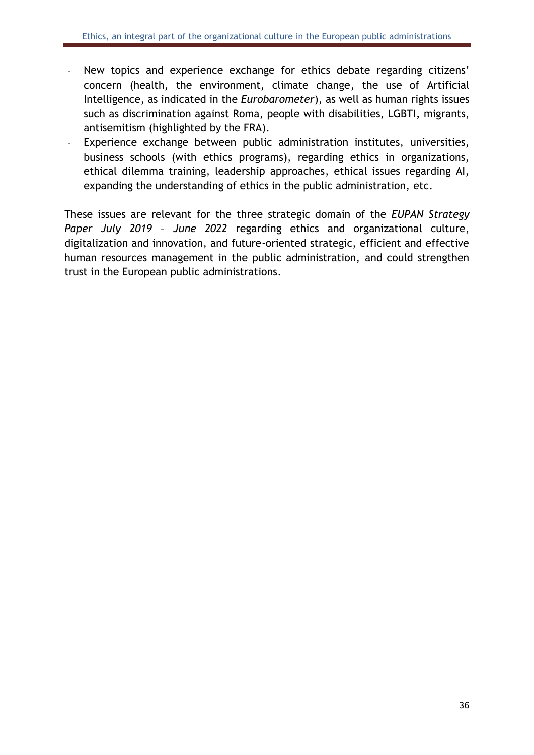- New topics and experience exchange for ethics debate regarding citizens' concern (health, the environment, climate change, the use of Artificial Intelligence, as indicated in the *Eurobarometer*), as well as human rights issues such as discrimination against Roma, people with disabilities, LGBTI, migrants, antisemitism (highlighted by the FRA).
- Experience exchange between public administration institutes, universities, business schools (with ethics programs), regarding ethics in organizations, ethical dilemma training, leadership approaches, ethical issues regarding AI, expanding the understanding of ethics in the public administration, etc.

These issues are relevant for the three strategic domain of the *EUPAN Strategy Paper July 2019 – June 2022* regarding ethics and organizational culture, digitalization and innovation, and future-oriented strategic, efficient and effective human resources management in the public administration, and could strengthen trust in the European public administrations.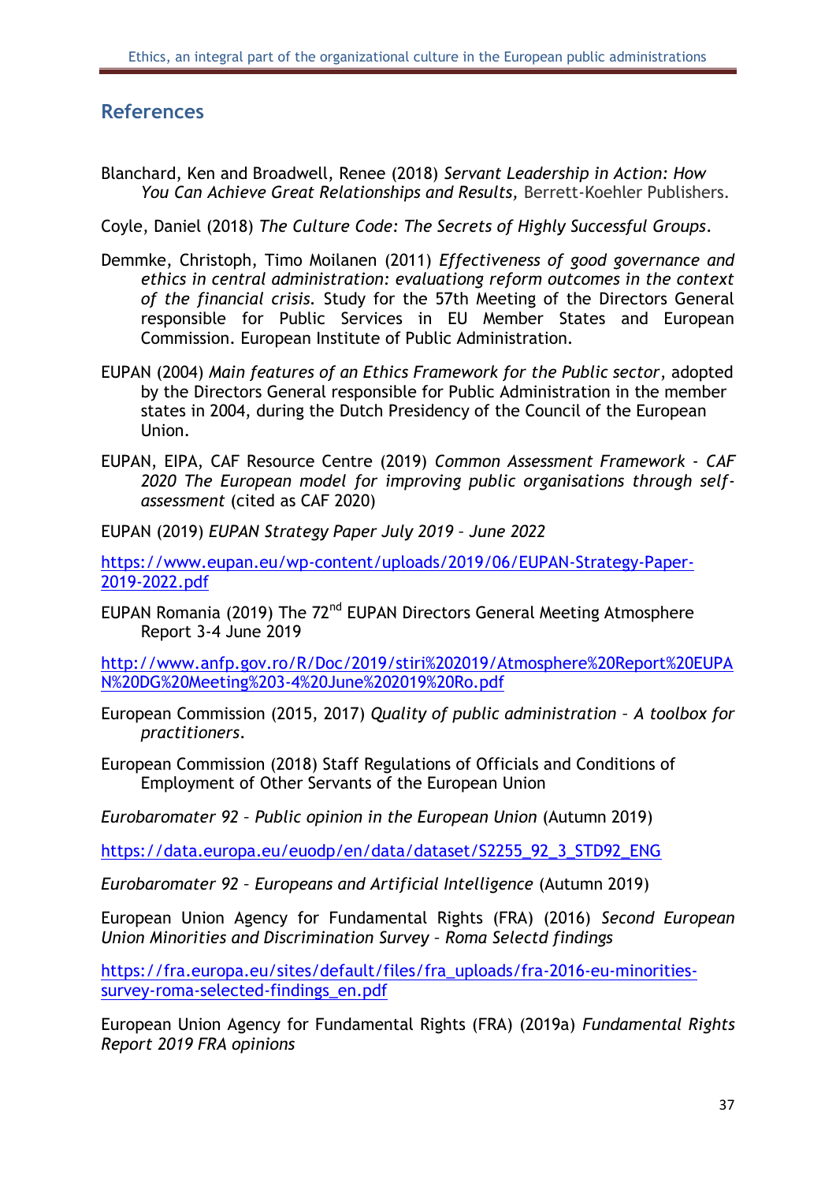## References

Blanchard, Ken and Broadwell, Renee (2018) *Servant Leadership in Action: How You Can Achieve Great Relationships and Results,* Berrett-Koehler Publishers.

Coyle, Daniel (2018) *The Culture Code: The Secrets of Highly Successful Groups*.

Demmke, Christoph, Timo Moilanen (2011) *Effectiveness of good governance and ethics in central administration: evaluationg reform outcomes in the context of the financial crisis.* Study for the 57th Meeting of the Directors General responsible for Public Services in EU Member States and European Commission. European Institute of Public Administration.

EUPAN (2004) *Main features of an Ethics Framework for the Public sector*, adopted by the Directors General responsible for Public Administration in the member states in 2004, during the Dutch Presidency of the Council of the European Union.

EUPAN, EIPA, CAF Resource Centre (2019) *Common Assessment Framework - CAF 2020 The European model for improving public organisations through self-assessment* (cited as CAF 2020)

EUPAN (2019) *EUPAN Strategy Paper July 2019 – June 2022*

https://www.eupan.eu/wp-content/uploads/2019/06/EUPAN-Strategy-Paper-2019-2022.pdf

EUPAN Romania (2019) The 72nd EUPAN Directors General Meeting Atmosphere Report 3-4 June 2019

http://www.anfp.gov.ro/R/Doc/2019/stiri%202019/Atmosphere%20Report%20EUPAN%20DG%20Meeting%203-4%20June%202019%20Ro.pdf

European Commission (2015, 2017) *Quality of public administration – A toolbox for practitioners*.

European Commission (2018) Staff Regulations of Officials and Conditions of Employment of Other Servants of the European Union

*Eurobaromater 92 – Public opinion in the European Union* (Autumn 2019)

https://data.europa.eu/euodp/en/data/dataset/S2255_92_3_STD92_ENG

*Eurobaromater 92 – Europeans and Artificial Intelligence* (Autumn 2019)

European Union Agency for Fundamental Rights (FRA) (2016) *Second European Union Minorities and Discrimination Survey – Roma Selectd findings*

https://fra.europa.eu/sites/default/files/fra_uploads/fra-2016-eu-minorities-survey-roma-selected-findings_en.pdf

European Union Agency for Fundamental Rights (FRA) (2019a) *Fundamental Rights Report 2019 FRA opinions*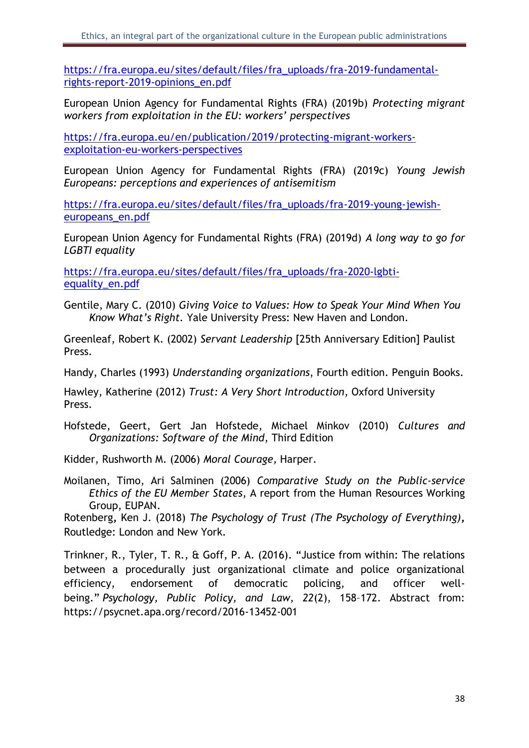https://fra.europa.eu/sites/default/files/fra_uploads/fra-2019-fundamental-rights-report-2019-opinions_en.pdf

European Union Agency for Fundamental Rights (FRA) (2019b) *Protecting migrant workers from exploitation in the EU: workers' perspectives*

https://fra.europa.eu/en/publication/2019/protecting-migrant-workers-exploitation-eu-workers-perspectives

European Union Agency for Fundamental Rights (FRA) (2019c) *Young Jewish Europeans: perceptions and experiences of antisemitism*

https://fra.europa.eu/sites/default/files/fra_uploads/fra-2019-young-jewish-europeans_en.pdf

European Union Agency for Fundamental Rights (FRA) (2019d) *A long way to go for LGBTI equality*

https://fra.europa.eu/sites/default/files/fra_uploads/fra-2020-lgbti-equality_en.pdf

Gentile, Mary C. (2010) *Giving Voice to Values: How to Speak Your Mind When You Know What's Right.* Yale University Press: New Haven and London.

Greenleaf, Robert K. (2002) *Servant Leadership* [25th Anniversary Edition] Paulist Press.

Handy, Charles (1993) *Understanding organizations*, Fourth edition. Penguin Books.

Hawley, Katherine (2012) *Trust: A Very Short Introduction*, Oxford University Press.

Hofstede, Geert, Gert Jan Hofstede, Michael Minkov (2010) *Cultures and Organizations: Software of the Mind*, Third Edition

Kidder, Rushworth M. (2006) *Moral Courage,* Harper.

Moilanen, Timo, Ari Salminen (2006) *Comparative Study on the Public-service Ethics of the EU Member States*, A report from the Human Resources Working Group, EUPAN.

Rotenberg, Ken J. (2018) *The Psychology of Trust (The Psychology of Everything)*, Routledge: London and New York.

Trinkner, R., Tyler, T. R., & Goff, P. A. (2016). "Justice from within: The relations between a procedurally just organizational climate and police organizational efficiency, endorsement of democratic policing, and officer well-being." *Psychology, Public Policy, and Law, 22*(2), 158–172. Abstract from: https://psycnet.apa.org/record/2016-13452-001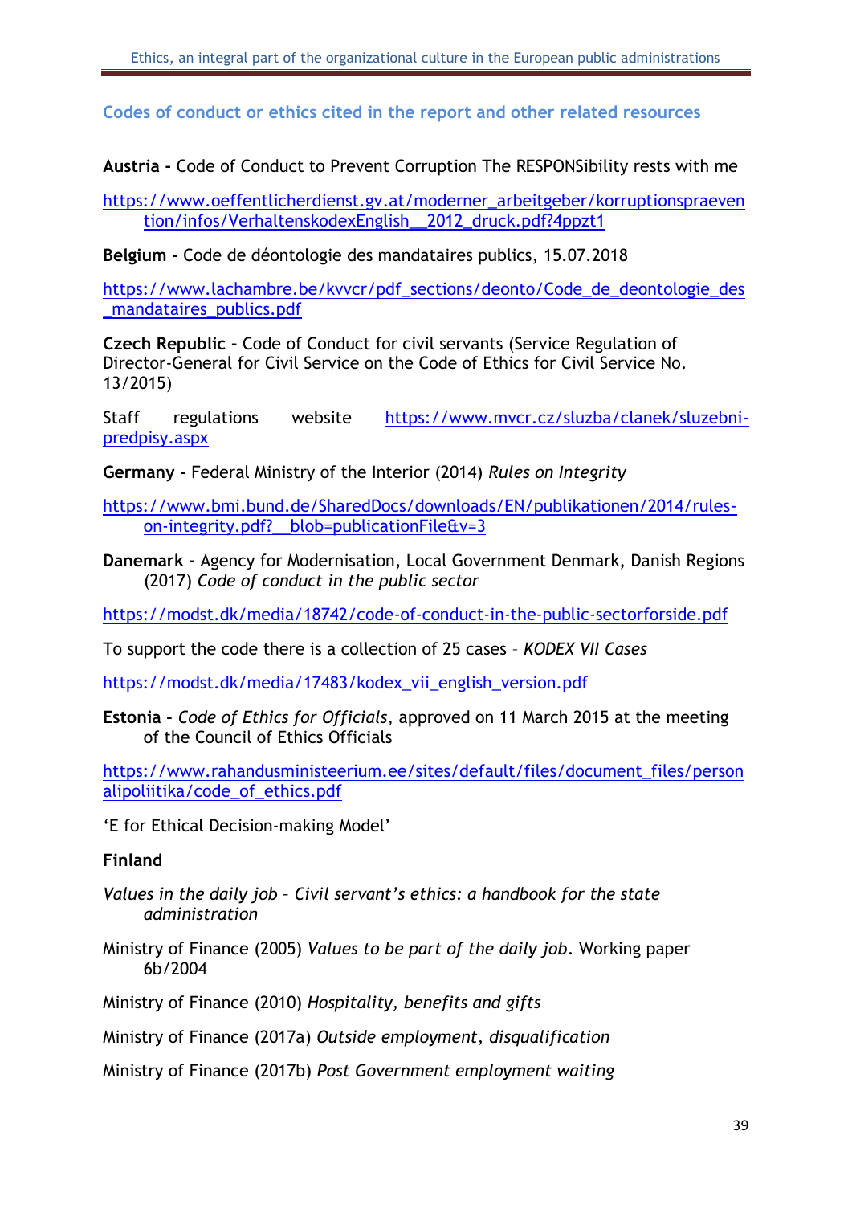## Codes of conduct or ethics cited in the report and other related resources

**Austria -** Code of Conduct to Prevent Corruption The RESPONSibility rests with me

https://www.oeffentlicherdienst.gv.at/moderner_arbeitgeber/korruptionspraevention/infos/VerhaltenskodexEnglish__2012_druck.pdf?4ppzt1

**Belgium -** Code de déontologie des mandataires publics, 15.07.2018

https://www.lachambre.be/kvvcr/pdf_sections/deonto/Code_de_deontologie_des_mandataires_publics.pdf

**Czech Republic -** Code of Conduct for civil servants (Service Regulation of Director-General for Civil Service on the Code of Ethics for Civil Service No. 13/2015)

Staff regulations website https://www.mvcr.cz/sluzba/clanek/sluzebni-predpisy.aspx

**Germany -** Federal Ministry of the Interior (2014) *Rules on Integrity*

https://www.bmi.bund.de/SharedDocs/downloads/EN/publikationen/2014/rules-on-integrity.pdf?__blob=publicationFile&v=3

**Danemark -** Agency for Modernisation, Local Government Denmark, Danish Regions (2017) *Code of conduct in the public sector*

https://modst.dk/media/18742/code-of-conduct-in-the-public-sectorforside.pdf

To support the code there is a collection of 25 cases – *KODEX VII Cases*

https://modst.dk/media/17483/kodex_vii_english_version.pdf

**Estonia -** *Code of Ethics for Officials*, approved on 11 March 2015 at the meeting of the Council of Ethics Officials

https://www.rahandusministeerium.ee/sites/default/files/document_files/personalipoliitika/code_of_ethics.pdf

'E for Ethical Decision-making Model'

**Finland**

*Values in the daily job – Civil servant's ethics: a handbook for the state administration*

Ministry of Finance (2005) *Values to be part of the daily job*. Working paper 6b/2004

Ministry of Finance (2010) *Hospitality, benefits and gifts*

Ministry of Finance (2017a) *Outside employment, disqualification*

Ministry of Finance (2017b) *Post Government employment waiting*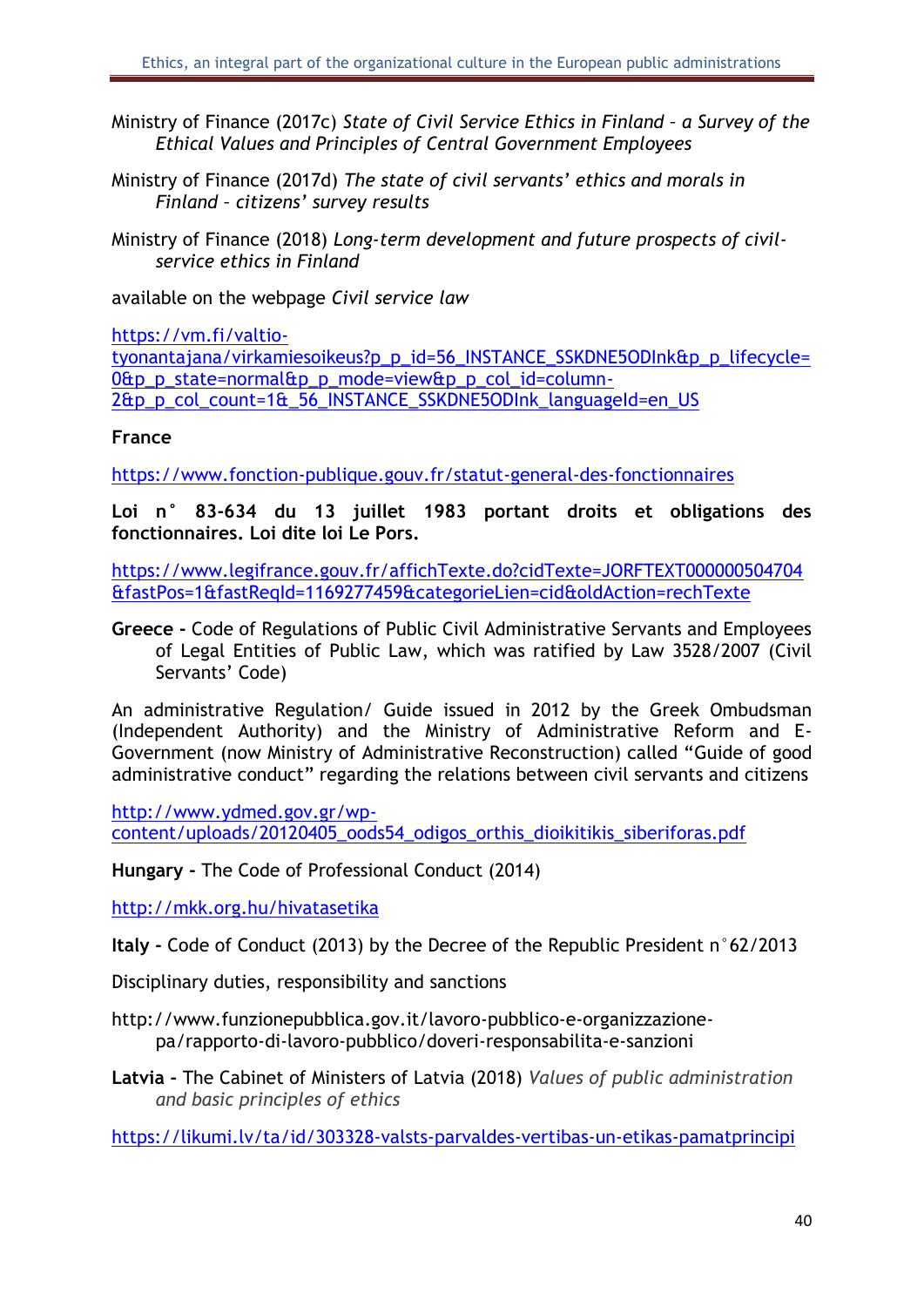Ministry of Finance (2017c) *State of Civil Service Ethics in Finland – a Survey of the Ethical Values and Principles of Central Government Employees*

Ministry of Finance (2017d) *The state of civil servants' ethics and morals in Finland – citizens' survey results*

Ministry of Finance (2018) *Long-term development and future prospects of civil-service ethics in Finland*

available on the webpage *Civil service law*

https://vm.fi/valtio-tyonantajana/virkamiesoikeus?p_p_id=56_INSTANCE_SSKDNE5ODInk&p_p_lifecycle=0&p_p_state=normal&p_p_mode=view&p_p_col_id=column-2&p_p_col_count=1&_56_INSTANCE_SSKDNE5ODInk_languageId=en_US

**France**

https://www.fonction-publique.gouv.fr/statut-general-des-fonctionnaires

**Loi n° 83-634 du 13 juillet 1983 portant droits et obligations des fonctionnaires. Loi dite loi Le Pors.**

https://www.legifrance.gouv.fr/affichTexte.do?cidTexte=JORFTEXT000000504704&fastPos=1&fastReqId=1169277459&categorieLien=cid&oldAction=rechTexte

**Greece -** Code of Regulations of Public Civil Administrative Servants and Employees of Legal Entities of Public Law, which was ratified by Law 3528/2007 (Civil Servants' Code)

An administrative Regulation/ Guide issued in 2012 by the Greek Ombudsman (Independent Authority) and the Ministry of Administrative Reform and E-Government (now Ministry of Administrative Reconstruction) called "Guide of good administrative conduct" regarding the relations between civil servants and citizens

http://www.ydmed.gov.gr/wp-content/uploads/20120405_oods54_odigos_orthis_dioikitikis_siberiforas.pdf

**Hungary -** The Code of Professional Conduct (2014)

http://mkk.org.hu/hivatasetika

**Italy -** Code of Conduct (2013) by the Decree of the Republic President n°62/2013

Disciplinary duties, responsibility and sanctions

http://www.funzionepubblica.gov.it/lavoro-pubblico-e-organizzazione-pa/rapporto-di-lavoro-pubblico/doveri-responsabilita-e-sanzioni

**Latvia -** The Cabinet of Ministers of Latvia (2018) *Values of public administration and basic principles of ethics*

https://likumi.lv/ta/id/303328-valsts-parvaldes-vertibas-un-etikas-pamatprincipi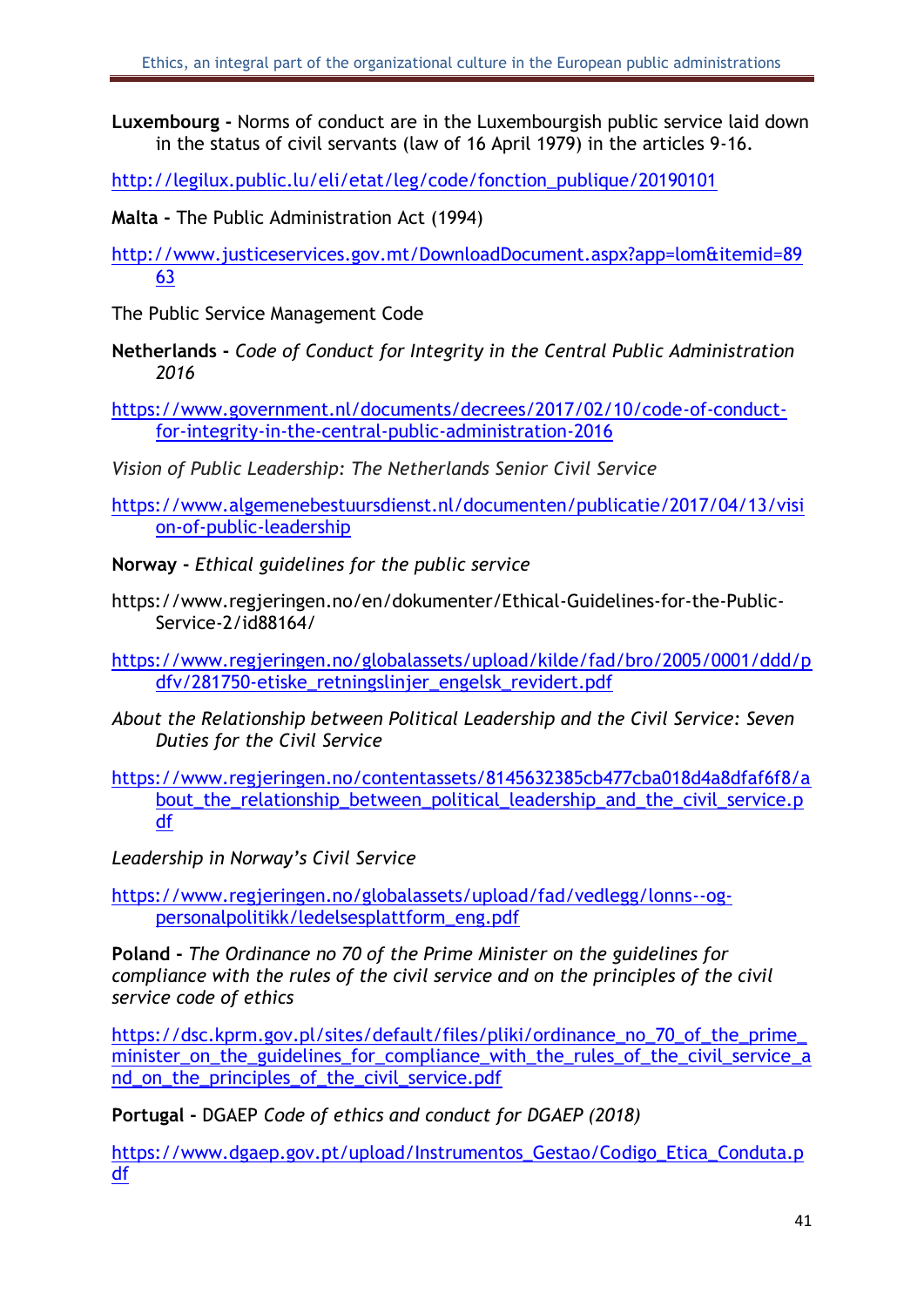**Luxembourg -** Norms of conduct are in the Luxembourgish public service laid down in the status of civil servants (law of 16 April 1979) in the articles 9-16.

http://legilux.public.lu/eli/etat/leg/code/fonction_publique/20190101

**Malta -** The Public Administration Act (1994)

http://www.justiceservices.gov.mt/DownloadDocument.aspx?app=lom&itemid=8963

The Public Service Management Code

**Netherlands -** *Code of Conduct for Integrity in the Central Public Administration 2016*

https://www.government.nl/documents/decrees/2017/02/10/code-of-conduct-for-integrity-in-the-central-public-administration-2016

*Vision of Public Leadership: The Netherlands Senior Civil Service*

https://www.algemenebestuursdienst.nl/documenten/publicatie/2017/04/13/vision-of-public-leadership

**Norway -** *Ethical guidelines for the public service*

https://www.regjeringen.no/en/dokumenter/Ethical-Guidelines-for-the-Public-Service-2/id88164/

https://www.regjeringen.no/globalassets/upload/kilde/fad/bro/2005/0001/ddd/pdfv/281750-etiske_retningslinjer_engelsk_revidert.pdf

*About the Relationship between Political Leadership and the Civil Service: Seven Duties for the Civil Service*

https://www.regjeringen.no/contentassets/8145632385cb477cba018d4a8dfaf6f8/about_the_relationship_between_political_leadership_and_the_civil_service.pdf

*Leadership in Norway's Civil Service*

https://www.regjeringen.no/globalassets/upload/fad/vedlegg/lonns--og-personalpolitikk/ledelsesplattform_eng.pdf

**Poland -** *The Ordinance no 70 of the Prime Minister on the guidelines for compliance with the rules of the civil service and on the principles of the civil service code of ethics*

https://dsc.kprm.gov.pl/sites/default/files/pliki/ordinance_no_70_of_the_prime_minister_on_the_guidelines_for_compliance_with_the_rules_of_the_civil_service_and_on_the_principles_of_the_civil_service.pdf

**Portugal -** DGAEP *Code of ethics and conduct for DGAEP (2018)*

https://www.dgaep.gov.pt/upload/Instrumentos_Gestao/Codigo_Etica_Conduta.pdf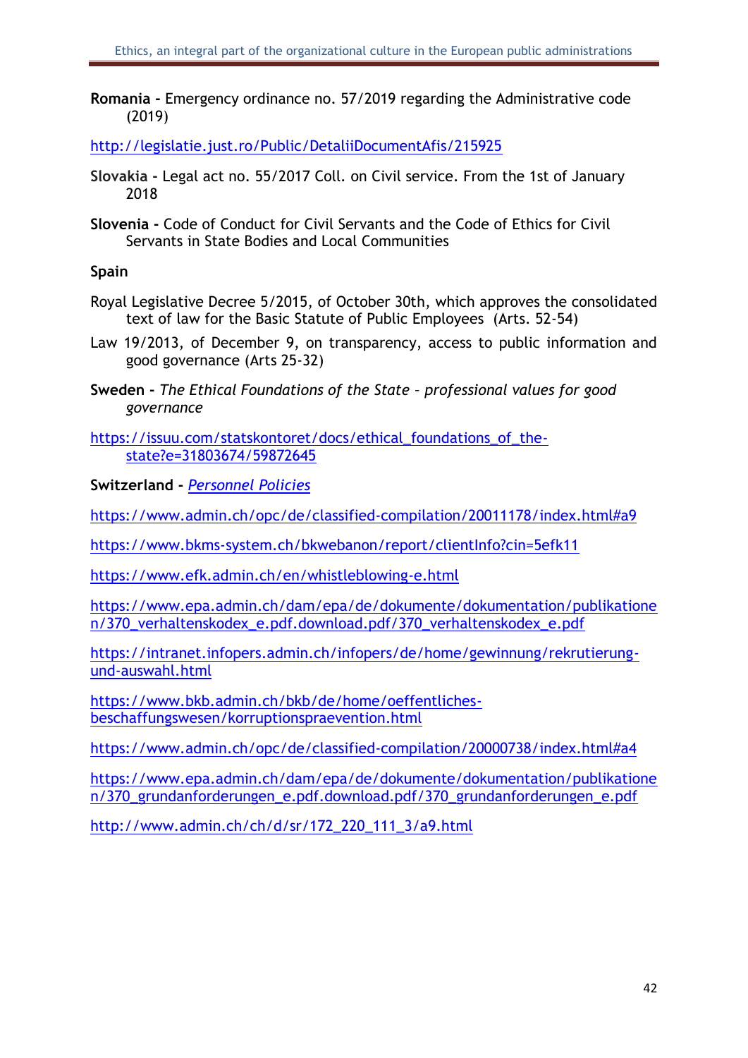**Romania -** Emergency ordinance no. 57/2019 regarding the Administrative code (2019)

http://legislatie.just.ro/Public/DetaliiDocumentAfis/215925

**Slovakia** - Legal act no. 55/2017 Coll. on Civil service. From the 1st of January 2018

**Slovenia -** Code of Conduct for Civil Servants and the Code of Ethics for Civil Servants in State Bodies and Local Communities

**Spain**

Royal Legislative Decree 5/2015, of October 30th, which approves the consolidated text of law for the Basic Statute of Public Employees (Arts. 52-54)

Law 19/2013, of December 9, on transparency, access to public information and good governance (Arts 25-32)

**Sweden -** *The Ethical Foundations of the State – professional values for good governance*

https://issuu.com/statskontoret/docs/ethical_foundations_of_the-state?e=31803674/59872645

**Switzerland -** *Personnel Policies*

https://www.admin.ch/opc/de/classified-compilation/20011178/index.html#a9

https://www.bkms-system.ch/bkwebanon/report/clientInfo?cin=5efk11

https://www.efk.admin.ch/en/whistleblowing-e.html

https://www.epa.admin.ch/dam/epa/de/dokumente/dokumentation/publikationen/370_verhaltenskodex_e.pdf.download.pdf/370_verhaltenskodex_e.pdf

https://intranet.infopers.admin.ch/infopers/de/home/gewinnung/rekrutierung-und-auswahl.html

https://www.bkb.admin.ch/bkb/de/home/oeffentliches-beschaffungswesen/korruptionspraevention.html

https://www.admin.ch/opc/de/classified-compilation/20000738/index.html#a4

https://www.epa.admin.ch/dam/epa/de/dokumente/dokumentation/publikationen/370_grundanforderungen_e.pdf.download.pdf/370_grundanforderungen_e.pdf

http://www.admin.ch/ch/d/sr/172_220_111_3/a9.html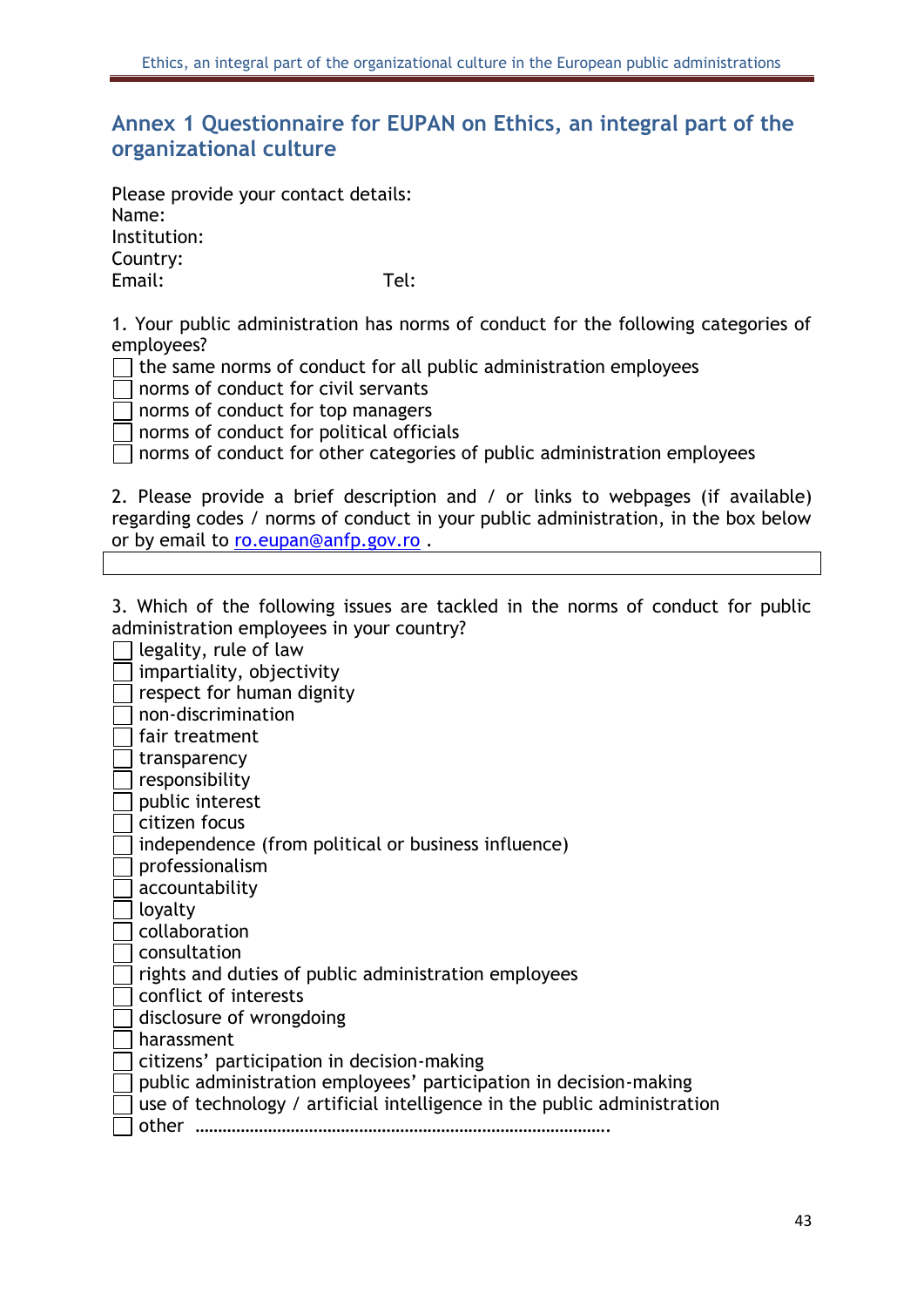## Annex 1 Questionnaire for EUPAN on Ethics, an integral part of the organizational culture

Please provide your contact details:
Name:
Institution:
Country:
Email: Tel:

1. Your public administration has norms of conduct for the following categories of employees?

☐ the same norms of conduct for all public administration employees
☐ norms of conduct for civil servants
☐ norms of conduct for top managers
☐ norms of conduct for political officials
☐ norms of conduct for other categories of public administration employees

2. Please provide a brief description and / or links to webpages (if available) regarding codes / norms of conduct in your public administration, in the box below or by email to ro.eupan@anfp.gov.ro .

| |
|---|

3. Which of the following issues are tackled in the norms of conduct for public administration employees in your country?

☐ legality, rule of law
☐ impartiality, objectivity
☐ respect for human dignity
☐ non-discrimination
☐ fair treatment
☐ transparency
☐ responsibility
☐ public interest
☐ citizen focus
☐ independence (from political or business influence)
☐ professionalism
☐ accountability
☐ loyalty
☐ collaboration
☐ consultation
☐ rights and duties of public administration employees
☐ conflict of interests
☐ disclosure of wrongdoing
☐ harassment
☐ citizens' participation in decision-making
☐ public administration employees' participation in decision-making
☐ use of technology / artificial intelligence in the public administration
☐ other ……………………………………………………………………………….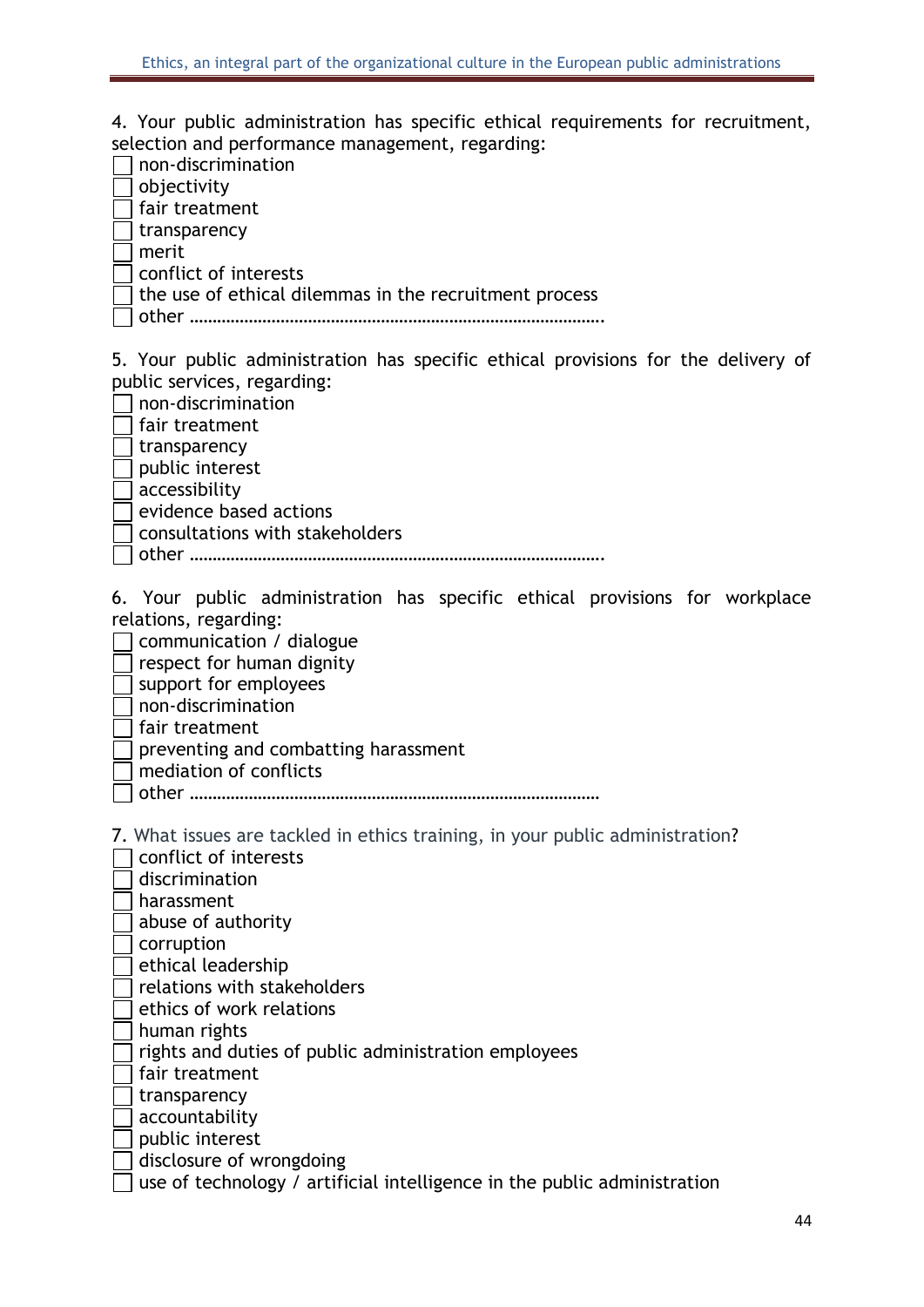4. Your public administration has specific ethical requirements for recruitment, selection and performance management, regarding:

- ☐ non-discrimination
- ☐ objectivity
- ☐ fair treatment
- ☐ transparency
- ☐ merit
- ☐ conflict of interests
- ☐ the use of ethical dilemmas in the recruitment process
- ☐ other ……………………………………………………………………………….

5. Your public administration has specific ethical provisions for the delivery of public services, regarding:

- ☐ non-discrimination
- ☐ fair treatment
- ☐ transparency
- ☐ public interest
- ☐ accessibility
- ☐ evidence based actions
- ☐ consultations with stakeholders
- ☐ other ……………………………………………………………………………….

6. Your public administration has specific ethical provisions for workplace relations, regarding:

- ☐ communication / dialogue
- ☐ respect for human dignity
- ☐ support for employees
- ☐ non-discrimination
- ☐ fair treatment
- ☐ preventing and combatting harassment
- ☐ mediation of conflicts
- ☐ other ……………………………………………………………………………

7. What issues are tackled in ethics training, in your public administration?

- ☐ conflict of interests
- ☐ discrimination
- ☐ harassment
- ☐ abuse of authority
- ☐ corruption
- ☐ ethical leadership
- ☐ relations with stakeholders
- ☐ ethics of work relations
- ☐ human rights
- ☐ rights and duties of public administration employees
- ☐ fair treatment
- ☐ transparency
- ☐ accountability
- ☐ public interest
- ☐ disclosure of wrongdoing
- ☐ use of technology / artificial intelligence in the public administration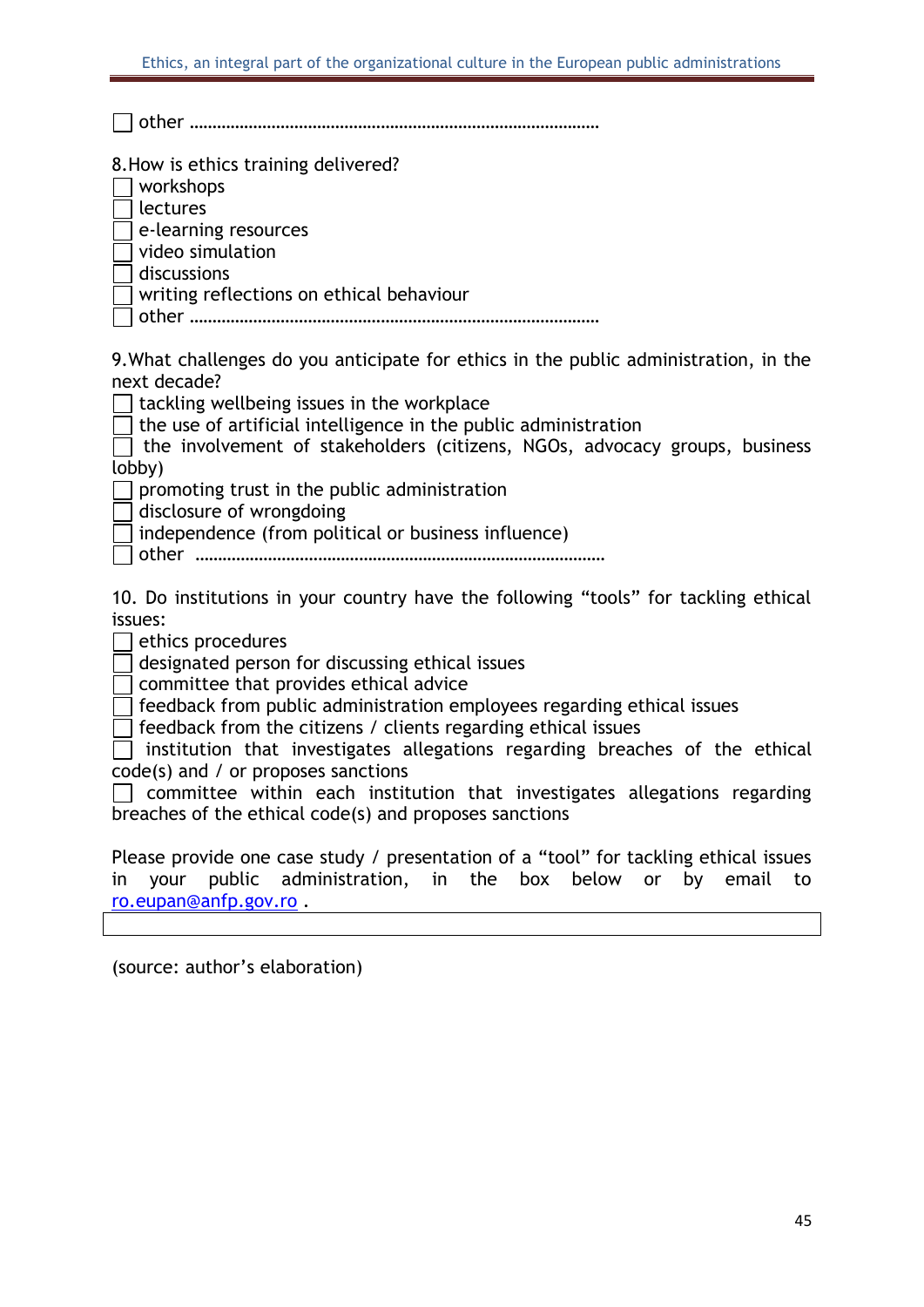☐ other ………………………………………………………………………………

8.How is ethics training delivered?

☐ workshops
☐ lectures
☐ e-learning resources
☐ video simulation
☐ discussions
☐ writing reflections on ethical behaviour
☐ other ………………………………………………………………………………

9.What challenges do you anticipate for ethics in the public administration, in the next decade?

☐ tackling wellbeing issues in the workplace
☐ the use of artificial intelligence in the public administration
☐ the involvement of stakeholders (citizens, NGOs, advocacy groups, business lobby)
☐ promoting trust in the public administration
☐ disclosure of wrongdoing
☐ independence (from political or business influence)
☐ other ………………………………………………………………………………

10. Do institutions in your country have the following "tools" for tackling ethical issues:

☐ ethics procedures
☐ designated person for discussing ethical issues
☐ committee that provides ethical advice
☐ feedback from public administration employees regarding ethical issues
☐ feedback from the citizens / clients regarding ethical issues
☐ institution that investigates allegations regarding breaches of the ethical code(s) and / or proposes sanctions
☐ committee within each institution that investigates allegations regarding breaches of the ethical code(s) and proposes sanctions

Please provide one case study / presentation of a "tool" for tackling ethical issues in your public administration, in the box below or by email to ro.eupan@anfp.gov.ro .

| |
|---|
| |

(source: author's elaboration)